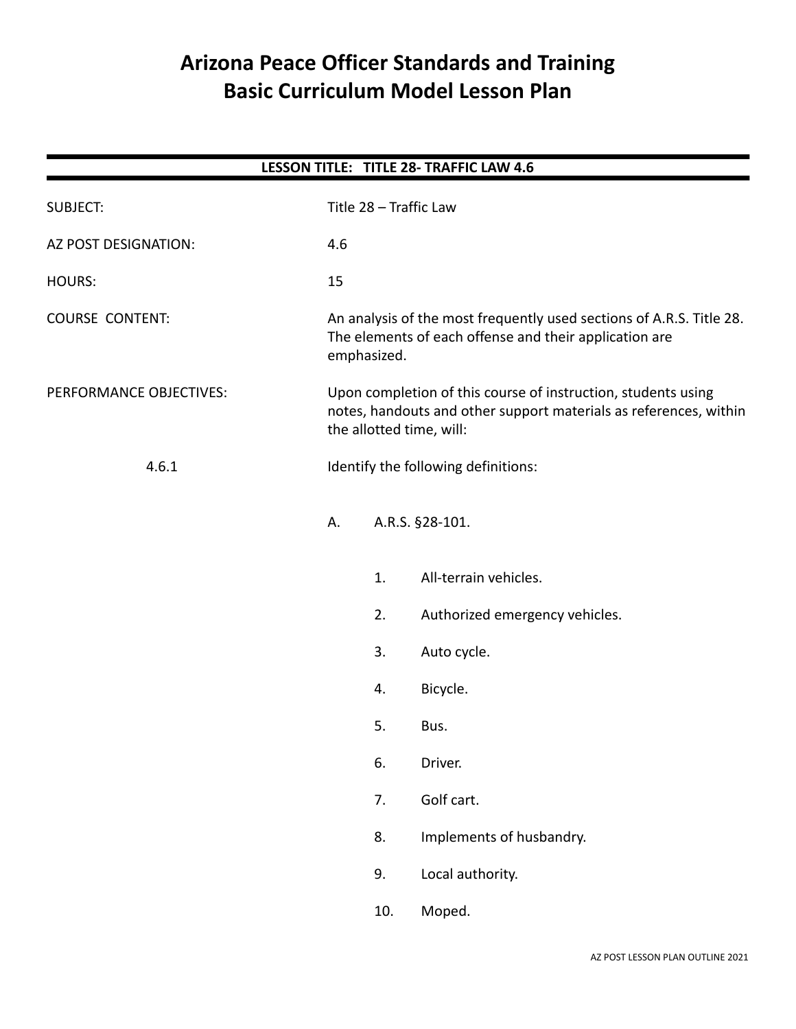# Arizona Peace Officer Standards and Training
# Basic Curriculum Model Lesson Plan

**LESSON TITLE: TITLE 28- TRAFFIC LAW 4.6**

SUBJECT: Title 28 – Traffic Law

AZ POST DESIGNATION: 4.6

HOURS: 15

COURSE CONTENT: An analysis of the most frequently used sections of A.R.S. Title 28. The elements of each offense and their application are emphasized.

PERFORMANCE OBJECTIVES: Upon completion of this course of instruction, students using notes, handouts and other support materials as references, within the allotted time, will:

4.6.1 Identify the following definitions:

A. A.R.S. §28-101.

1. All-terrain vehicles.
2. Authorized emergency vehicles.
3. Auto cycle.
4. Bicycle.
5. Bus.
6. Driver.
7. Golf cart.
8. Implements of husbandry.
9. Local authority.
10. Moped.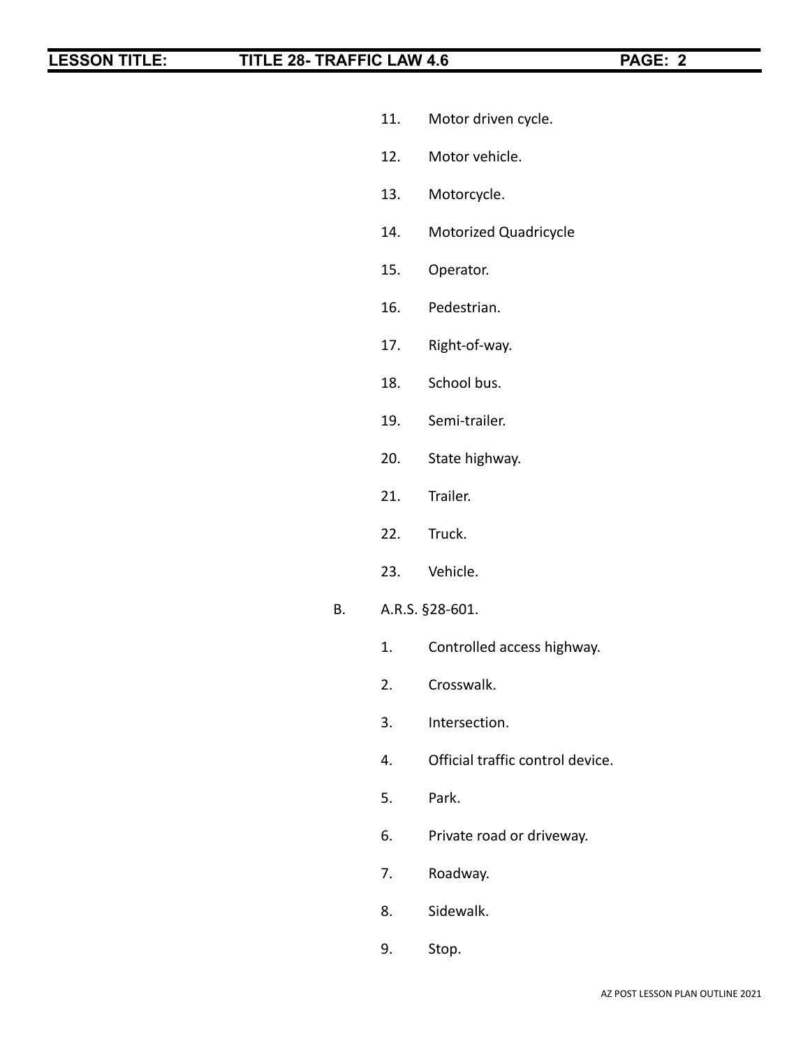11. Motor driven cycle.

12. Motor vehicle.

13. Motorcycle.

14. Motorized Quadricycle

15. Operator.

16. Pedestrian.

17. Right-of-way.

18. School bus.

19. Semi-trailer.

20. State highway.

21. Trailer.

22. Truck.

23. Vehicle.

B. A.R.S. §28-601.

1. Controlled access highway.

2. Crosswalk.

3. Intersection.

4. Official traffic control device.

5. Park.

6. Private road or driveway.

7. Roadway.

8. Sidewalk.

9. Stop.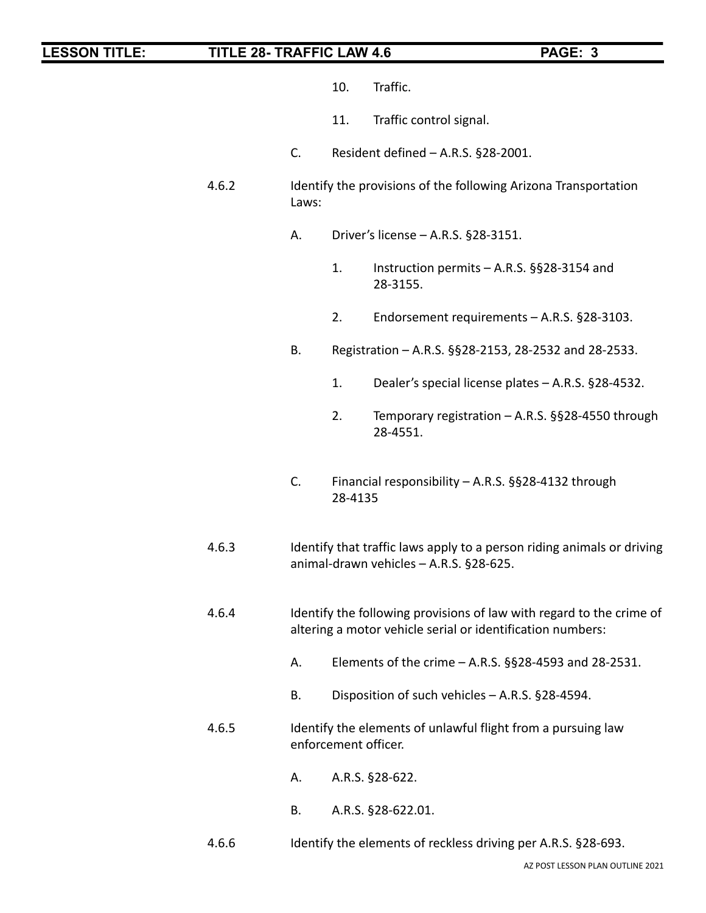10. Traffic.

11. Traffic control signal.

C. Resident defined – A.R.S. §28-2001.

4.6.2 Identify the provisions of the following Arizona Transportation Laws:

A. Driver's license – A.R.S. §28-3151.

1. Instruction permits – A.R.S. §§28-3154 and 28-3155.

2. Endorsement requirements – A.R.S. §28-3103.

B. Registration – A.R.S. §§28-2153, 28-2532 and 28-2533.

1. Dealer's special license plates – A.R.S. §28-4532.

2. Temporary registration – A.R.S. §§28-4550 through 28-4551.

C. Financial responsibility – A.R.S. §§28-4132 through 28-4135

4.6.3 Identify that traffic laws apply to a person riding animals or driving animal-drawn vehicles – A.R.S. §28-625.

4.6.4 Identify the following provisions of law with regard to the crime of altering a motor vehicle serial or identification numbers:

A. Elements of the crime – A.R.S. §§28-4593 and 28-2531.

B. Disposition of such vehicles – A.R.S. §28-4594.

4.6.5 Identify the elements of unlawful flight from a pursuing law enforcement officer.

A. A.R.S. §28-622.

B. A.R.S. §28-622.01.

4.6.6 Identify the elements of reckless driving per A.R.S. §28-693.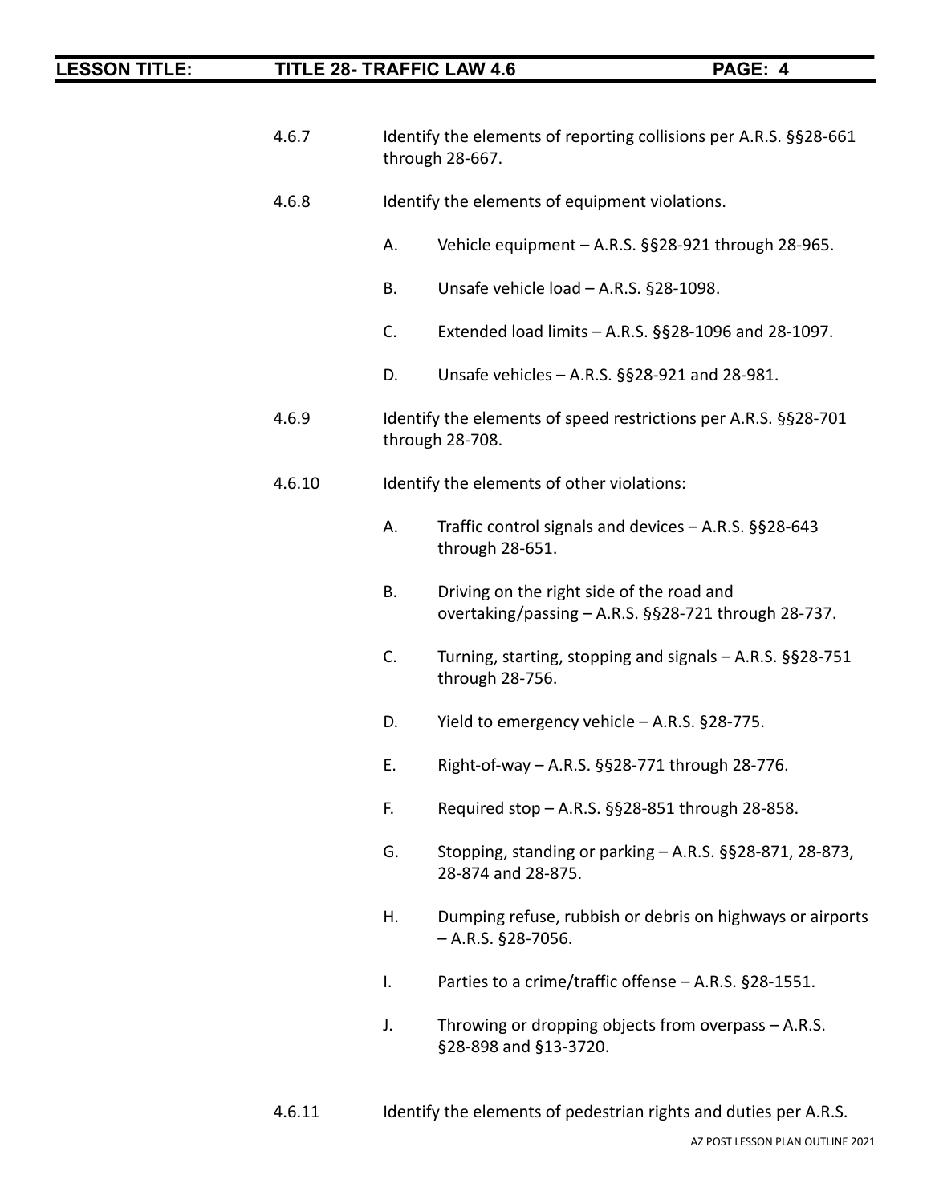4.6.7 Identify the elements of reporting collisions per A.R.S. §§28-661 through 28-667.

4.6.8 Identify the elements of equipment violations.

- A. Vehicle equipment – A.R.S. §§28-921 through 28-965.
- B. Unsafe vehicle load – A.R.S. §28-1098.
- C. Extended load limits – A.R.S. §§28-1096 and 28-1097.
- D. Unsafe vehicles – A.R.S. §§28-921 and 28-981.

4.6.9 Identify the elements of speed restrictions per A.R.S. §§28-701 through 28-708.

4.6.10 Identify the elements of other violations:

- A. Traffic control signals and devices – A.R.S. §§28-643 through 28-651.
- B. Driving on the right side of the road and overtaking/passing – A.R.S. §§28-721 through 28-737.
- C. Turning, starting, stopping and signals – A.R.S. §§28-751 through 28-756.
- D. Yield to emergency vehicle – A.R.S. §28-775.
- E. Right-of-way – A.R.S. §§28-771 through 28-776.
- F. Required stop – A.R.S. §§28-851 through 28-858.
- G. Stopping, standing or parking – A.R.S. §§28-871, 28-873, 28-874 and 28-875.
- H. Dumping refuse, rubbish or debris on highways or airports – A.R.S. §28-7056.
- I. Parties to a crime/traffic offense – A.R.S. §28-1551.
- J. Throwing or dropping objects from overpass – A.R.S. §28-898 and §13-3720.

4.6.11 Identify the elements of pedestrian rights and duties per A.R.S.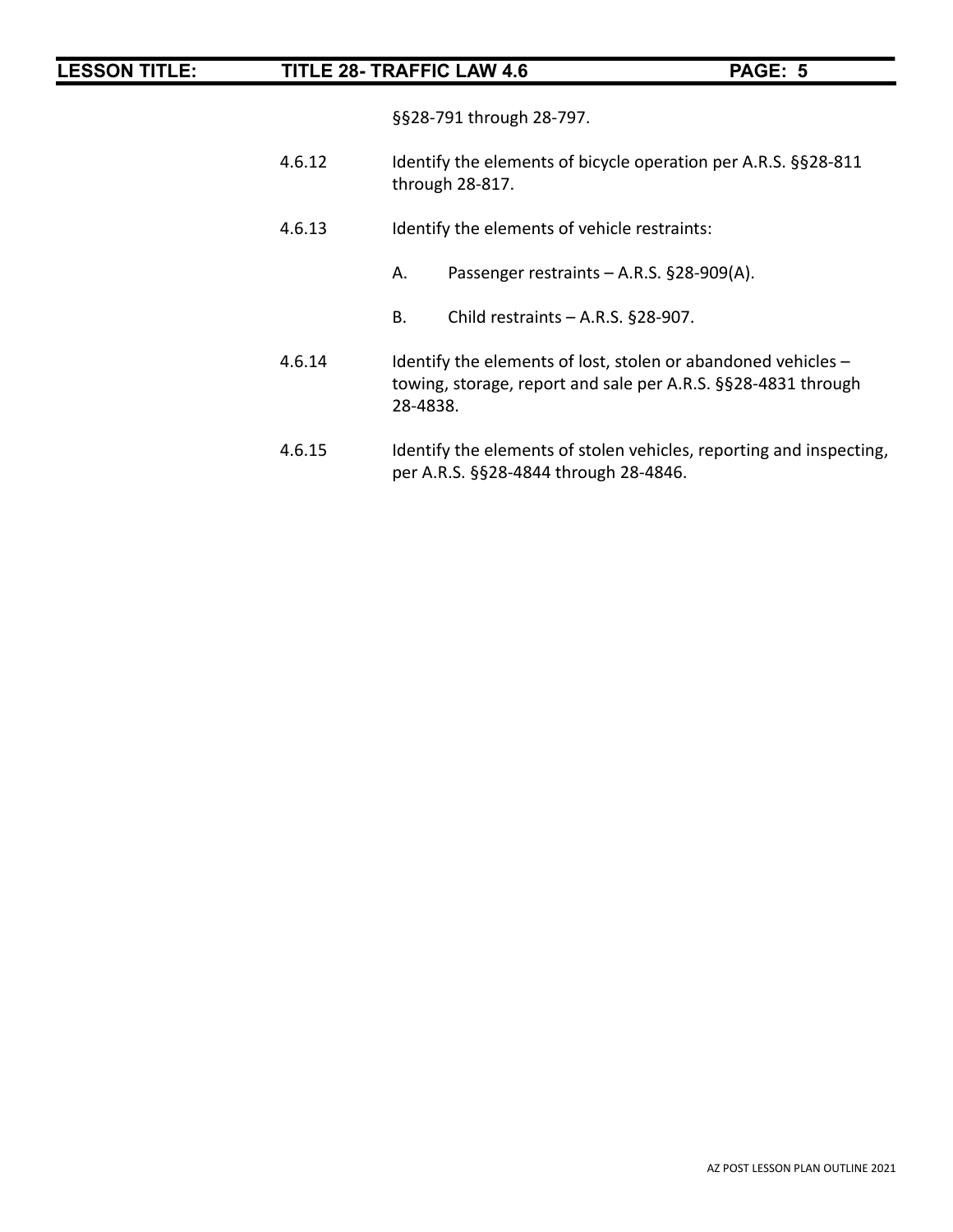§§28-791 through 28-797.

4.6.12 Identify the elements of bicycle operation per A.R.S. §§28-811 through 28-817.

4.6.13 Identify the elements of vehicle restraints:

A. Passenger restraints – A.R.S. §28-909(A).

B. Child restraints – A.R.S. §28-907.

4.6.14 Identify the elements of lost, stolen or abandoned vehicles – towing, storage, report and sale per A.R.S. §§28-4831 through 28-4838.

4.6.15 Identify the elements of stolen vehicles, reporting and inspecting, per A.R.S. §§28-4844 through 28-4846.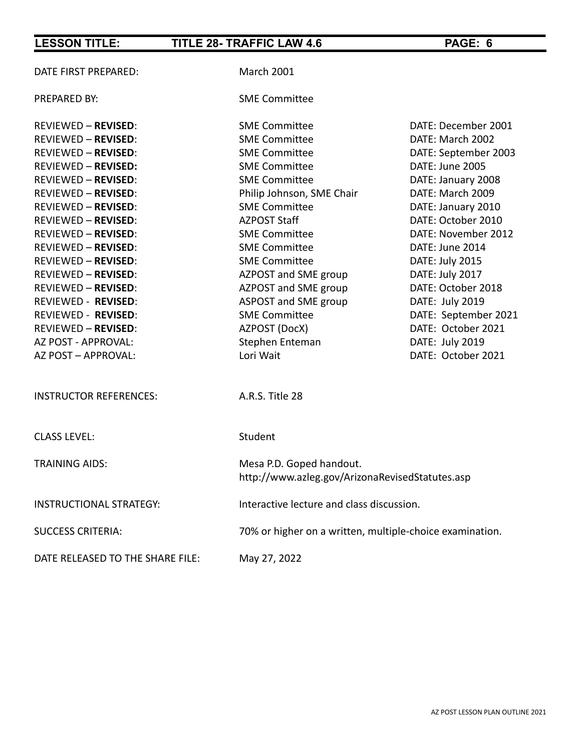**LESSON TITLE: TITLE 28- TRAFFIC LAW 4.6**

| | | |
|---|---|---|
| DATE FIRST PREPARED: | March 2001 | |
| PREPARED BY: | SME Committee | |
| REVIEWED – **REVISED**: | SME Committee | DATE: December 2001 |
| REVIEWED – **REVISED**: | SME Committee | DATE: March 2002 |
| REVIEWED – **REVISED**: | SME Committee | DATE: September 2003 |
| REVIEWED – **REVISED:** | SME Committee | DATE: June 2005 |
| REVIEWED – **REVISED**: | SME Committee | DATE: January 2008 |
| REVIEWED – **REVISED**: | Philip Johnson, SME Chair | DATE: March 2009 |
| REVIEWED – **REVISED**: | SME Committee | DATE: January 2010 |
| REVIEWED – **REVISED**: | AZPOST Staff | DATE: October 2010 |
| REVIEWED – **REVISED**: | SME Committee | DATE: November 2012 |
| REVIEWED – **REVISED**: | SME Committee | DATE: June 2014 |
| REVIEWED – **REVISED**: | SME Committee | DATE: July 2015 |
| REVIEWED – **REVISED**: | AZPOST and SME group | DATE: July 2017 |
| REVIEWED – **REVISED**: | AZPOST and SME group | DATE: October 2018 |
| REVIEWED - **REVISED**: | ASPOST and SME group | DATE: July 2019 |
| REVIEWED - **REVISED**: | SME Committee | DATE: September 2021 |
| REVIEWED – **REVISED**: | AZPOST (DocX) | DATE: October 2021 |
| AZ POST - APPROVAL: | Stephen Enteman | DATE: July 2019 |
| AZ POST – APPROVAL: | Lori Wait | DATE: October 2021 |

INSTRUCTOR REFERENCES: A.R.S. Title 28

CLASS LEVEL: Student

TRAINING AIDS: Mesa P.D. Goped handout.
http://www.azleg.gov/ArizonaRevisedStatutes.asp

INSTRUCTIONAL STRATEGY: Interactive lecture and class discussion.

SUCCESS CRITERIA: 70% or higher on a written, multiple-choice examination.

DATE RELEASED TO THE SHARE FILE: May 27, 2022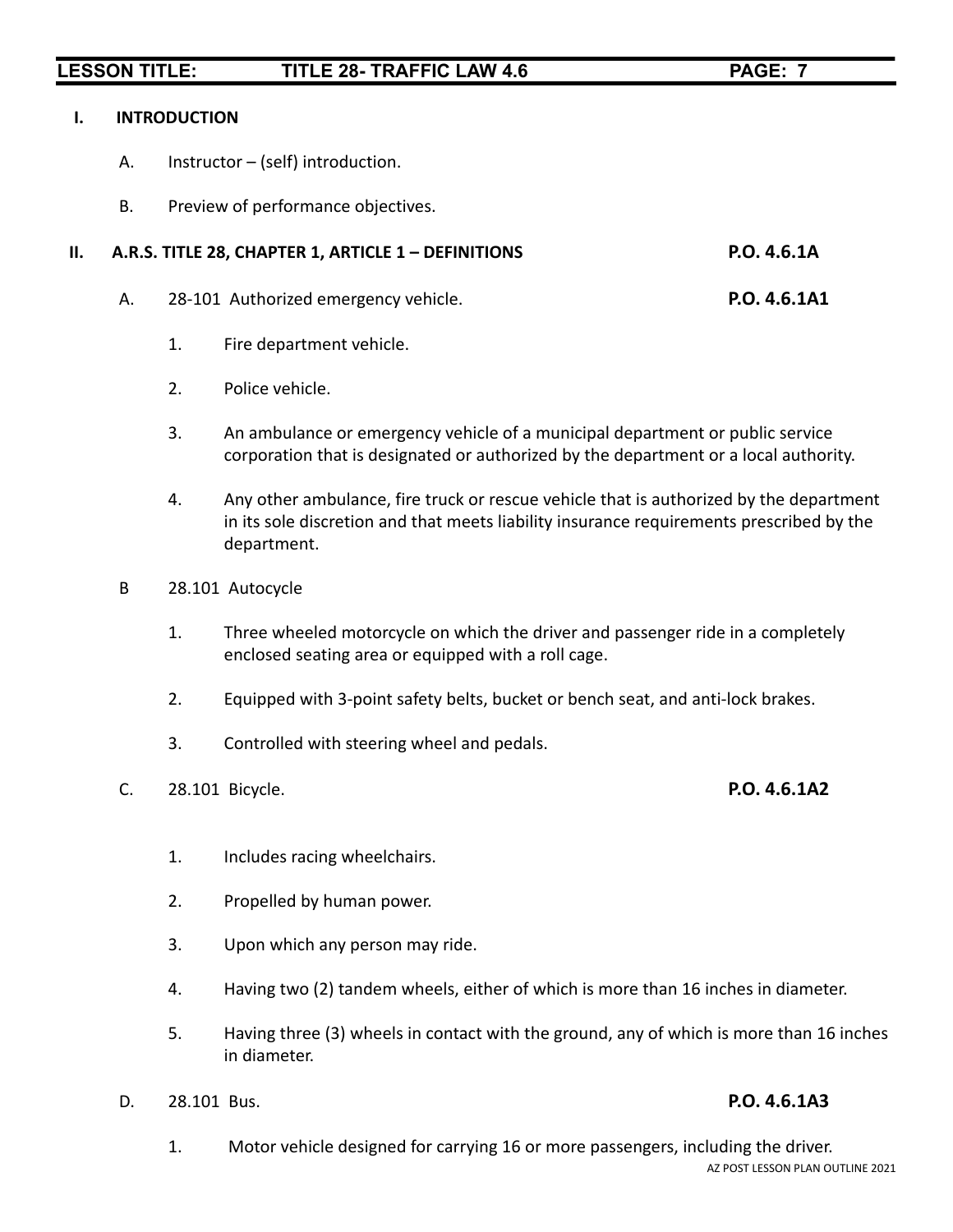## I. INTRODUCTION

A. Instructor – (self) introduction.

B. Preview of performance objectives.

## II. A.R.S. TITLE 28, CHAPTER 1, ARTICLE 1 – DEFINITIONS **P.O. 4.6.1A**

A. 28-101 Authorized emergency vehicle. **P.O. 4.6.1A1**

1. Fire department vehicle.
2. Police vehicle.
3. An ambulance or emergency vehicle of a municipal department or public service corporation that is designated or authorized by the department or a local authority.
4. Any other ambulance, fire truck or rescue vehicle that is authorized by the department in its sole discretion and that meets liability insurance requirements prescribed by the department.

B 28.101 Autocycle

1. Three wheeled motorcycle on which the driver and passenger ride in a completely enclosed seating area or equipped with a roll cage.
2. Equipped with 3-point safety belts, bucket or bench seat, and anti-lock brakes.
3. Controlled with steering wheel and pedals.

C. 28.101 Bicycle. **P.O. 4.6.1A2**

1. Includes racing wheelchairs.
2. Propelled by human power.
3. Upon which any person may ride.
4. Having two (2) tandem wheels, either of which is more than 16 inches in diameter.
5. Having three (3) wheels in contact with the ground, any of which is more than 16 inches in diameter.

D. 28.101 Bus. **P.O. 4.6.1A3**

1. Motor vehicle designed for carrying 16 or more passengers, including the driver.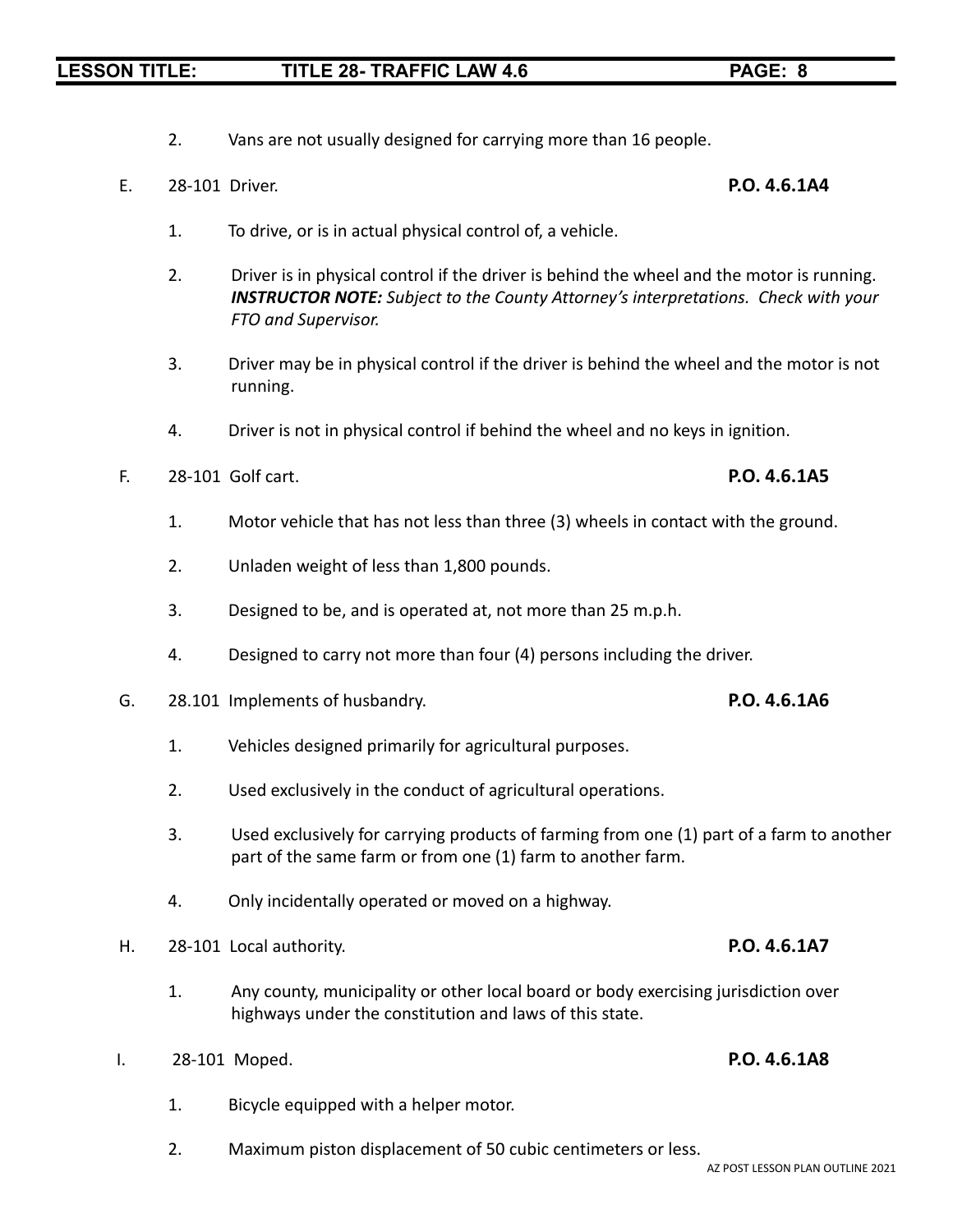2. Vans are not usually designed for carrying more than 16 people.

E. 28-101 Driver. **P.O. 4.6.1A4**

1. To drive, or is in actual physical control of, a vehicle.

2. Driver is in physical control if the driver is behind the wheel and the motor is running. ***INSTRUCTOR NOTE:*** *Subject to the County Attorney's interpretations. Check with your FTO and Supervisor.*

3. Driver may be in physical control if the driver is behind the wheel and the motor is not running.

4. Driver is not in physical control if behind the wheel and no keys in ignition.

F. 28-101 Golf cart. **P.O. 4.6.1A5**

1. Motor vehicle that has not less than three (3) wheels in contact with the ground.

2. Unladen weight of less than 1,800 pounds.

3. Designed to be, and is operated at, not more than 25 m.p.h.

4. Designed to carry not more than four (4) persons including the driver.

G. 28.101 Implements of husbandry. **P.O. 4.6.1A6**

1. Vehicles designed primarily for agricultural purposes.

2. Used exclusively in the conduct of agricultural operations.

3. Used exclusively for carrying products of farming from one (1) part of a farm to another part of the same farm or from one (1) farm to another farm.

4. Only incidentally operated or moved on a highway.

H. 28-101 Local authority. **P.O. 4.6.1A7**

1. Any county, municipality or other local board or body exercising jurisdiction over highways under the constitution and laws of this state.

I. 28-101 Moped. **P.O. 4.6.1A8**

1. Bicycle equipped with a helper motor.

2. Maximum piston displacement of 50 cubic centimeters or less.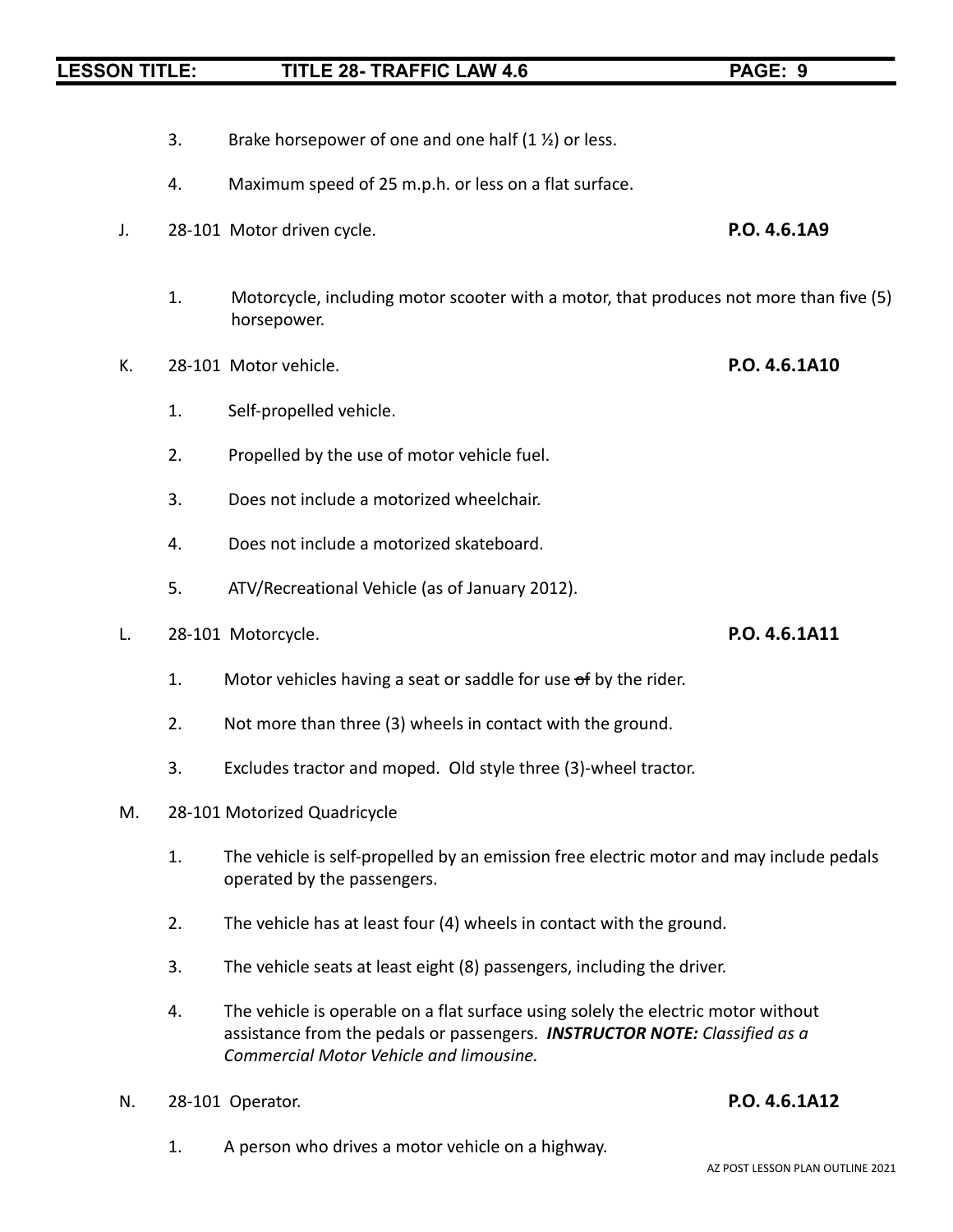3. Brake horsepower of one and one half (1 ½) or less.

4. Maximum speed of 25 m.p.h. or less on a flat surface.

J. 28-101 Motor driven cycle. **P.O. 4.6.1A9**

1. Motorcycle, including motor scooter with a motor, that produces not more than five (5) horsepower.

K. 28-101 Motor vehicle. **P.O. 4.6.1A10**

1. Self-propelled vehicle.

2. Propelled by the use of motor vehicle fuel.

3. Does not include a motorized wheelchair.

4. Does not include a motorized skateboard.

5. ATV/Recreational Vehicle (as of January 2012).

L. 28-101 Motorcycle. **P.O. 4.6.1A11**

1. Motor vehicles having a seat or saddle for use ~~of~~ by the rider.

2. Not more than three (3) wheels in contact with the ground.

3. Excludes tractor and moped. Old style three (3)-wheel tractor.

M. 28-101 Motorized Quadricycle

1. The vehicle is self-propelled by an emission free electric motor and may include pedals operated by the passengers.

2. The vehicle has at least four (4) wheels in contact with the ground.

3. The vehicle seats at least eight (8) passengers, including the driver.

4. The vehicle is operable on a flat surface using solely the electric motor without assistance from the pedals or passengers. ***INSTRUCTOR NOTE:*** *Classified as a Commercial Motor Vehicle and limousine.*

N. 28-101 Operator. **P.O. 4.6.1A12**

1. A person who drives a motor vehicle on a highway.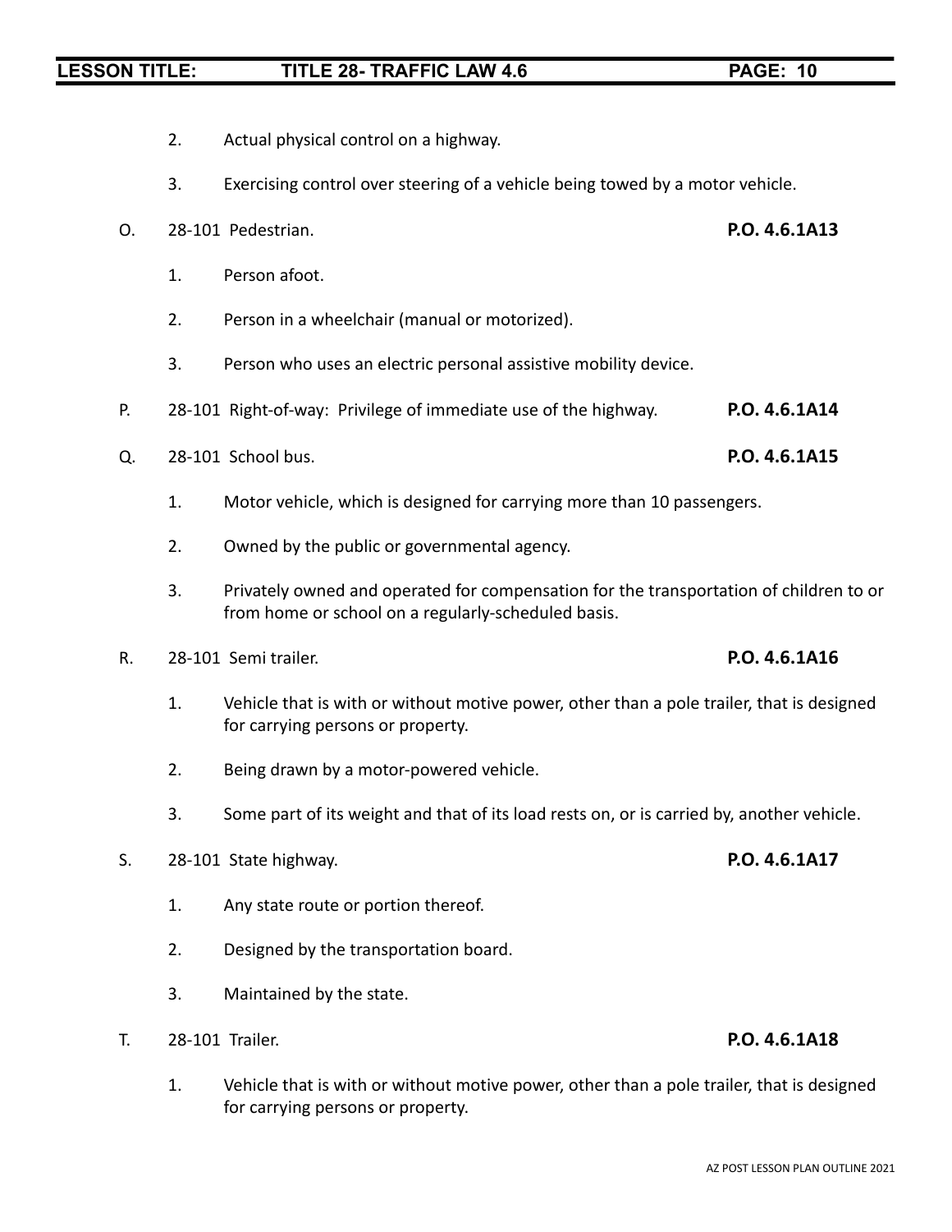2. Actual physical control on a highway.

3. Exercising control over steering of a vehicle being towed by a motor vehicle.

O. 28-101 Pedestrian. **P.O. 4.6.1A13**

1. Person afoot.

2. Person in a wheelchair (manual or motorized).

3. Person who uses an electric personal assistive mobility device.

P. 28-101 Right-of-way: Privilege of immediate use of the highway. **P.O. 4.6.1A14**

Q. 28-101 School bus. **P.O. 4.6.1A15**

1. Motor vehicle, which is designed for carrying more than 10 passengers.

2. Owned by the public or governmental agency.

3. Privately owned and operated for compensation for the transportation of children to or from home or school on a regularly-scheduled basis.

R. 28-101 Semi trailer. **P.O. 4.6.1A16**

1. Vehicle that is with or without motive power, other than a pole trailer, that is designed for carrying persons or property.

2. Being drawn by a motor-powered vehicle.

3. Some part of its weight and that of its load rests on, or is carried by, another vehicle.

S. 28-101 State highway. **P.O. 4.6.1A17**

1. Any state route or portion thereof.

2. Designed by the transportation board.

3. Maintained by the state.

T. 28-101 Trailer. **P.O. 4.6.1A18**

1. Vehicle that is with or without motive power, other than a pole trailer, that is designed for carrying persons or property.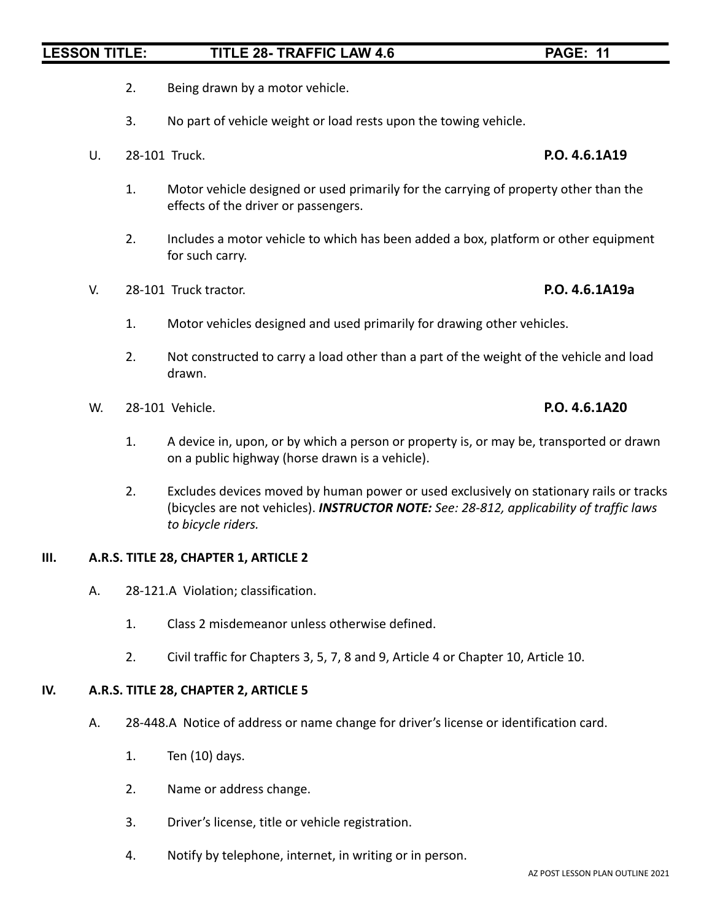2. Being drawn by a motor vehicle.

3. No part of vehicle weight or load rests upon the towing vehicle.

U. 28-101 Truck. **P.O. 4.6.1A19**

1. Motor vehicle designed or used primarily for the carrying of property other than the effects of the driver or passengers.

2. Includes a motor vehicle to which has been added a box, platform or other equipment for such carry.

V. 28-101 Truck tractor. **P.O. 4.6.1A19a**

1. Motor vehicles designed and used primarily for drawing other vehicles.

2. Not constructed to carry a load other than a part of the weight of the vehicle and load drawn.

W. 28-101 Vehicle. **P.O. 4.6.1A20**

1. A device in, upon, or by which a person or property is, or may be, transported or drawn on a public highway (horse drawn is a vehicle).

2. Excludes devices moved by human power or used exclusively on stationary rails or tracks (bicycles are not vehicles). ***INSTRUCTOR NOTE:*** *See: 28-812, applicability of traffic laws to bicycle riders.*

## III. A.R.S. TITLE 28, CHAPTER 1, ARTICLE 2

A. 28-121.A Violation; classification.

1. Class 2 misdemeanor unless otherwise defined.

2. Civil traffic for Chapters 3, 5, 7, 8 and 9, Article 4 or Chapter 10, Article 10.

## IV. A.R.S. TITLE 28, CHAPTER 2, ARTICLE 5

A. 28-448.A Notice of address or name change for driver's license or identification card.

1. Ten (10) days.

2. Name or address change.

3. Driver's license, title or vehicle registration.

4. Notify by telephone, internet, in writing or in person.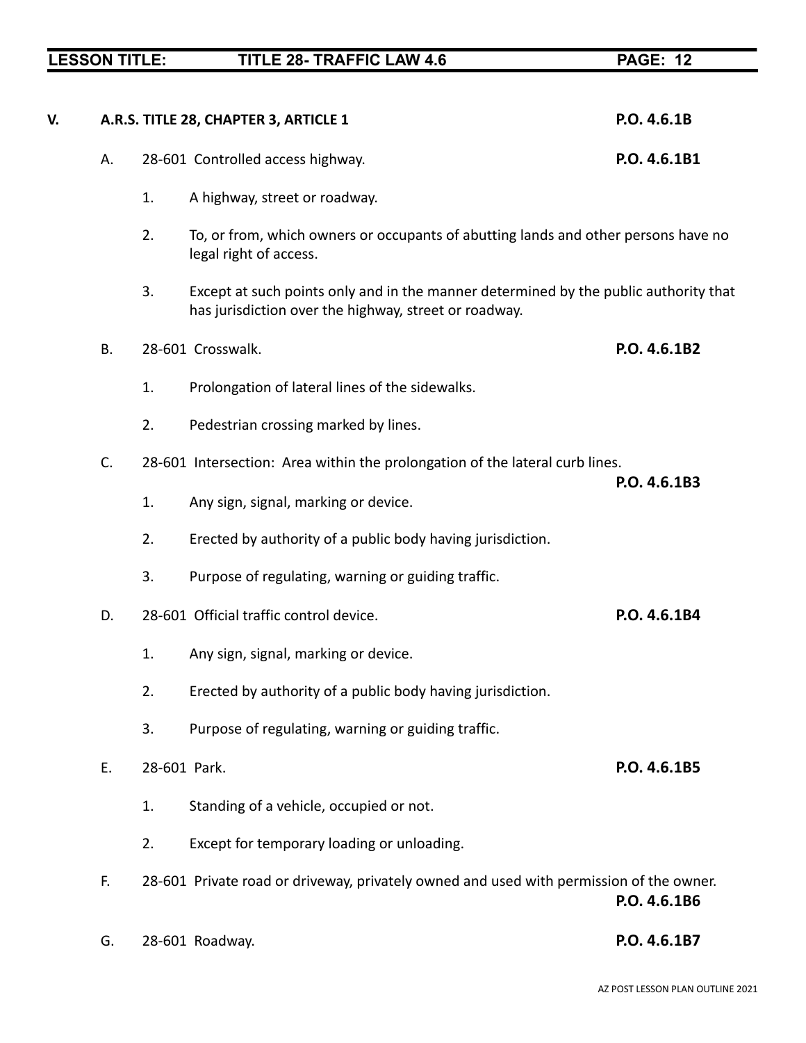V. **A.R.S. TITLE 28, CHAPTER 3, ARTICLE 1** **P.O. 4.6.1B**

A. 28-601 Controlled access highway. **P.O. 4.6.1B1**

1. A highway, street or roadway.

2. To, or from, which owners or occupants of abutting lands and other persons have no legal right of access.

3. Except at such points only and in the manner determined by the public authority that has jurisdiction over the highway, street or roadway.

B. 28-601 Crosswalk. **P.O. 4.6.1B2**

1. Prolongation of lateral lines of the sidewalks.

2. Pedestrian crossing marked by lines.

C. 28-601 Intersection: Area within the prolongation of the lateral curb lines. **P.O. 4.6.1B3**

1. Any sign, signal, marking or device.

2. Erected by authority of a public body having jurisdiction.

3. Purpose of regulating, warning or guiding traffic.

D. 28-601 Official traffic control device. **P.O. 4.6.1B4**

1. Any sign, signal, marking or device.

2. Erected by authority of a public body having jurisdiction.

3. Purpose of regulating, warning or guiding traffic.

E. 28-601 Park. **P.O. 4.6.1B5**

1. Standing of a vehicle, occupied or not.

2. Except for temporary loading or unloading.

F. 28-601 Private road or driveway, privately owned and used with permission of the owner. **P.O. 4.6.1B6**

G. 28-601 Roadway. **P.O. 4.6.1B7**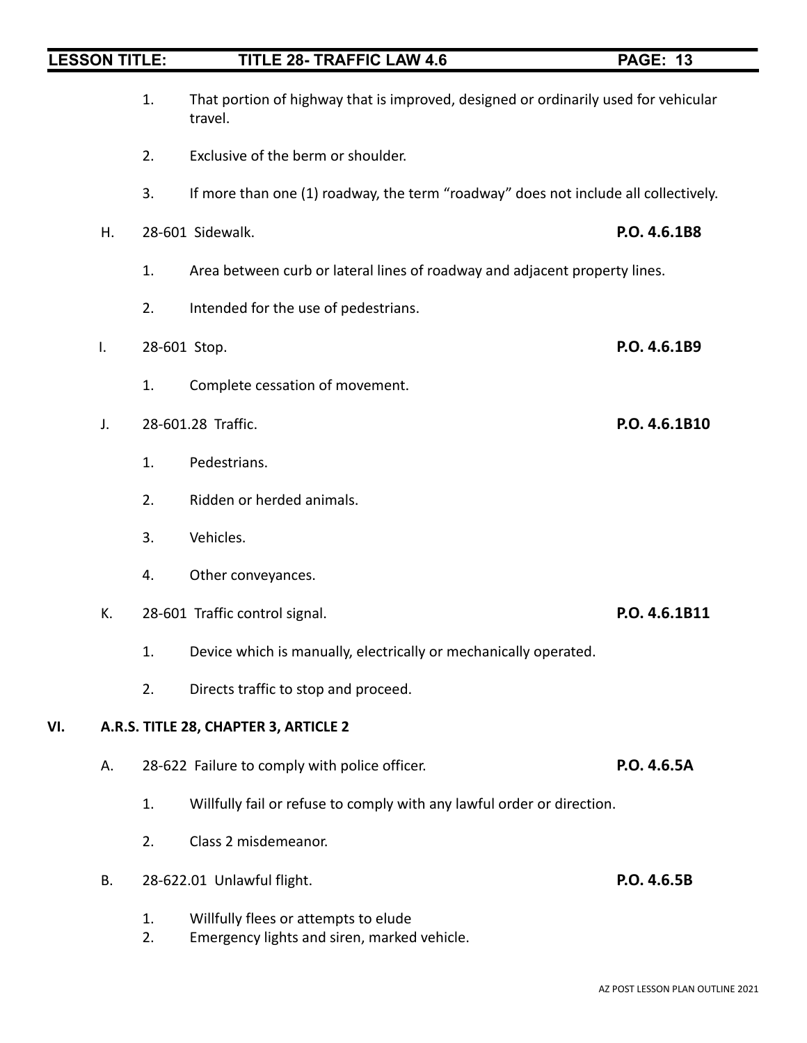1. That portion of highway that is improved, designed or ordinarily used for vehicular travel.

2. Exclusive of the berm or shoulder.

3. If more than one (1) roadway, the term "roadway" does not include all collectively.

H. 28-601 Sidewalk. **P.O. 4.6.1B8**

1. Area between curb or lateral lines of roadway and adjacent property lines.

2. Intended for the use of pedestrians.

I. 28-601 Stop. **P.O. 4.6.1B9**

1. Complete cessation of movement.

J. 28-601.28 Traffic. **P.O. 4.6.1B10**

1. Pedestrians.

2. Ridden or herded animals.

3. Vehicles.

4. Other conveyances.

K. 28-601 Traffic control signal. **P.O. 4.6.1B11**

1. Device which is manually, electrically or mechanically operated.

2. Directs traffic to stop and proceed.

## VI. A.R.S. TITLE 28, CHAPTER 3, ARTICLE 2

A. 28-622 Failure to comply with police officer. **P.O. 4.6.5A**

1. Willfully fail or refuse to comply with any lawful order or direction.

2. Class 2 misdemeanor.

B. 28-622.01 Unlawful flight. **P.O. 4.6.5B**

1. Willfully flees or attempts to elude
2. Emergency lights and siren, marked vehicle.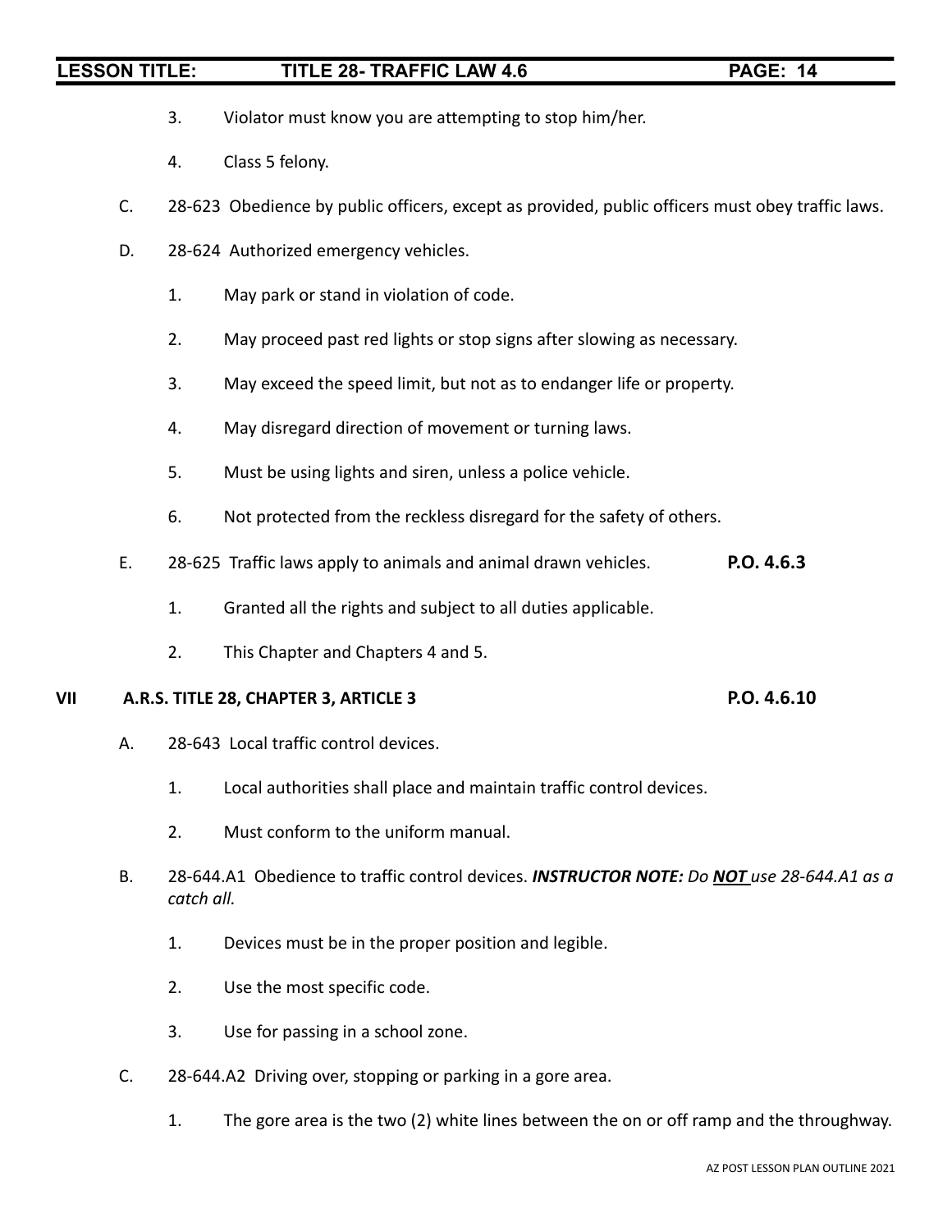3. Violator must know you are attempting to stop him/her.

4. Class 5 felony.

C. 28-623 Obedience by public officers, except as provided, public officers must obey traffic laws.

D. 28-624 Authorized emergency vehicles.

1. May park or stand in violation of code.

2. May proceed past red lights or stop signs after slowing as necessary.

3. May exceed the speed limit, but not as to endanger life or property.

4. May disregard direction of movement or turning laws.

5. Must be using lights and siren, unless a police vehicle.

6. Not protected from the reckless disregard for the safety of others.

E. 28-625 Traffic laws apply to animals and animal drawn vehicles. **P.O. 4.6.3**

1. Granted all the rights and subject to all duties applicable.

2. This Chapter and Chapters 4 and 5.

## VII A.R.S. TITLE 28, CHAPTER 3, ARTICLE 3 **P.O. 4.6.10**

A. 28-643 Local traffic control devices.

1. Local authorities shall place and maintain traffic control devices.

2. Must conform to the uniform manual.

B. 28-644.A1 Obedience to traffic control devices. ***INSTRUCTOR NOTE:*** *Do* ***NOT*** *use 28-644.A1 as a catch all.*

1. Devices must be in the proper position and legible.

2. Use the most specific code.

3. Use for passing in a school zone.

C. 28-644.A2 Driving over, stopping or parking in a gore area.

1. The gore area is the two (2) white lines between the on or off ramp and the throughway.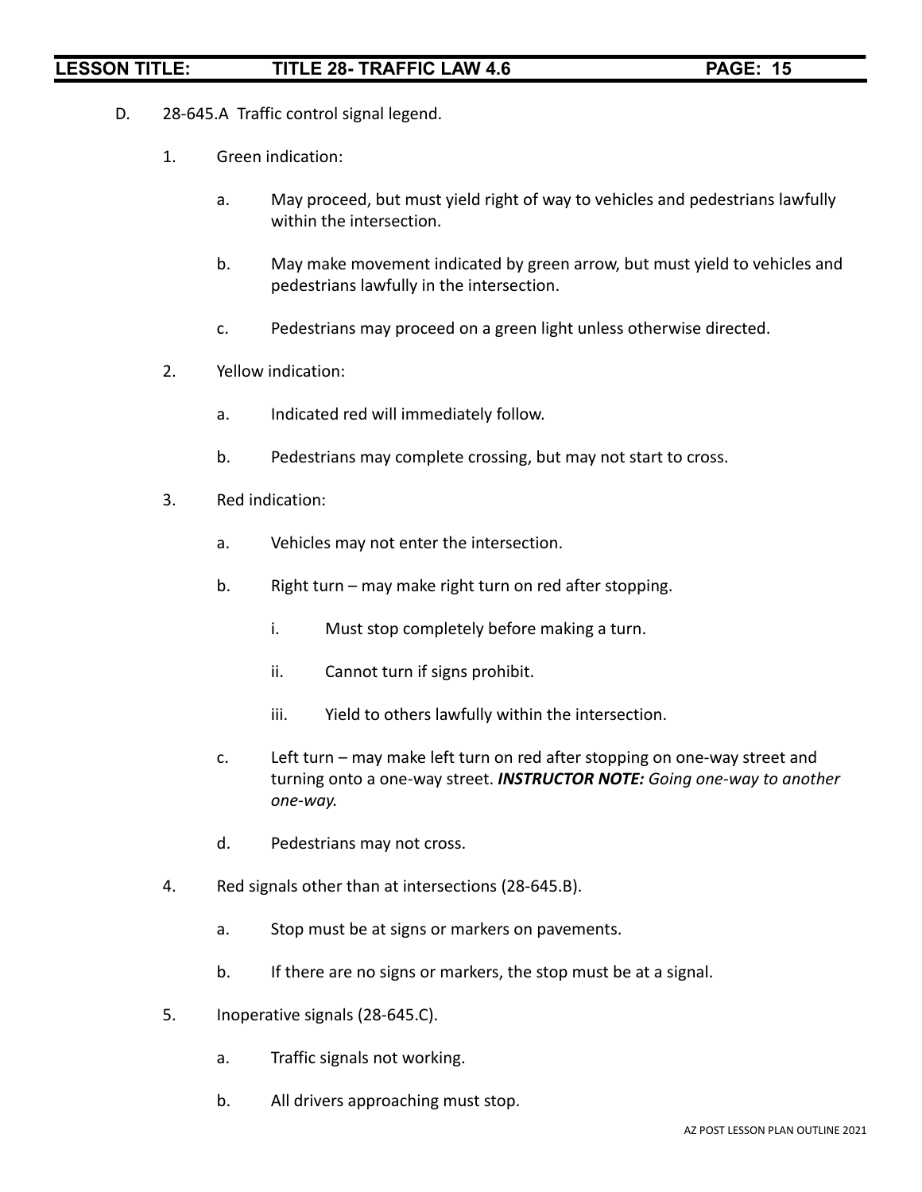D. 28-645.A Traffic control signal legend.

1. Green indication:

    a. May proceed, but must yield right of way to vehicles and pedestrians lawfully within the intersection.

    b. May make movement indicated by green arrow, but must yield to vehicles and pedestrians lawfully in the intersection.

    c. Pedestrians may proceed on a green light unless otherwise directed.

2. Yellow indication:

    a. Indicated red will immediately follow.

    b. Pedestrians may complete crossing, but may not start to cross.

3. Red indication:

    a. Vehicles may not enter the intersection.

    b. Right turn – may make right turn on red after stopping.

        i. Must stop completely before making a turn.

        ii. Cannot turn if signs prohibit.

        iii. Yield to others lawfully within the intersection.

    c. Left turn – may make left turn on red after stopping on one-way street and turning onto a one-way street. ***INSTRUCTOR NOTE:*** *Going one-way to another one-way.*

    d. Pedestrians may not cross.

4. Red signals other than at intersections (28-645.B).

    a. Stop must be at signs or markers on pavements.

    b. If there are no signs or markers, the stop must be at a signal.

5. Inoperative signals (28-645.C).

    a. Traffic signals not working.

    b. All drivers approaching must stop.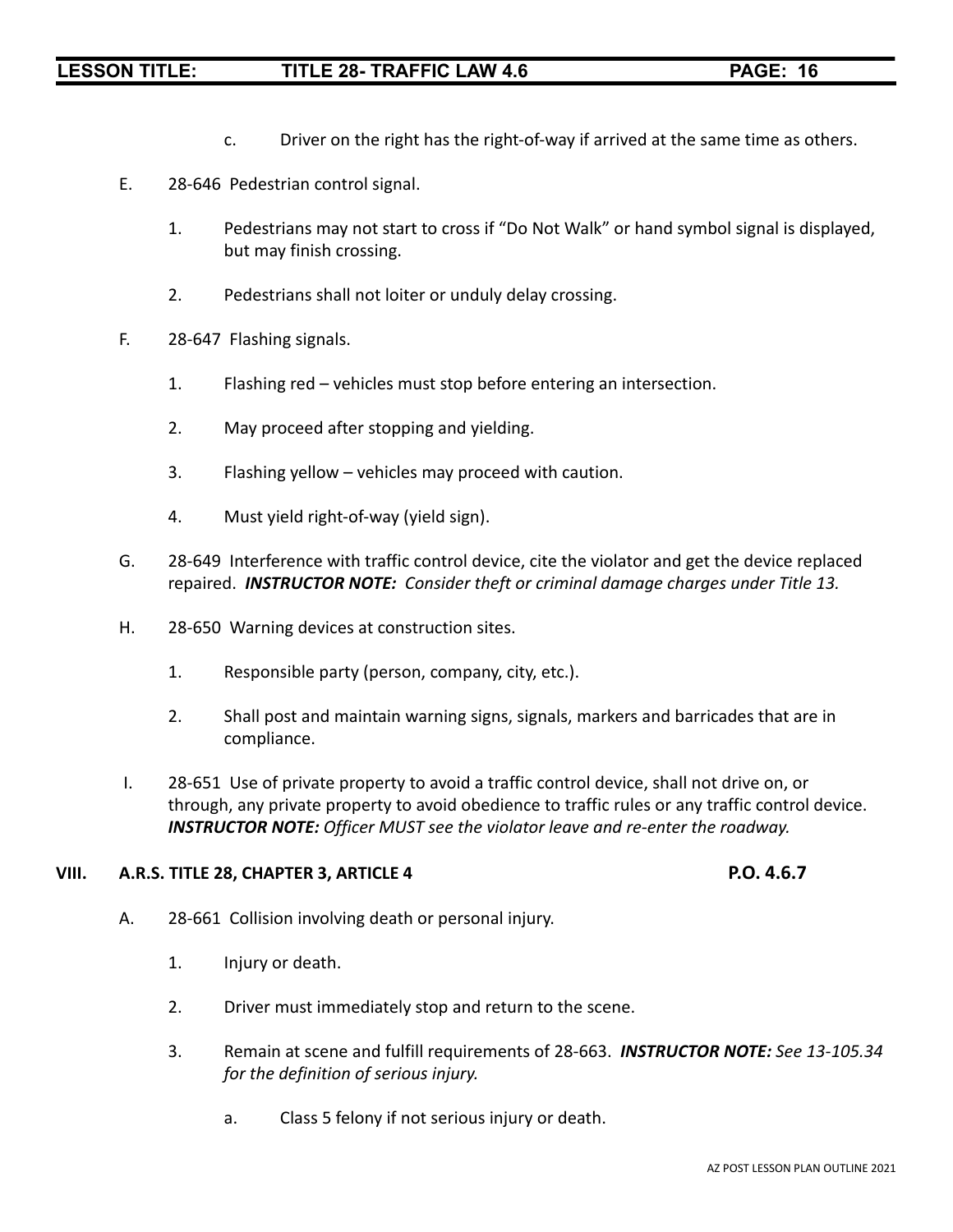c. Driver on the right has the right-of-way if arrived at the same time as others.

E. 28-646 Pedestrian control signal.

1. Pedestrians may not start to cross if "Do Not Walk" or hand symbol signal is displayed, but may finish crossing.

2. Pedestrians shall not loiter or unduly delay crossing.

F. 28-647 Flashing signals.

1. Flashing red – vehicles must stop before entering an intersection.

2. May proceed after stopping and yielding.

3. Flashing yellow – vehicles may proceed with caution.

4. Must yield right-of-way (yield sign).

G. 28-649 Interference with traffic control device, cite the violator and get the device replaced repaired. ***INSTRUCTOR NOTE:*** *Consider theft or criminal damage charges under Title 13.*

H. 28-650 Warning devices at construction sites.

1. Responsible party (person, company, city, etc.).

2. Shall post and maintain warning signs, signals, markers and barricades that are in compliance.

I. 28-651 Use of private property to avoid a traffic control device, shall not drive on, or through, any private property to avoid obedience to traffic rules or any traffic control device. ***INSTRUCTOR NOTE:*** *Officer MUST see the violator leave and re-enter the roadway.*

## VIII. A.R.S. TITLE 28, CHAPTER 3, ARTICLE 4 — P.O. 4.6.7

A. 28-661 Collision involving death or personal injury.

1. Injury or death.

2. Driver must immediately stop and return to the scene.

3. Remain at scene and fulfill requirements of 28-663. ***INSTRUCTOR NOTE:*** *See 13-105.34 for the definition of serious injury.*

a. Class 5 felony if not serious injury or death.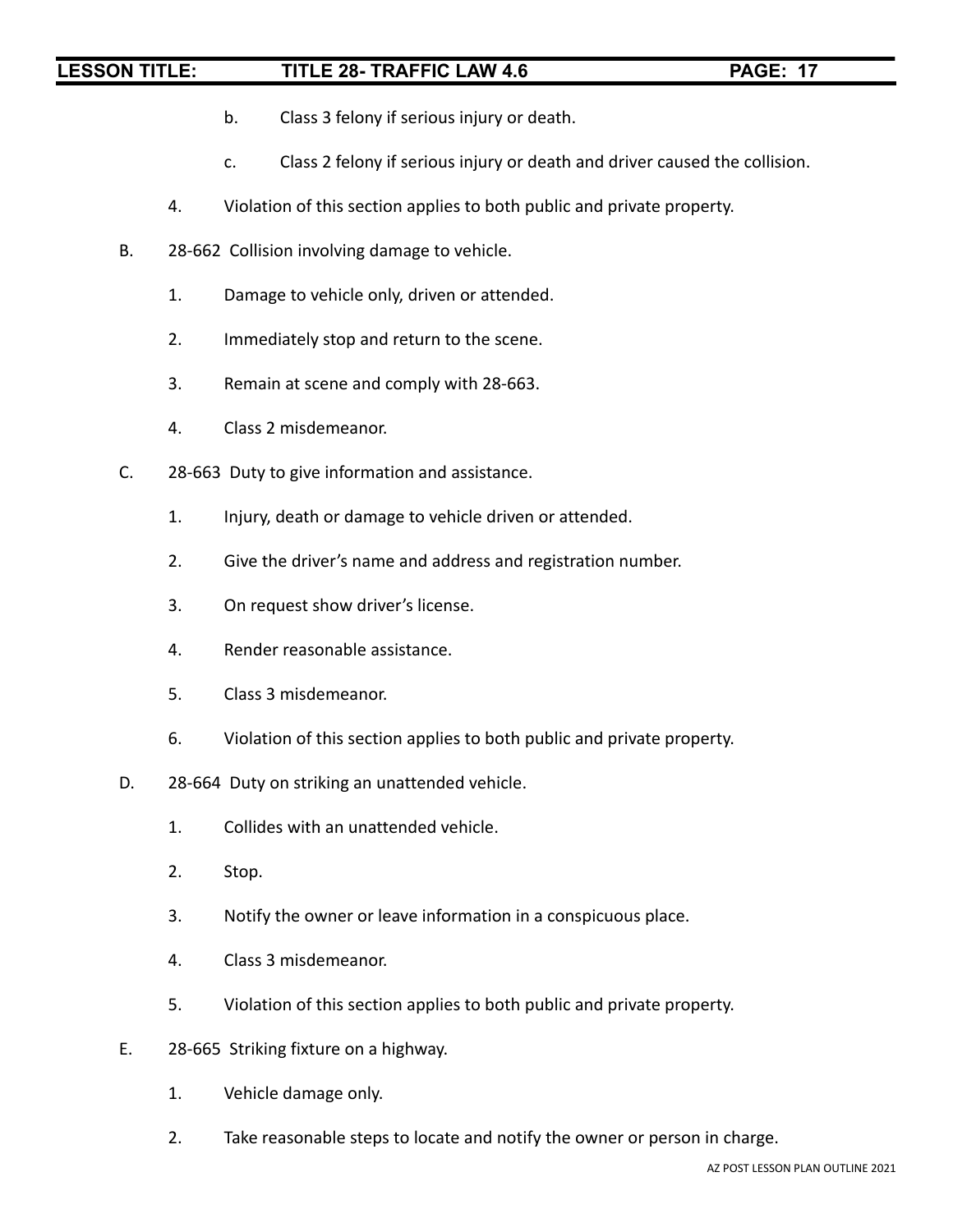b. Class 3 felony if serious injury or death.

c. Class 2 felony if serious injury or death and driver caused the collision.

4. Violation of this section applies to both public and private property.

B. 28-662 Collision involving damage to vehicle.

1. Damage to vehicle only, driven or attended.

2. Immediately stop and return to the scene.

3. Remain at scene and comply with 28-663.

4. Class 2 misdemeanor.

C. 28-663 Duty to give information and assistance.

1. Injury, death or damage to vehicle driven or attended.

2. Give the driver's name and address and registration number.

3. On request show driver's license.

4. Render reasonable assistance.

5. Class 3 misdemeanor.

6. Violation of this section applies to both public and private property.

D. 28-664 Duty on striking an unattended vehicle.

1. Collides with an unattended vehicle.

2. Stop.

3. Notify the owner or leave information in a conspicuous place.

4. Class 3 misdemeanor.

5. Violation of this section applies to both public and private property.

E. 28-665 Striking fixture on a highway.

1. Vehicle damage only.

2. Take reasonable steps to locate and notify the owner or person in charge.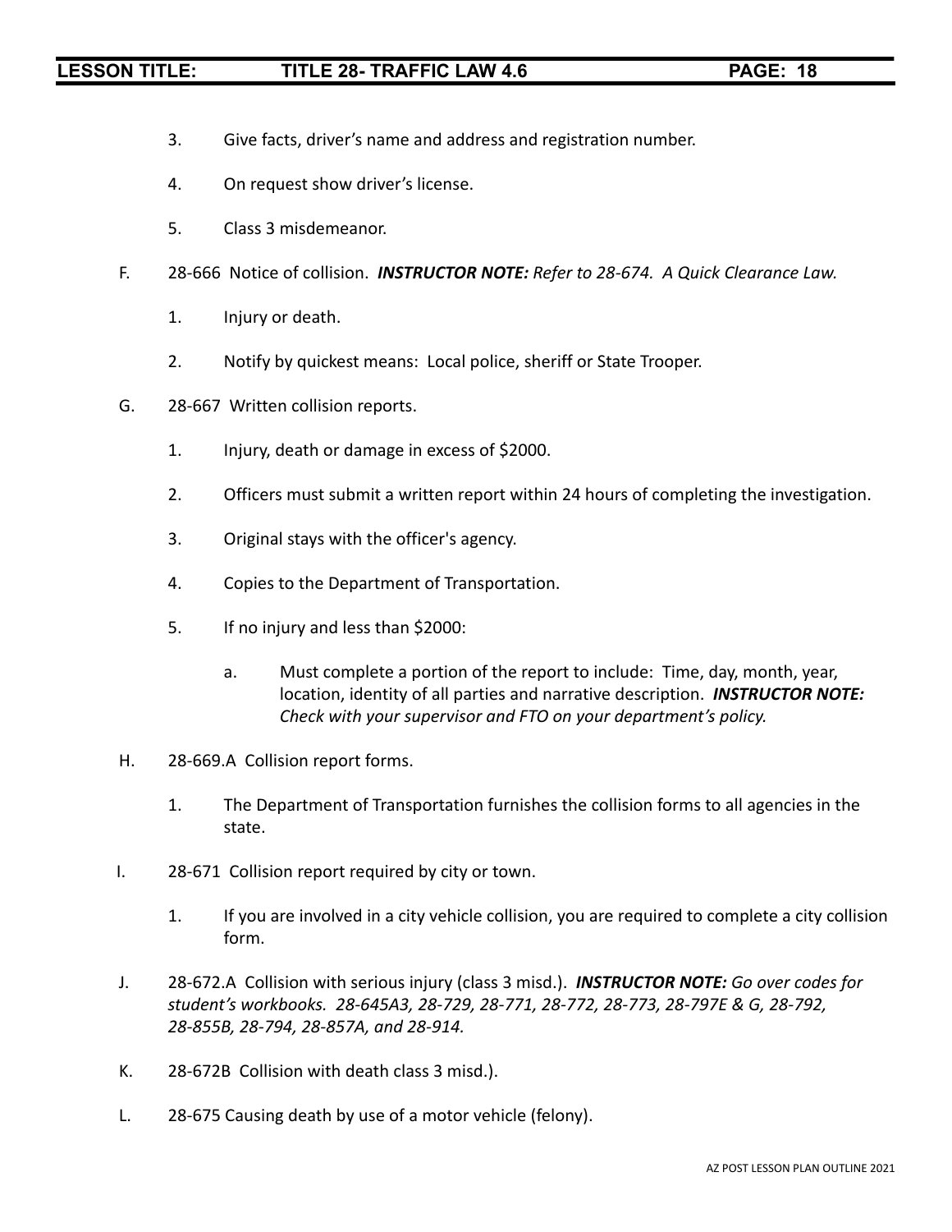3. Give facts, driver's name and address and registration number.

4. On request show driver's license.

5. Class 3 misdemeanor.

F. 28-666 Notice of collision. ***INSTRUCTOR NOTE:*** *Refer to 28-674. A Quick Clearance Law.*

   1. Injury or death.

   2. Notify by quickest means: Local police, sheriff or State Trooper.

G. 28-667 Written collision reports.

   1. Injury, death or damage in excess of $2000.

   2. Officers must submit a written report within 24 hours of completing the investigation.

   3. Original stays with the officer's agency.

   4. Copies to the Department of Transportation.

   5. If no injury and less than $2000:

      a. Must complete a portion of the report to include: Time, day, month, year, location, identity of all parties and narrative description. ***INSTRUCTOR NOTE:*** *Check with your supervisor and FTO on your department's policy.*

H. 28-669.A Collision report forms.

   1. The Department of Transportation furnishes the collision forms to all agencies in the state.

I. 28-671 Collision report required by city or town.

   1. If you are involved in a city vehicle collision, you are required to complete a city collision form.

J. 28-672.A Collision with serious injury (class 3 misd.). ***INSTRUCTOR NOTE:*** *Go over codes for student's workbooks. 28-645A3, 28-729, 28-771, 28-772, 28-773, 28-797E & G, 28-792, 28-855B, 28-794, 28-857A, and 28-914.*

K. 28-672B Collision with death class 3 misd.).

L. 28-675 Causing death by use of a motor vehicle (felony).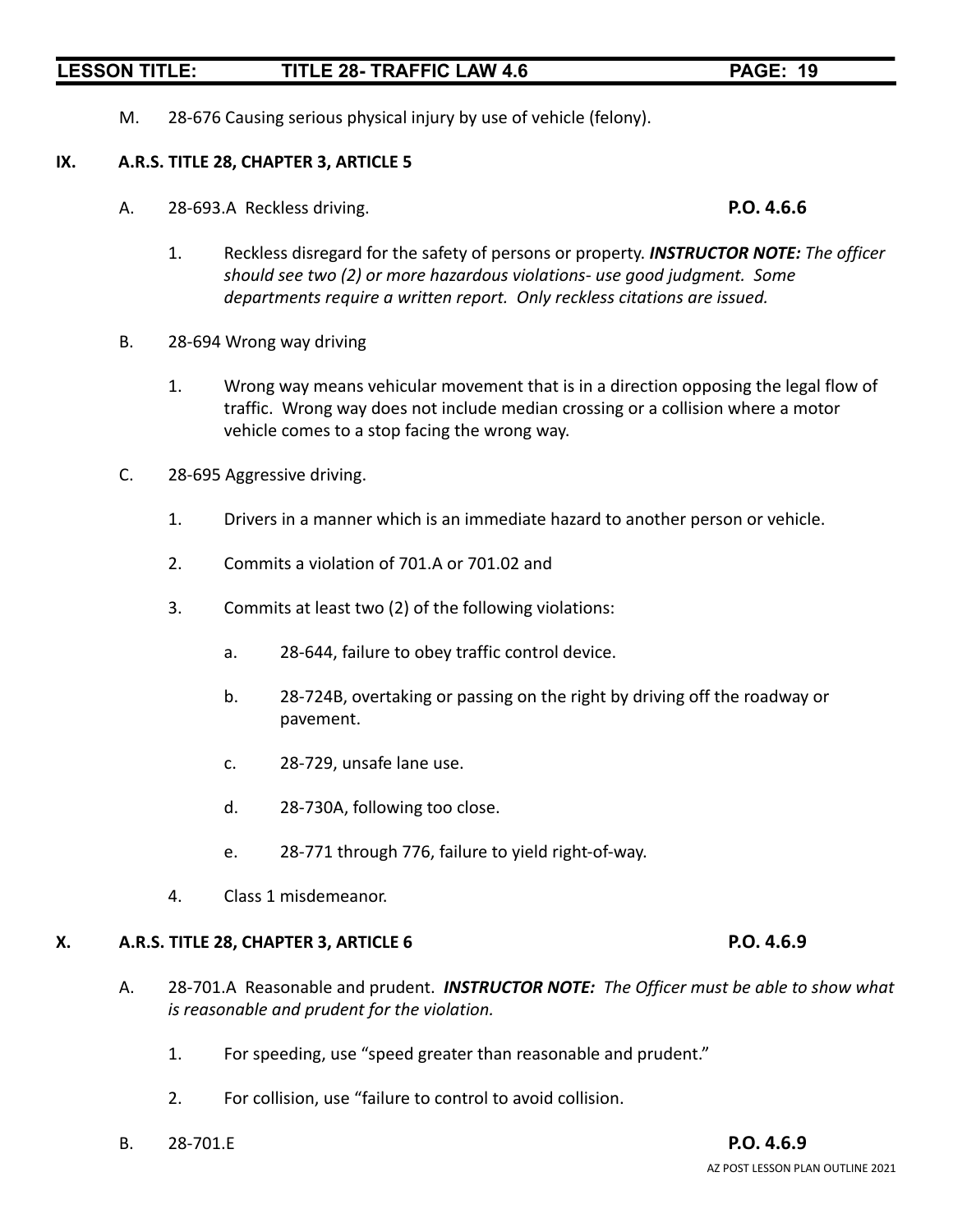M. 28-676 Causing serious physical injury by use of vehicle (felony).

## IX. A.R.S. TITLE 28, CHAPTER 3, ARTICLE 5

A. 28-693.A Reckless driving. **P.O. 4.6.6**

1. Reckless disregard for the safety of persons or property. ***INSTRUCTOR NOTE:*** *The officer should see two (2) or more hazardous violations- use good judgment. Some departments require a written report. Only reckless citations are issued.*

B. 28-694 Wrong way driving

1. Wrong way means vehicular movement that is in a direction opposing the legal flow of traffic. Wrong way does not include median crossing or a collision where a motor vehicle comes to a stop facing the wrong way.

C. 28-695 Aggressive driving.

1. Drivers in a manner which is an immediate hazard to another person or vehicle.
2. Commits a violation of 701.A or 701.02 and
3. Commits at least two (2) of the following violations:
   a. 28-644, failure to obey traffic control device.
   b. 28-724B, overtaking or passing on the right by driving off the roadway or pavement.
   c. 28-729, unsafe lane use.
   d. 28-730A, following too close.
   e. 28-771 through 776, failure to yield right-of-way.
4. Class 1 misdemeanor.

## X. A.R.S. TITLE 28, CHAPTER 3, ARTICLE 6 **P.O. 4.6.9**

A. 28-701.A Reasonable and prudent. ***INSTRUCTOR NOTE:*** *The Officer must be able to show what is reasonable and prudent for the violation.*

1. For speeding, use "speed greater than reasonable and prudent."
2. For collision, use "failure to control to avoid collision.

B. 28-701.E **P.O. 4.6.9**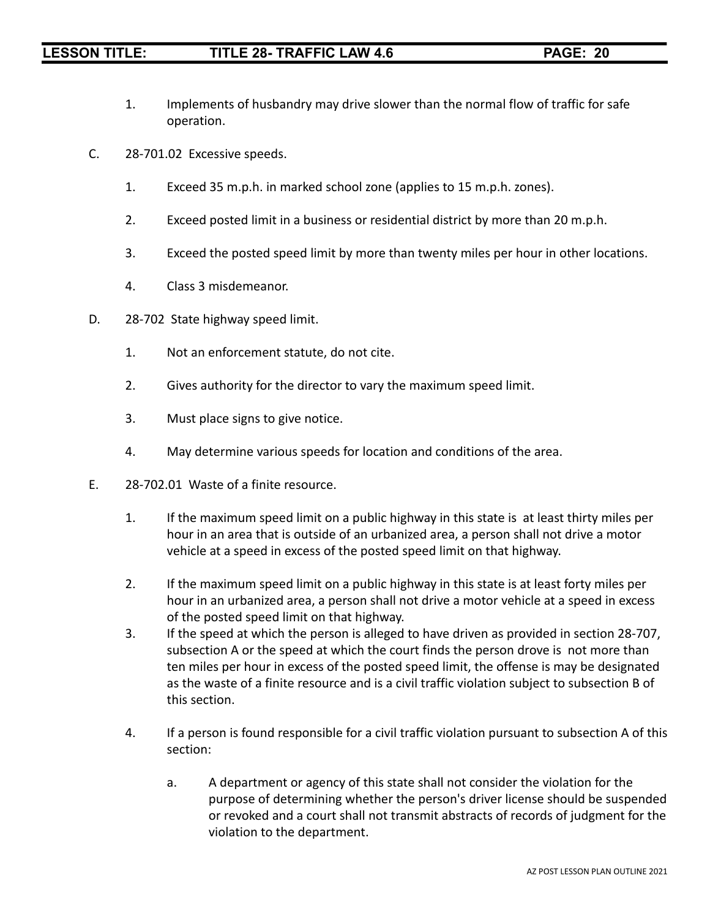1. Implements of husbandry may drive slower than the normal flow of traffic for safe operation.

C. 28-701.02 Excessive speeds.

   1. Exceed 35 m.p.h. in marked school zone (applies to 15 m.p.h. zones).

   2. Exceed posted limit in a business or residential district by more than 20 m.p.h.

   3. Exceed the posted speed limit by more than twenty miles per hour in other locations.

   4. Class 3 misdemeanor.

D. 28-702 State highway speed limit.

   1. Not an enforcement statute, do not cite.

   2. Gives authority for the director to vary the maximum speed limit.

   3. Must place signs to give notice.

   4. May determine various speeds for location and conditions of the area.

E. 28-702.01 Waste of a finite resource.

   1. If the maximum speed limit on a public highway in this state is at least thirty miles per hour in an area that is outside of an urbanized area, a person shall not drive a motor vehicle at a speed in excess of the posted speed limit on that highway.

   2. If the maximum speed limit on a public highway in this state is at least forty miles per hour in an urbanized area, a person shall not drive a motor vehicle at a speed in excess of the posted speed limit on that highway.

   3. If the speed at which the person is alleged to have driven as provided in section 28-707, subsection A or the speed at which the court finds the person drove is not more than ten miles per hour in excess of the posted speed limit, the offense is may be designated as the waste of a finite resource and is a civil traffic violation subject to subsection B of this section.

   4. If a person is found responsible for a civil traffic violation pursuant to subsection A of this section:

      a. A department or agency of this state shall not consider the violation for the purpose of determining whether the person's driver license should be suspended or revoked and a court shall not transmit abstracts of records of judgment for the violation to the department.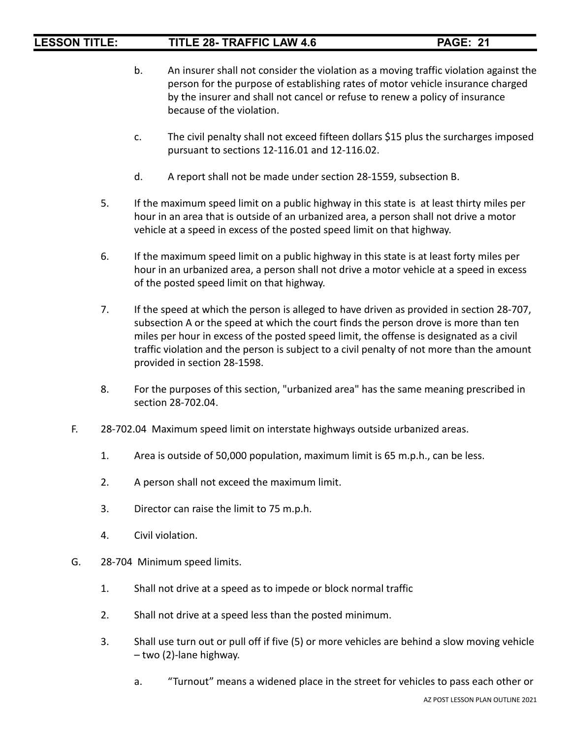b. An insurer shall not consider the violation as a moving traffic violation against the person for the purpose of establishing rates of motor vehicle insurance charged by the insurer and shall not cancel or refuse to renew a policy of insurance because of the violation.

c. The civil penalty shall not exceed fifteen dollars $15 plus the surcharges imposed pursuant to sections 12-116.01 and 12-116.02.

d. A report shall not be made under section 28-1559, subsection B.

5. If the maximum speed limit on a public highway in this state is at least thirty miles per hour in an area that is outside of an urbanized area, a person shall not drive a motor vehicle at a speed in excess of the posted speed limit on that highway.

6. If the maximum speed limit on a public highway in this state is at least forty miles per hour in an urbanized area, a person shall not drive a motor vehicle at a speed in excess of the posted speed limit on that highway.

7. If the speed at which the person is alleged to have driven as provided in section 28-707, subsection A or the speed at which the court finds the person drove is more than ten miles per hour in excess of the posted speed limit, the offense is designated as a civil traffic violation and the person is subject to a civil penalty of not more than the amount provided in section 28-1598.

8. For the purposes of this section, "urbanized area" has the same meaning prescribed in section 28-702.04.

F. 28-702.04 Maximum speed limit on interstate highways outside urbanized areas.

1. Area is outside of 50,000 population, maximum limit is 65 m.p.h., can be less.

2. A person shall not exceed the maximum limit.

3. Director can raise the limit to 75 m.p.h.

4. Civil violation.

G. 28-704 Minimum speed limits.

1. Shall not drive at a speed as to impede or block normal traffic

2. Shall not drive at a speed less than the posted minimum.

3. Shall use turn out or pull off if five (5) or more vehicles are behind a slow moving vehicle – two (2)-lane highway.

a. "Turnout" means a widened place in the street for vehicles to pass each other or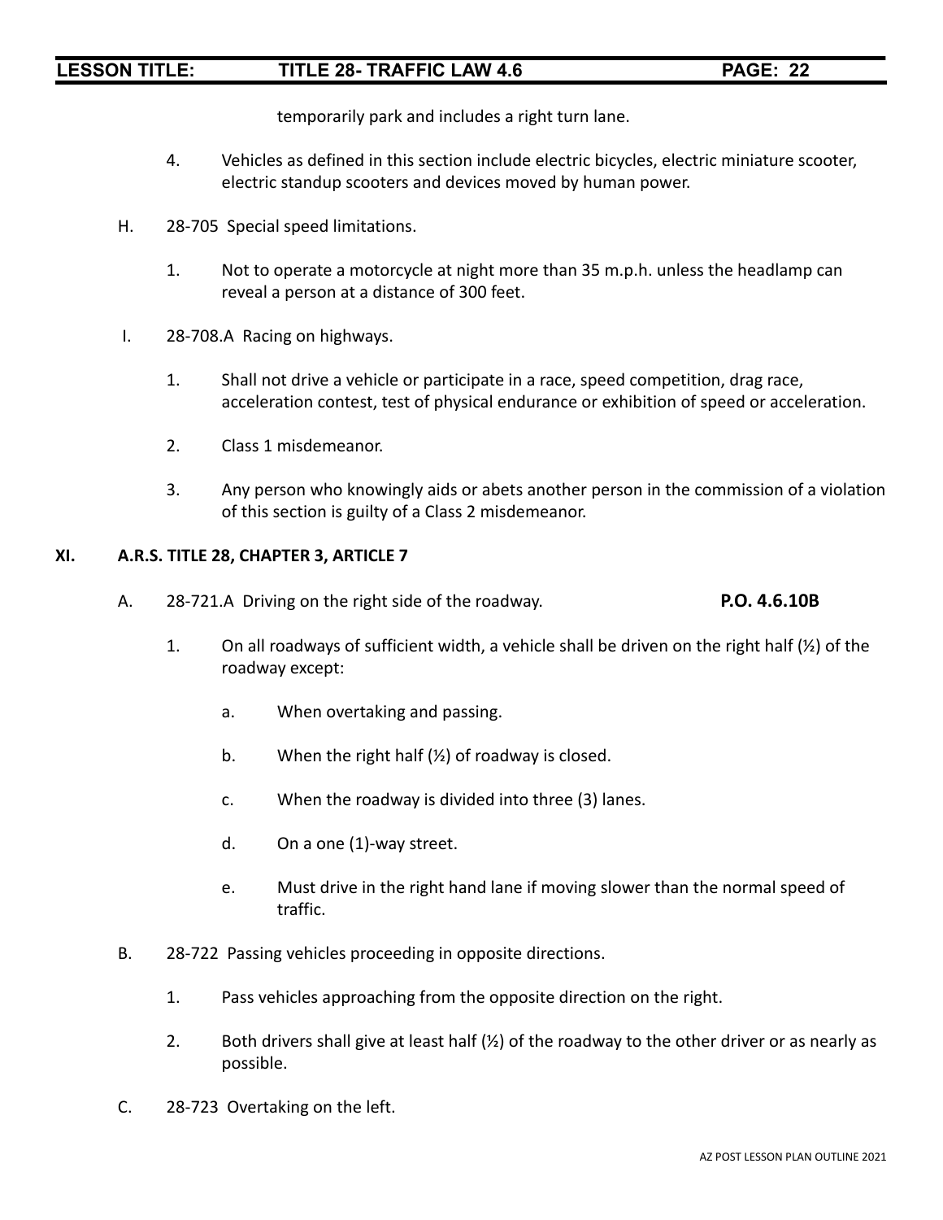temporarily park and includes a right turn lane.

4. Vehicles as defined in this section include electric bicycles, electric miniature scooter, electric standup scooters and devices moved by human power.

H. 28-705 Special speed limitations.

   1. Not to operate a motorcycle at night more than 35 m.p.h. unless the headlamp can reveal a person at a distance of 300 feet.

I. 28-708.A Racing on highways.

   1. Shall not drive a vehicle or participate in a race, speed competition, drag race, acceleration contest, test of physical endurance or exhibition of speed or acceleration.

   2. Class 1 misdemeanor.

   3. Any person who knowingly aids or abets another person in the commission of a violation of this section is guilty of a Class 2 misdemeanor.

## XI. A.R.S. TITLE 28, CHAPTER 3, ARTICLE 7

A. 28-721.A Driving on the right side of the roadway. **P.O. 4.6.10B**

   1. On all roadways of sufficient width, a vehicle shall be driven on the right half (½) of the roadway except:

      a. When overtaking and passing.

      b. When the right half (½) of roadway is closed.

      c. When the roadway is divided into three (3) lanes.

      d. On a one (1)-way street.

      e. Must drive in the right hand lane if moving slower than the normal speed of traffic.

B. 28-722 Passing vehicles proceeding in opposite directions.

   1. Pass vehicles approaching from the opposite direction on the right.

   2. Both drivers shall give at least half (½) of the roadway to the other driver or as nearly as possible.

C. 28-723 Overtaking on the left.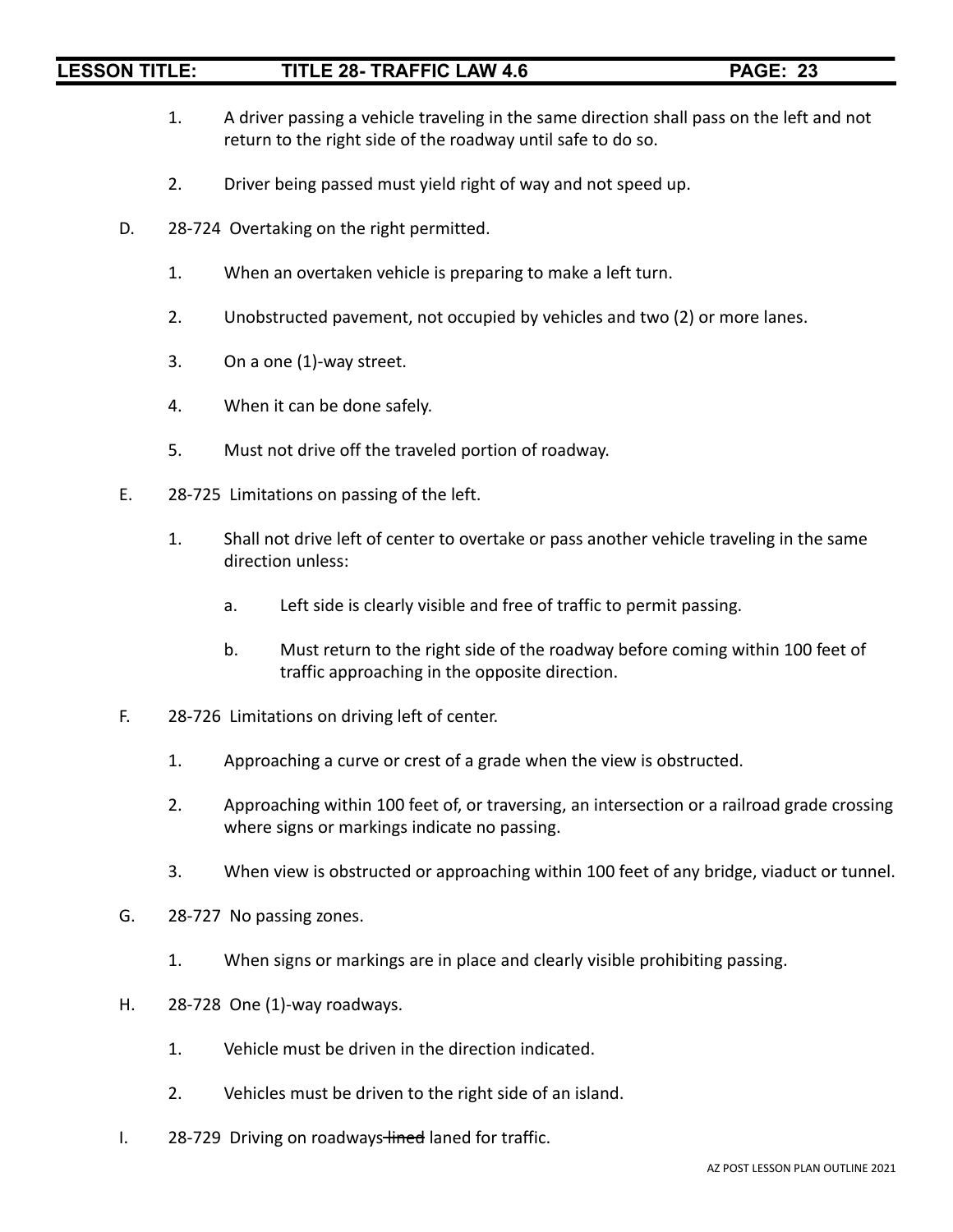1. A driver passing a vehicle traveling in the same direction shall pass on the left and not return to the right side of the roadway until safe to do so.

2. Driver being passed must yield right of way and not speed up.

D. 28-724 Overtaking on the right permitted.

1. When an overtaken vehicle is preparing to make a left turn.

2. Unobstructed pavement, not occupied by vehicles and two (2) or more lanes.

3. On a one (1)-way street.

4. When it can be done safely.

5. Must not drive off the traveled portion of roadway.

E. 28-725 Limitations on passing of the left.

1. Shall not drive left of center to overtake or pass another vehicle traveling in the same direction unless:

   a. Left side is clearly visible and free of traffic to permit passing.

   b. Must return to the right side of the roadway before coming within 100 feet of traffic approaching in the opposite direction.

F. 28-726 Limitations on driving left of center.

1. Approaching a curve or crest of a grade when the view is obstructed.

2. Approaching within 100 feet of, or traversing, an intersection or a railroad grade crossing where signs or markings indicate no passing.

3. When view is obstructed or approaching within 100 feet of any bridge, viaduct or tunnel.

G. 28-727 No passing zones.

1. When signs or markings are in place and clearly visible prohibiting passing.

H. 28-728 One (1)-way roadways.

1. Vehicle must be driven in the direction indicated.

2. Vehicles must be driven to the right side of an island.

I. 28-729 Driving on roadways ~~lined~~ laned for traffic.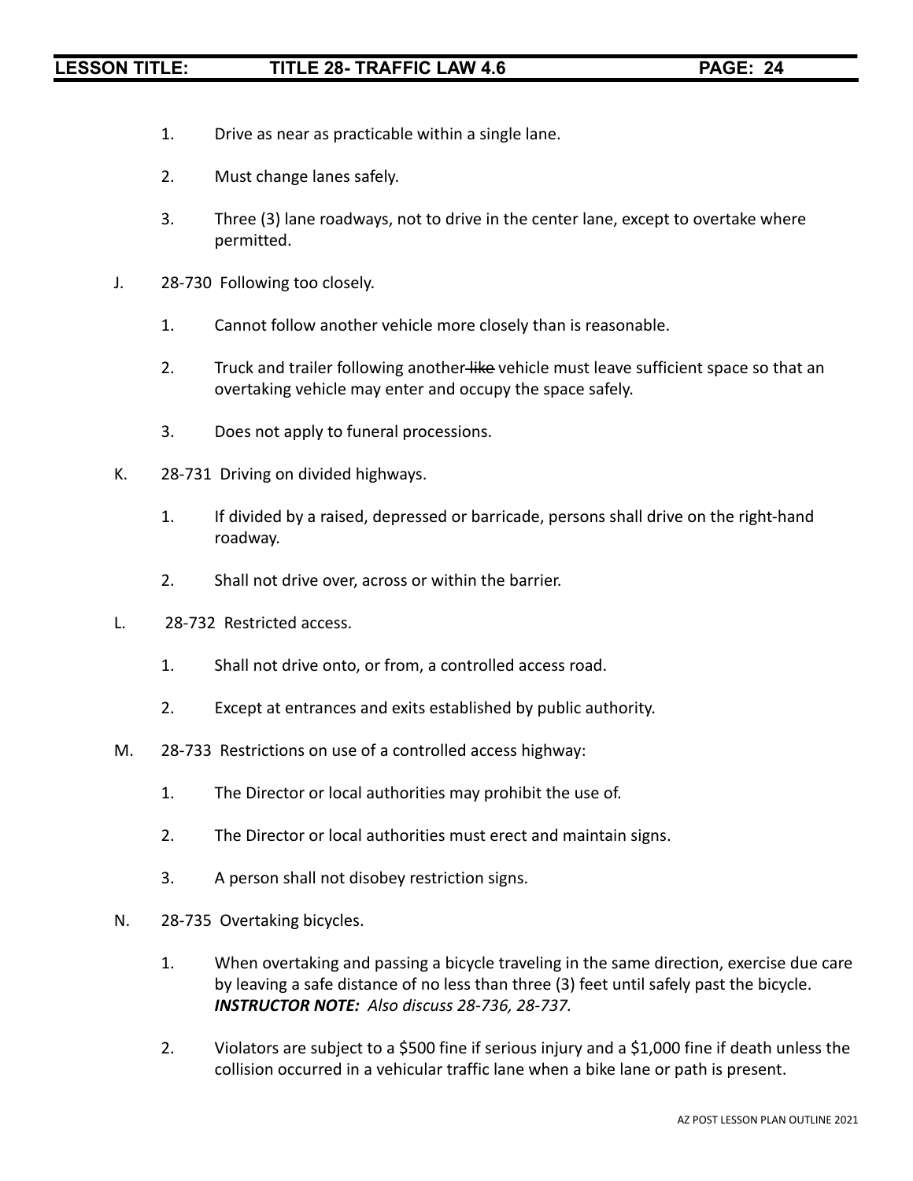1. Drive as near as practicable within a single lane.

2. Must change lanes safely.

3. Three (3) lane roadways, not to drive in the center lane, except to overtake where permitted.

J. 28-730 Following too closely.

   1. Cannot follow another vehicle more closely than is reasonable.

   2. Truck and trailer following another ~~like~~ vehicle must leave sufficient space so that an overtaking vehicle may enter and occupy the space safely.

   3. Does not apply to funeral processions.

K. 28-731 Driving on divided highways.

   1. If divided by a raised, depressed or barricade, persons shall drive on the right-hand roadway.

   2. Shall not drive over, across or within the barrier.

L. 28-732 Restricted access.

   1. Shall not drive onto, or from, a controlled access road.

   2. Except at entrances and exits established by public authority.

M. 28-733 Restrictions on use of a controlled access highway:

   1. The Director or local authorities may prohibit the use of.

   2. The Director or local authorities must erect and maintain signs.

   3. A person shall not disobey restriction signs.

N. 28-735 Overtaking bicycles.

   1. When overtaking and passing a bicycle traveling in the same direction, exercise due care by leaving a safe distance of no less than three (3) feet until safely past the bicycle. ***INSTRUCTOR NOTE:*** *Also discuss 28-736, 28-737.*

   2. Violators are subject to a $500 fine if serious injury and a $1,000 fine if death unless the collision occurred in a vehicular traffic lane when a bike lane or path is present.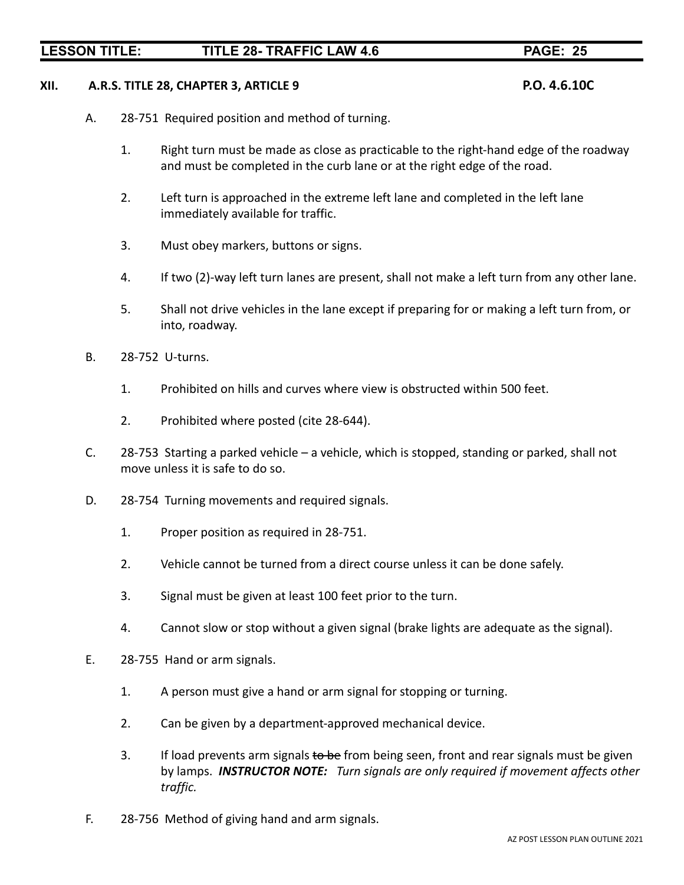## XII. A.R.S. TITLE 28, CHAPTER 3, ARTICLE 9 P.O. 4.6.10C

A. 28-751 Required position and method of turning.

1. Right turn must be made as close as practicable to the right-hand edge of the roadway and must be completed in the curb lane or at the right edge of the road.

2. Left turn is approached in the extreme left lane and completed in the left lane immediately available for traffic.

3. Must obey markers, buttons or signs.

4. If two (2)-way left turn lanes are present, shall not make a left turn from any other lane.

5. Shall not drive vehicles in the lane except if preparing for or making a left turn from, or into, roadway.

B. 28-752 U-turns.

1. Prohibited on hills and curves where view is obstructed within 500 feet.

2. Prohibited where posted (cite 28-644).

C. 28-753 Starting a parked vehicle – a vehicle, which is stopped, standing or parked, shall not move unless it is safe to do so.

D. 28-754 Turning movements and required signals.

1. Proper position as required in 28-751.

2. Vehicle cannot be turned from a direct course unless it can be done safely.

3. Signal must be given at least 100 feet prior to the turn.

4. Cannot slow or stop without a given signal (brake lights are adequate as the signal).

E. 28-755 Hand or arm signals.

1. A person must give a hand or arm signal for stopping or turning.

2. Can be given by a department-approved mechanical device.

3. If load prevents arm signals ~~to be~~ from being seen, front and rear signals must be given by lamps. ***INSTRUCTOR NOTE:*** *Turn signals are only required if movement affects other traffic.*

F. 28-756 Method of giving hand and arm signals.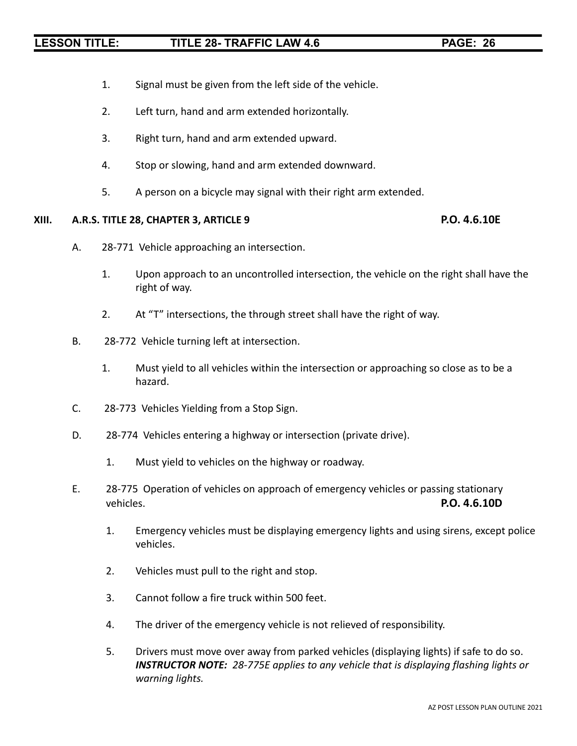1. Signal must be given from the left side of the vehicle.

2. Left turn, hand and arm extended horizontally.

3. Right turn, hand and arm extended upward.

4. Stop or slowing, hand and arm extended downward.

5. A person on a bicycle may signal with their right arm extended.

**XIII. A.R.S. TITLE 28, CHAPTER 3, ARTICLE 9** **P.O. 4.6.10E**

A. 28-771 Vehicle approaching an intersection.

   1. Upon approach to an uncontrolled intersection, the vehicle on the right shall have the right of way.

   2. At "T" intersections, the through street shall have the right of way.

B. 28-772 Vehicle turning left at intersection.

   1. Must yield to all vehicles within the intersection or approaching so close as to be a hazard.

C. 28-773 Vehicles Yielding from a Stop Sign.

D. 28-774 Vehicles entering a highway or intersection (private drive).

   1. Must yield to vehicles on the highway or roadway.

E. 28-775 Operation of vehicles on approach of emergency vehicles or passing stationary vehicles. **P.O. 4.6.10D**

   1. Emergency vehicles must be displaying emergency lights and using sirens, except police vehicles.

   2. Vehicles must pull to the right and stop.

   3. Cannot follow a fire truck within 500 feet.

   4. The driver of the emergency vehicle is not relieved of responsibility.

   5. Drivers must move over away from parked vehicles (displaying lights) if safe to do so. ***INSTRUCTOR NOTE:*** *28-775E applies to any vehicle that is displaying flashing lights or warning lights.*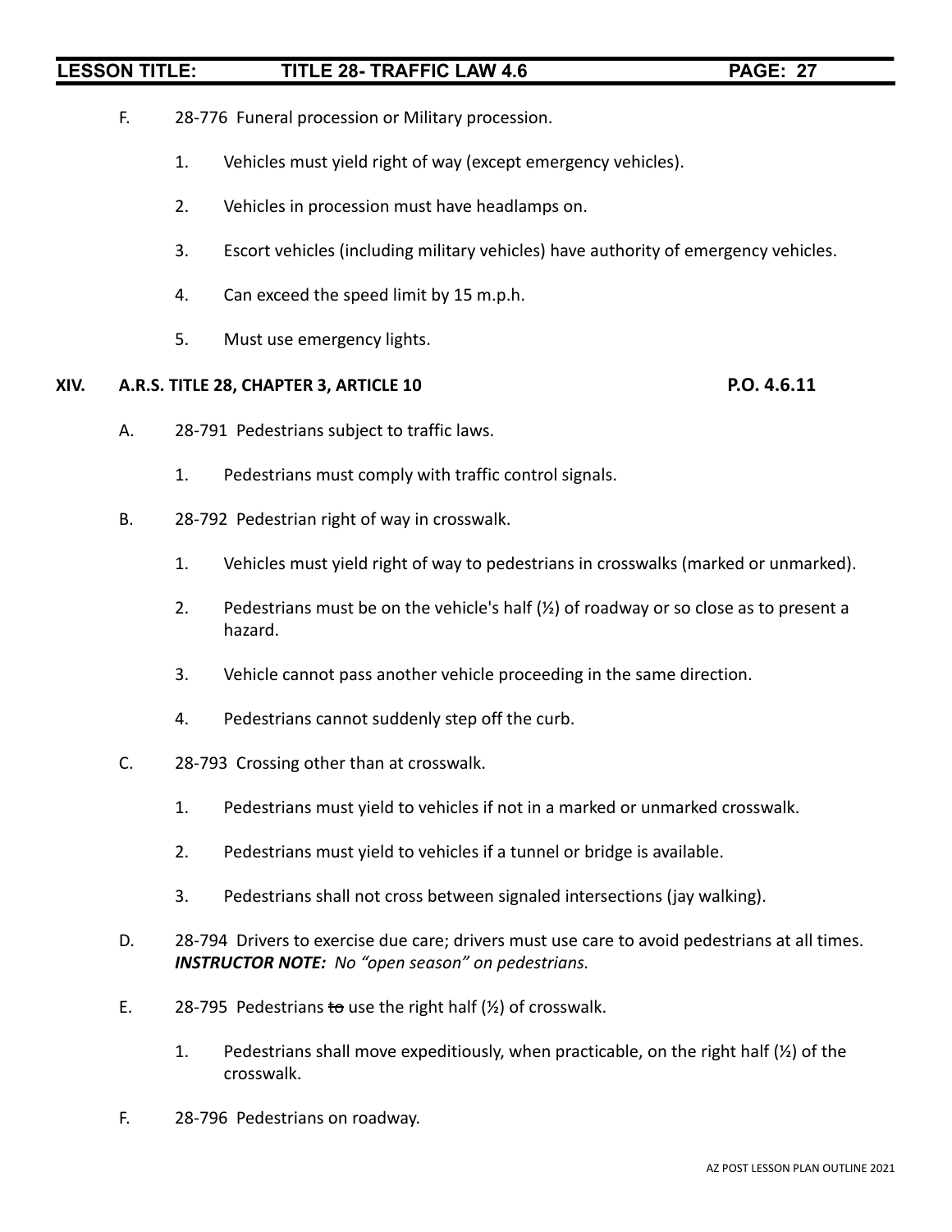F. 28-776 Funeral procession or Military procession.

1. Vehicles must yield right of way (except emergency vehicles).
2. Vehicles in procession must have headlamps on.
3. Escort vehicles (including military vehicles) have authority of emergency vehicles.
4. Can exceed the speed limit by 15 m.p.h.
5. Must use emergency lights.

## XIV. A.R.S. TITLE 28, CHAPTER 3, ARTICLE 10 — P.O. 4.6.11

A. 28-791 Pedestrians subject to traffic laws.

1. Pedestrians must comply with traffic control signals.

B. 28-792 Pedestrian right of way in crosswalk.

1. Vehicles must yield right of way to pedestrians in crosswalks (marked or unmarked).
2. Pedestrians must be on the vehicle's half (½) of roadway or so close as to present a hazard.
3. Vehicle cannot pass another vehicle proceeding in the same direction.
4. Pedestrians cannot suddenly step off the curb.

C. 28-793 Crossing other than at crosswalk.

1. Pedestrians must yield to vehicles if not in a marked or unmarked crosswalk.
2. Pedestrians must yield to vehicles if a tunnel or bridge is available.
3. Pedestrians shall not cross between signaled intersections (jay walking).

D. 28-794 Drivers to exercise due care; drivers must use care to avoid pedestrians at all times.
***INSTRUCTOR NOTE:*** *No "open season" on pedestrians.*

E. 28-795 Pedestrians ~~to~~ use the right half (½) of crosswalk.

1. Pedestrians shall move expeditiously, when practicable, on the right half (½) of the crosswalk.

F. 28-796 Pedestrians on roadway.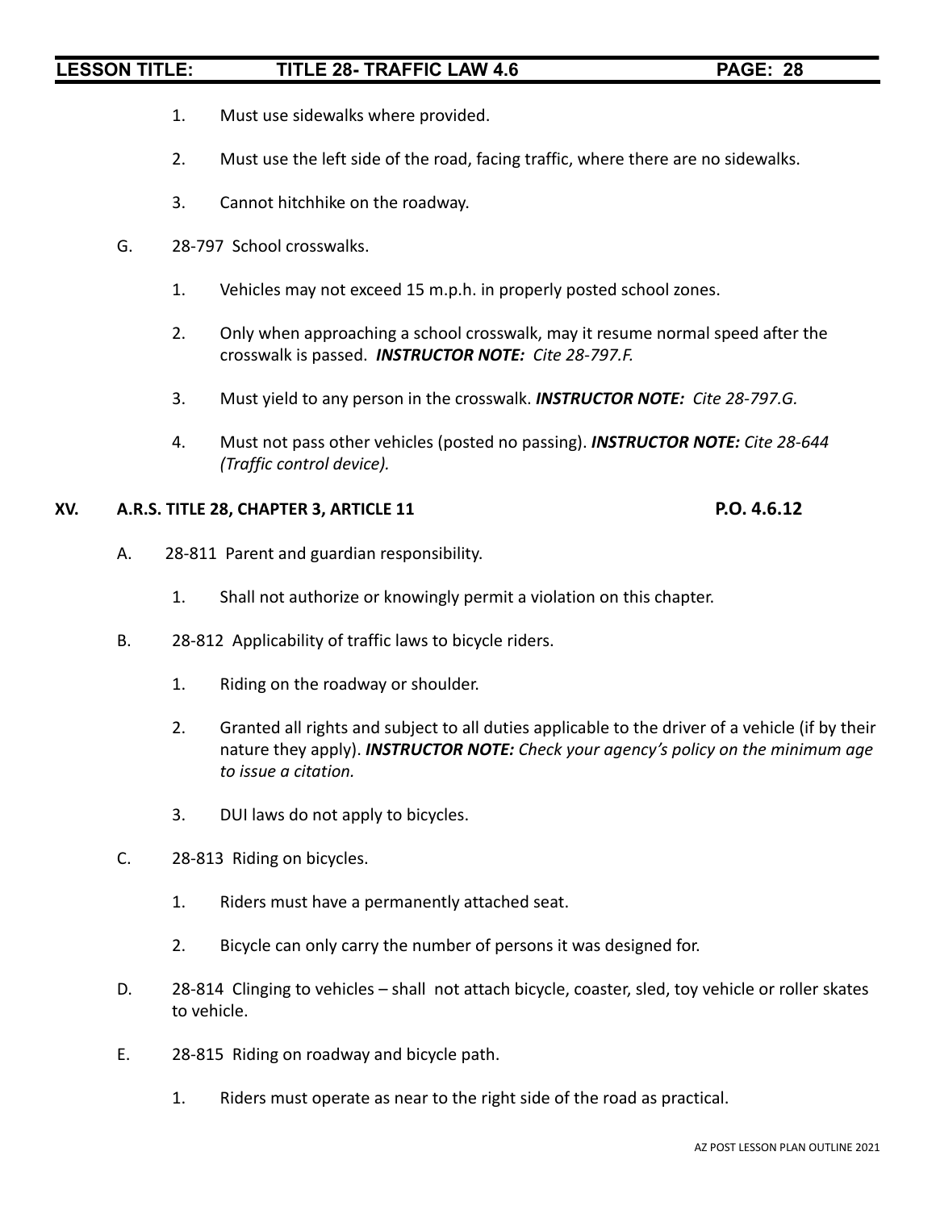1. Must use sidewalks where provided.

2. Must use the left side of the road, facing traffic, where there are no sidewalks.

3. Cannot hitchhike on the roadway.

G. 28-797 School crosswalks.

1. Vehicles may not exceed 15 m.p.h. in properly posted school zones.

2. Only when approaching a school crosswalk, may it resume normal speed after the crosswalk is passed. ***INSTRUCTOR NOTE:*** *Cite 28-797.F.*

3. Must yield to any person in the crosswalk. ***INSTRUCTOR NOTE:*** *Cite 28-797.G.*

4. Must not pass other vehicles (posted no passing). ***INSTRUCTOR NOTE:*** *Cite 28-644 (Traffic control device).*

## XV. A.R.S. TITLE 28, CHAPTER 3, ARTICLE 11 — P.O. 4.6.12

A. 28-811 Parent and guardian responsibility.

1. Shall not authorize or knowingly permit a violation on this chapter.

B. 28-812 Applicability of traffic laws to bicycle riders.

1. Riding on the roadway or shoulder.

2. Granted all rights and subject to all duties applicable to the driver of a vehicle (if by their nature they apply). ***INSTRUCTOR NOTE:*** *Check your agency's policy on the minimum age to issue a citation.*

3. DUI laws do not apply to bicycles.

C. 28-813 Riding on bicycles.

1. Riders must have a permanently attached seat.

2. Bicycle can only carry the number of persons it was designed for.

D. 28-814 Clinging to vehicles – shall not attach bicycle, coaster, sled, toy vehicle or roller skates to vehicle.

E. 28-815 Riding on roadway and bicycle path.

1. Riders must operate as near to the right side of the road as practical.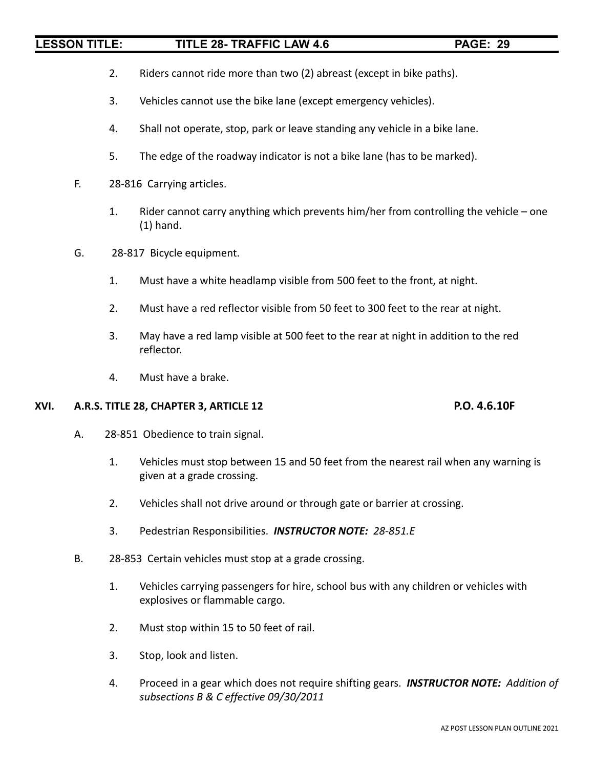2. Riders cannot ride more than two (2) abreast (except in bike paths).

3. Vehicles cannot use the bike lane (except emergency vehicles).

4. Shall not operate, stop, park or leave standing any vehicle in a bike lane.

5. The edge of the roadway indicator is not a bike lane (has to be marked).

F. 28-816 Carrying articles.

1. Rider cannot carry anything which prevents him/her from controlling the vehicle – one (1) hand.

G. 28-817 Bicycle equipment.

1. Must have a white headlamp visible from 500 feet to the front, at night.

2. Must have a red reflector visible from 50 feet to 300 feet to the rear at night.

3. May have a red lamp visible at 500 feet to the rear at night in addition to the red reflector.

4. Must have a brake.

## XVI. A.R.S. TITLE 28, CHAPTER 3, ARTICLE 12 — P.O. 4.6.10F

A. 28-851 Obedience to train signal.

1. Vehicles must stop between 15 and 50 feet from the nearest rail when any warning is given at a grade crossing.

2. Vehicles shall not drive around or through gate or barrier at crossing.

3. Pedestrian Responsibilities. ***INSTRUCTOR NOTE:*** *28-851.E*

B. 28-853 Certain vehicles must stop at a grade crossing.

1. Vehicles carrying passengers for hire, school bus with any children or vehicles with explosives or flammable cargo.

2. Must stop within 15 to 50 feet of rail.

3. Stop, look and listen.

4. Proceed in a gear which does not require shifting gears. ***INSTRUCTOR NOTE:*** *Addition of subsections B & C effective 09/30/2011*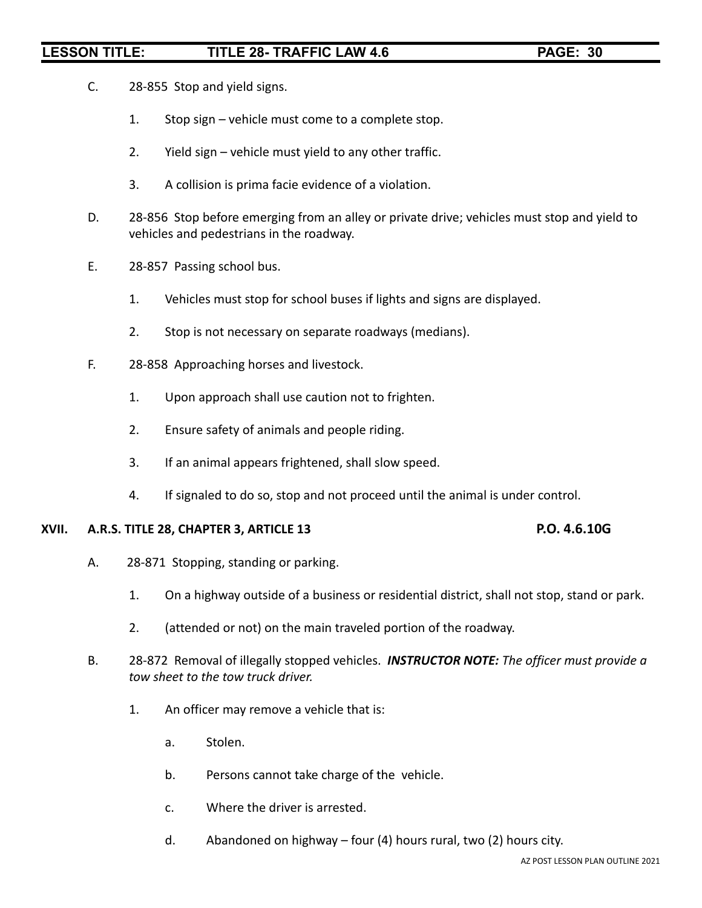C. 28-855 Stop and yield signs.

1. Stop sign – vehicle must come to a complete stop.
2. Yield sign – vehicle must yield to any other traffic.
3. A collision is prima facie evidence of a violation.

D. 28-856 Stop before emerging from an alley or private drive; vehicles must stop and yield to vehicles and pedestrians in the roadway.

E. 28-857 Passing school bus.

1. Vehicles must stop for school buses if lights and signs are displayed.
2. Stop is not necessary on separate roadways (medians).

F. 28-858 Approaching horses and livestock.

1. Upon approach shall use caution not to frighten.
2. Ensure safety of animals and people riding.
3. If an animal appears frightened, shall slow speed.
4. If signaled to do so, stop and not proceed until the animal is under control.

## XVII. A.R.S. TITLE 28, CHAPTER 3, ARTICLE 13 — P.O. 4.6.10G

A. 28-871 Stopping, standing or parking.

1. On a highway outside of a business or residential district, shall not stop, stand or park.
2. (attended or not) on the main traveled portion of the roadway.

B. 28-872 Removal of illegally stopped vehicles. ***INSTRUCTOR NOTE:*** *The officer must provide a tow sheet to the tow truck driver.*

1. An officer may remove a vehicle that is:
   a. Stolen.
   b. Persons cannot take charge of the vehicle.
   c. Where the driver is arrested.
   d. Abandoned on highway – four (4) hours rural, two (2) hours city.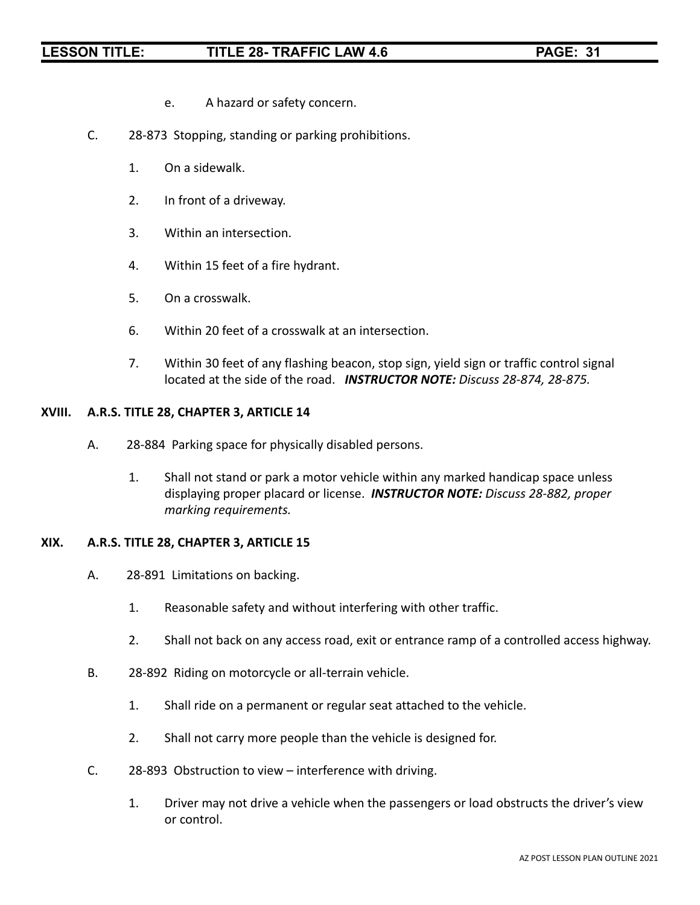e. A hazard or safety concern.

C. 28-873 Stopping, standing or parking prohibitions.

1. On a sidewalk.
2. In front of a driveway.
3. Within an intersection.
4. Within 15 feet of a fire hydrant.
5. On a crosswalk.
6. Within 20 feet of a crosswalk at an intersection.
7. Within 30 feet of any flashing beacon, stop sign, yield sign or traffic control signal located at the side of the road. ***INSTRUCTOR NOTE:*** *Discuss 28-874, 28-875.*

**XVIII. A.R.S. TITLE 28, CHAPTER 3, ARTICLE 14**

A. 28-884 Parking space for physically disabled persons.

1. Shall not stand or park a motor vehicle within any marked handicap space unless displaying proper placard or license. ***INSTRUCTOR NOTE:*** *Discuss 28-882, proper marking requirements.*

**XIX. A.R.S. TITLE 28, CHAPTER 3, ARTICLE 15**

A. 28-891 Limitations on backing.

1. Reasonable safety and without interfering with other traffic.
2. Shall not back on any access road, exit or entrance ramp of a controlled access highway.

B. 28-892 Riding on motorcycle or all-terrain vehicle.

1. Shall ride on a permanent or regular seat attached to the vehicle.
2. Shall not carry more people than the vehicle is designed for.

C. 28-893 Obstruction to view – interference with driving.

1. Driver may not drive a vehicle when the passengers or load obstructs the driver's view or control.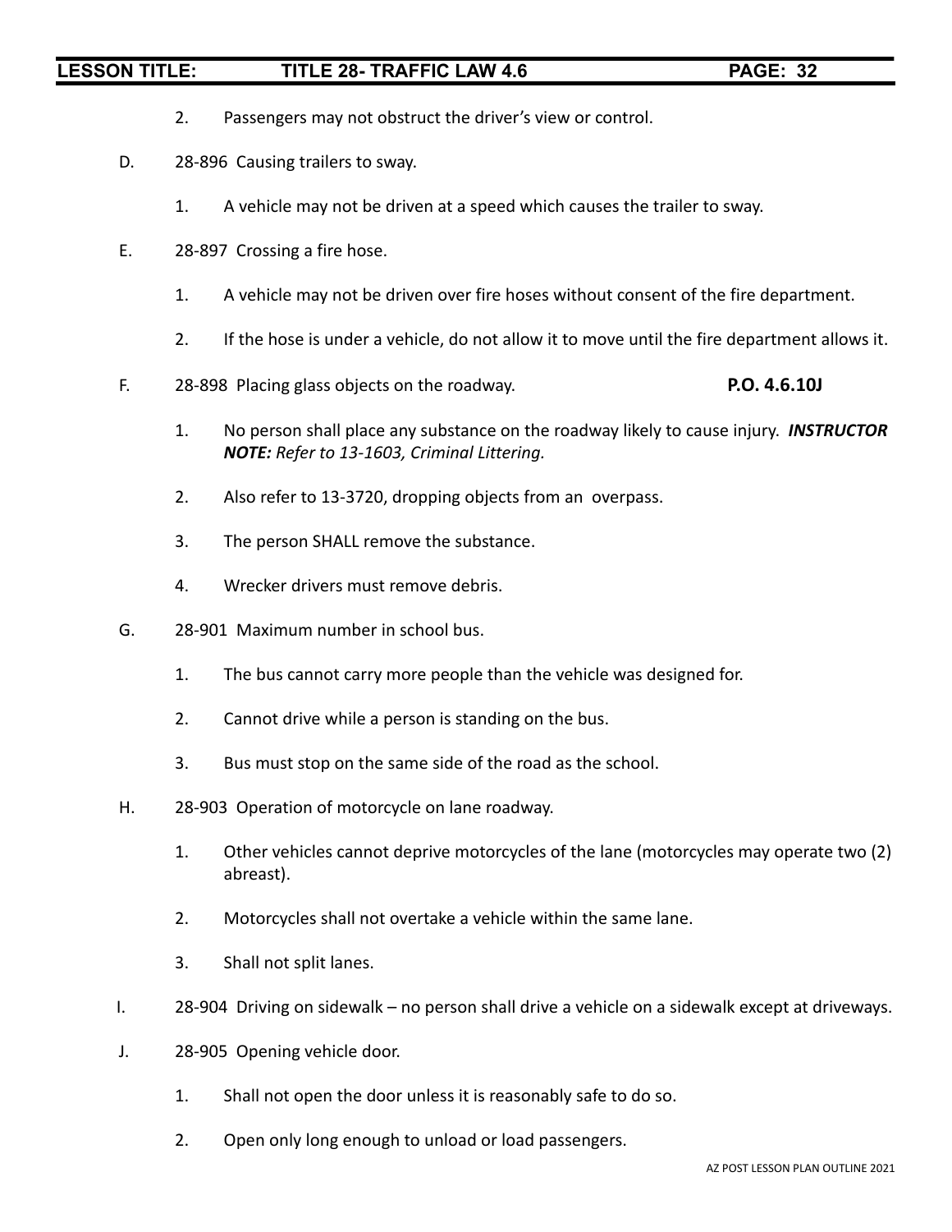2. Passengers may not obstruct the driver's view or control.

D. 28-896 Causing trailers to sway.

1. A vehicle may not be driven at a speed which causes the trailer to sway.

E. 28-897 Crossing a fire hose.

1. A vehicle may not be driven over fire hoses without consent of the fire department.

2. If the hose is under a vehicle, do not allow it to move until the fire department allows it.

F. 28-898 Placing glass objects on the roadway. **P.O. 4.6.10J**

1. No person shall place any substance on the roadway likely to cause injury. ***INSTRUCTOR NOTE:*** *Refer to 13-1603, Criminal Littering.*

2. Also refer to 13-3720, dropping objects from an overpass.

3. The person SHALL remove the substance.

4. Wrecker drivers must remove debris.

G. 28-901 Maximum number in school bus.

1. The bus cannot carry more people than the vehicle was designed for.

2. Cannot drive while a person is standing on the bus.

3. Bus must stop on the same side of the road as the school.

H. 28-903 Operation of motorcycle on lane roadway.

1. Other vehicles cannot deprive motorcycles of the lane (motorcycles may operate two (2) abreast).

2. Motorcycles shall not overtake a vehicle within the same lane.

3. Shall not split lanes.

I. 28-904 Driving on sidewalk – no person shall drive a vehicle on a sidewalk except at driveways.

J. 28-905 Opening vehicle door.

1. Shall not open the door unless it is reasonably safe to do so.

2. Open only long enough to unload or load passengers.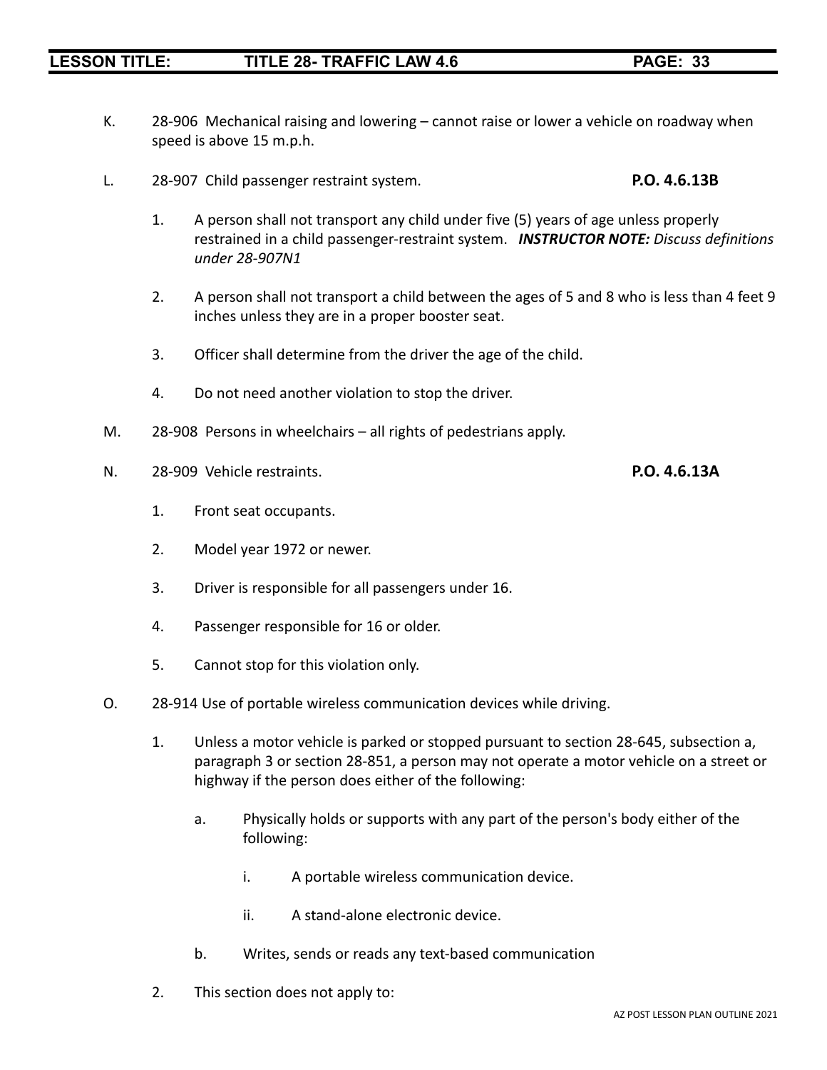K. 28-906 Mechanical raising and lowering – cannot raise or lower a vehicle on roadway when speed is above 15 m.p.h.

L. 28-907 Child passenger restraint system. **P.O. 4.6.13B**

1. A person shall not transport any child under five (5) years of age unless properly restrained in a child passenger-restraint system. ***INSTRUCTOR NOTE:*** *Discuss definitions under 28-907N1*

2. A person shall not transport a child between the ages of 5 and 8 who is less than 4 feet 9 inches unless they are in a proper booster seat.

3. Officer shall determine from the driver the age of the child.

4. Do not need another violation to stop the driver.

M. 28-908 Persons in wheelchairs – all rights of pedestrians apply.

N. 28-909 Vehicle restraints. **P.O. 4.6.13A**

1. Front seat occupants.

2. Model year 1972 or newer.

3. Driver is responsible for all passengers under 16.

4. Passenger responsible for 16 or older.

5. Cannot stop for this violation only.

O. 28-914 Use of portable wireless communication devices while driving.

1. Unless a motor vehicle is parked or stopped pursuant to section 28-645, subsection a, paragraph 3 or section 28-851, a person may not operate a motor vehicle on a street or highway if the person does either of the following:

   a. Physically holds or supports with any part of the person's body either of the following:

      i. A portable wireless communication device.

      ii. A stand-alone electronic device.

   b. Writes, sends or reads any text-based communication

2. This section does not apply to: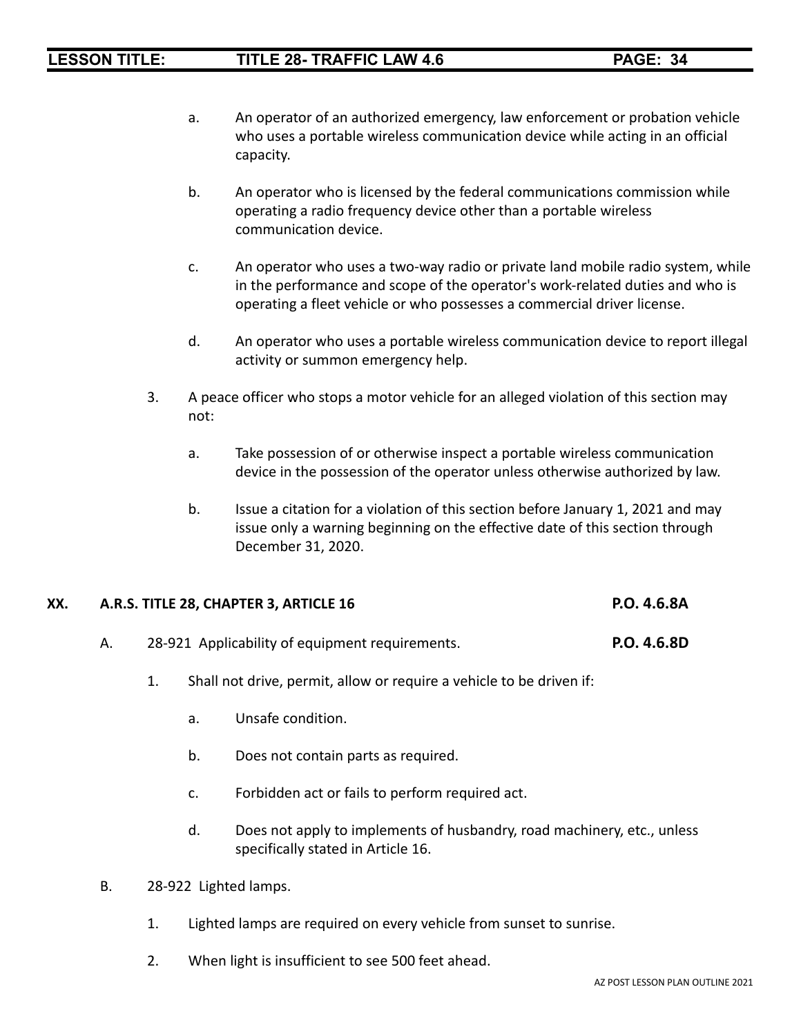a. An operator of an authorized emergency, law enforcement or probation vehicle who uses a portable wireless communication device while acting in an official capacity.

b. An operator who is licensed by the federal communications commission while operating a radio frequency device other than a portable wireless communication device.

c. An operator who uses a two-way radio or private land mobile radio system, while in the performance and scope of the operator's work-related duties and who is operating a fleet vehicle or who possesses a commercial driver license.

d. An operator who uses a portable wireless communication device to report illegal activity or summon emergency help.

3. A peace officer who stops a motor vehicle for an alleged violation of this section may not:

   a. Take possession of or otherwise inspect a portable wireless communication device in the possession of the operator unless otherwise authorized by law.

   b. Issue a citation for a violation of this section before January 1, 2021 and may issue only a warning beginning on the effective date of this section through December 31, 2020.

## XX. A.R.S. TITLE 28, CHAPTER 3, ARTICLE 16 — P.O. 4.6.8A

A. 28-921 Applicability of equipment requirements. **P.O. 4.6.8D**

1. Shall not drive, permit, allow or require a vehicle to be driven if:

   a. Unsafe condition.

   b. Does not contain parts as required.

   c. Forbidden act or fails to perform required act.

   d. Does not apply to implements of husbandry, road machinery, etc., unless specifically stated in Article 16.

B. 28-922 Lighted lamps.

1. Lighted lamps are required on every vehicle from sunset to sunrise.

2. When light is insufficient to see 500 feet ahead.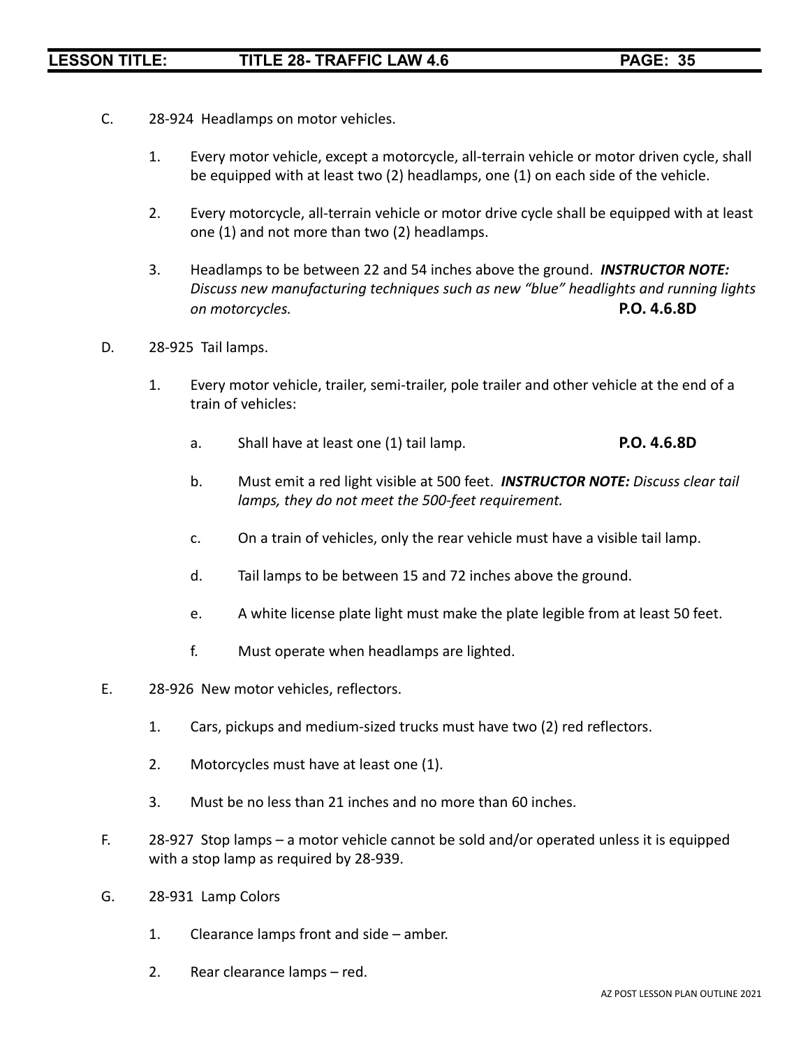C. 28-924 Headlamps on motor vehicles.

1. Every motor vehicle, except a motorcycle, all-terrain vehicle or motor driven cycle, shall be equipped with at least two (2) headlamps, one (1) on each side of the vehicle.

2. Every motorcycle, all-terrain vehicle or motor drive cycle shall be equipped with at least one (1) and not more than two (2) headlamps.

3. Headlamps to be between 22 and 54 inches above the ground. ***INSTRUCTOR NOTE:*** *Discuss new manufacturing techniques such as new "blue" headlights and running lights on motorcycles.* **P.O. 4.6.8D**

D. 28-925 Tail lamps.

1. Every motor vehicle, trailer, semi-trailer, pole trailer and other vehicle at the end of a train of vehicles:

    a. Shall have at least one (1) tail lamp. **P.O. 4.6.8D**

    b. Must emit a red light visible at 500 feet. ***INSTRUCTOR NOTE:*** *Discuss clear tail lamps, they do not meet the 500-feet requirement.*

    c. On a train of vehicles, only the rear vehicle must have a visible tail lamp.

    d. Tail lamps to be between 15 and 72 inches above the ground.

    e. A white license plate light must make the plate legible from at least 50 feet.

    f. Must operate when headlamps are lighted.

E. 28-926 New motor vehicles, reflectors.

1. Cars, pickups and medium-sized trucks must have two (2) red reflectors.

2. Motorcycles must have at least one (1).

3. Must be no less than 21 inches and no more than 60 inches.

F. 28-927 Stop lamps – a motor vehicle cannot be sold and/or operated unless it is equipped with a stop lamp as required by 28-939.

G. 28-931 Lamp Colors

1. Clearance lamps front and side – amber.

2. Rear clearance lamps – red.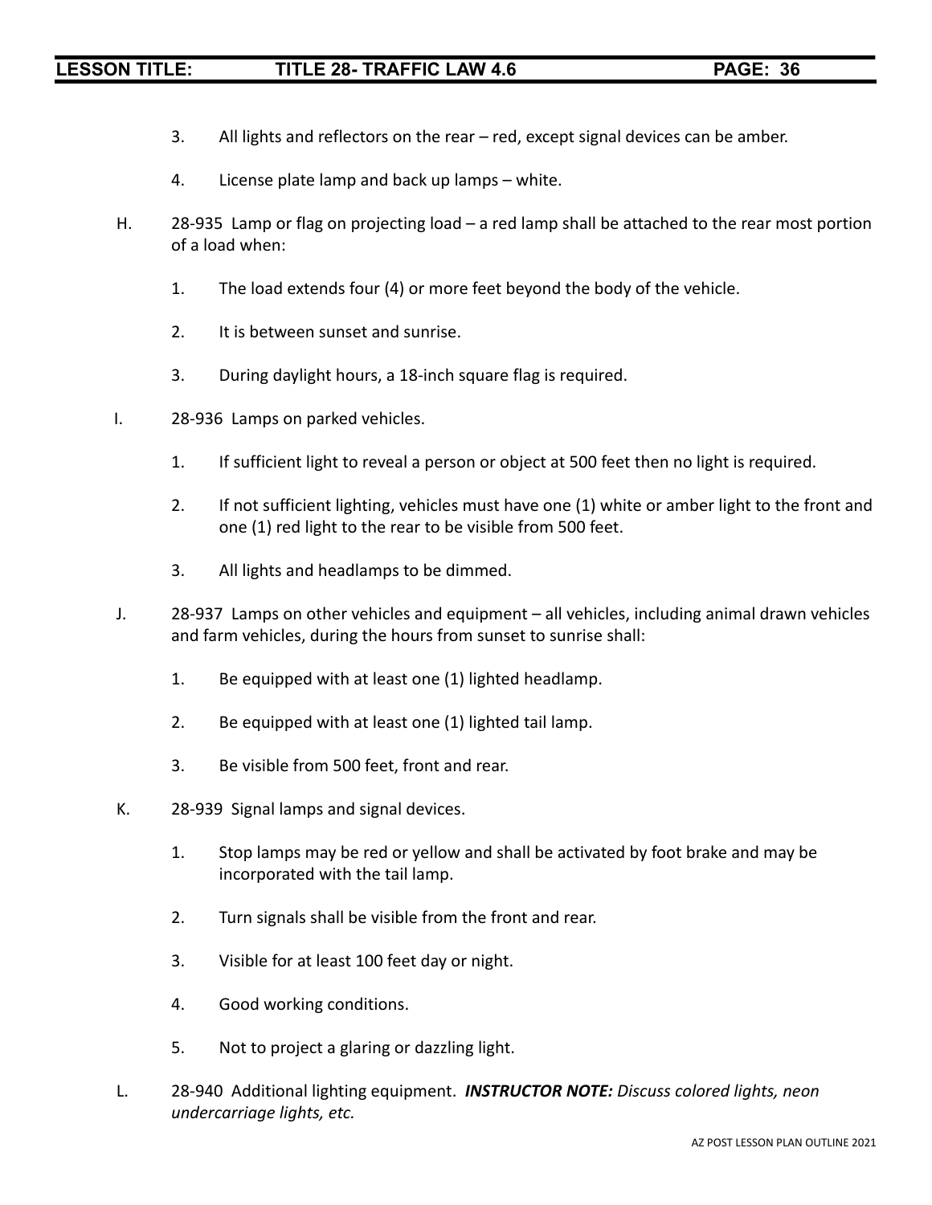3. All lights and reflectors on the rear – red, except signal devices can be amber.

4. License plate lamp and back up lamps – white.

H. 28-935 Lamp or flag on projecting load – a red lamp shall be attached to the rear most portion of a load when:

1. The load extends four (4) or more feet beyond the body of the vehicle.

2. It is between sunset and sunrise.

3. During daylight hours, a 18-inch square flag is required.

I. 28-936 Lamps on parked vehicles.

1. If sufficient light to reveal a person or object at 500 feet then no light is required.

2. If not sufficient lighting, vehicles must have one (1) white or amber light to the front and one (1) red light to the rear to be visible from 500 feet.

3. All lights and headlamps to be dimmed.

J. 28-937 Lamps on other vehicles and equipment – all vehicles, including animal drawn vehicles and farm vehicles, during the hours from sunset to sunrise shall:

1. Be equipped with at least one (1) lighted headlamp.

2. Be equipped with at least one (1) lighted tail lamp.

3. Be visible from 500 feet, front and rear.

K. 28-939 Signal lamps and signal devices.

1. Stop lamps may be red or yellow and shall be activated by foot brake and may be incorporated with the tail lamp.

2. Turn signals shall be visible from the front and rear.

3. Visible for at least 100 feet day or night.

4. Good working conditions.

5. Not to project a glaring or dazzling light.

L. 28-940 Additional lighting equipment. ***INSTRUCTOR NOTE:*** *Discuss colored lights, neon undercarriage lights, etc.*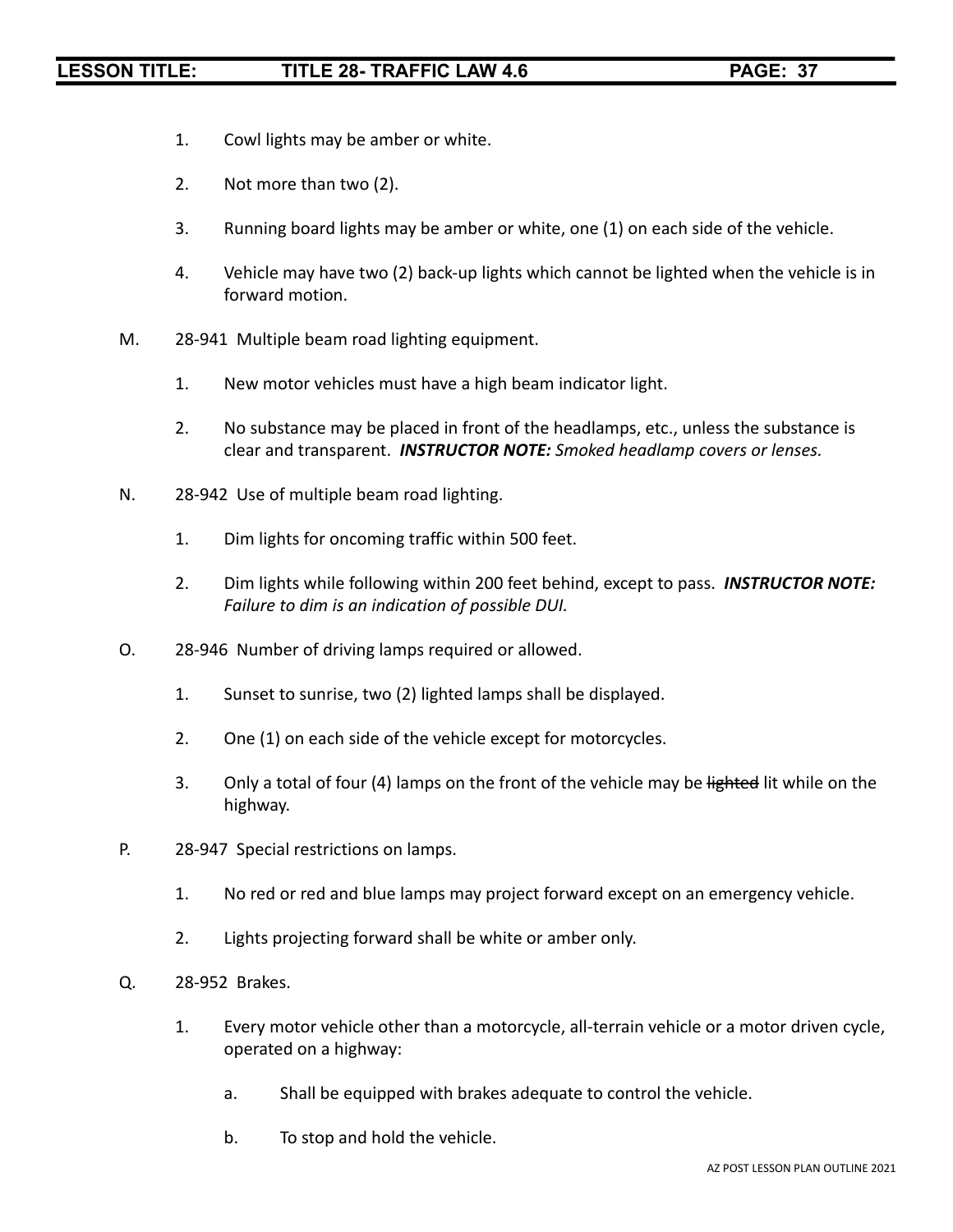1. Cowl lights may be amber or white.

2. Not more than two (2).

3. Running board lights may be amber or white, one (1) on each side of the vehicle.

4. Vehicle may have two (2) back-up lights which cannot be lighted when the vehicle is in forward motion.

M. 28-941 Multiple beam road lighting equipment.

1. New motor vehicles must have a high beam indicator light.

2. No substance may be placed in front of the headlamps, etc., unless the substance is clear and transparent. ***INSTRUCTOR NOTE:*** *Smoked headlamp covers or lenses.*

N. 28-942 Use of multiple beam road lighting.

1. Dim lights for oncoming traffic within 500 feet.

2. Dim lights while following within 200 feet behind, except to pass. ***INSTRUCTOR NOTE:*** *Failure to dim is an indication of possible DUI.*

O. 28-946 Number of driving lamps required or allowed.

1. Sunset to sunrise, two (2) lighted lamps shall be displayed.

2. One (1) on each side of the vehicle except for motorcycles.

3. Only a total of four (4) lamps on the front of the vehicle may be ~~lighted~~ lit while on the highway.

P. 28-947 Special restrictions on lamps.

1. No red or red and blue lamps may project forward except on an emergency vehicle.

2. Lights projecting forward shall be white or amber only.

Q. 28-952 Brakes.

1. Every motor vehicle other than a motorcycle, all-terrain vehicle or a motor driven cycle, operated on a highway:

   a. Shall be equipped with brakes adequate to control the vehicle.

   b. To stop and hold the vehicle.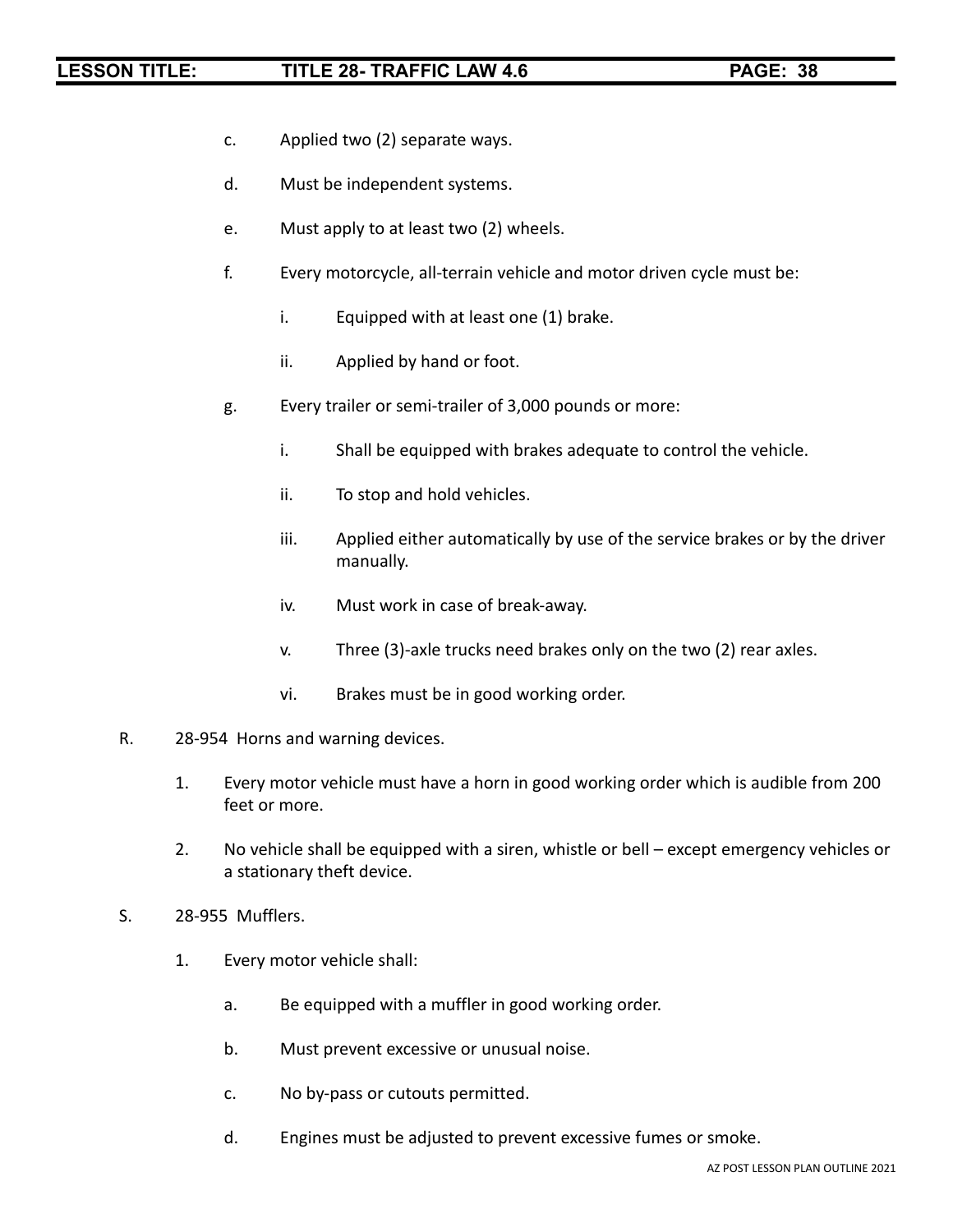c. Applied two (2) separate ways.

d. Must be independent systems.

e. Must apply to at least two (2) wheels.

f. Every motorcycle, all-terrain vehicle and motor driven cycle must be:

   i. Equipped with at least one (1) brake.

   ii. Applied by hand or foot.

g. Every trailer or semi-trailer of 3,000 pounds or more:

   i. Shall be equipped with brakes adequate to control the vehicle.

   ii. To stop and hold vehicles.

   iii. Applied either automatically by use of the service brakes or by the driver manually.

   iv. Must work in case of break-away.

   v. Three (3)-axle trucks need brakes only on the two (2) rear axles.

   vi. Brakes must be in good working order.

R. 28-954 Horns and warning devices.

   1. Every motor vehicle must have a horn in good working order which is audible from 200 feet or more.

   2. No vehicle shall be equipped with a siren, whistle or bell – except emergency vehicles or a stationary theft device.

S. 28-955 Mufflers.

   1. Every motor vehicle shall:

      a. Be equipped with a muffler in good working order.

      b. Must prevent excessive or unusual noise.

      c. No by-pass or cutouts permitted.

      d. Engines must be adjusted to prevent excessive fumes or smoke.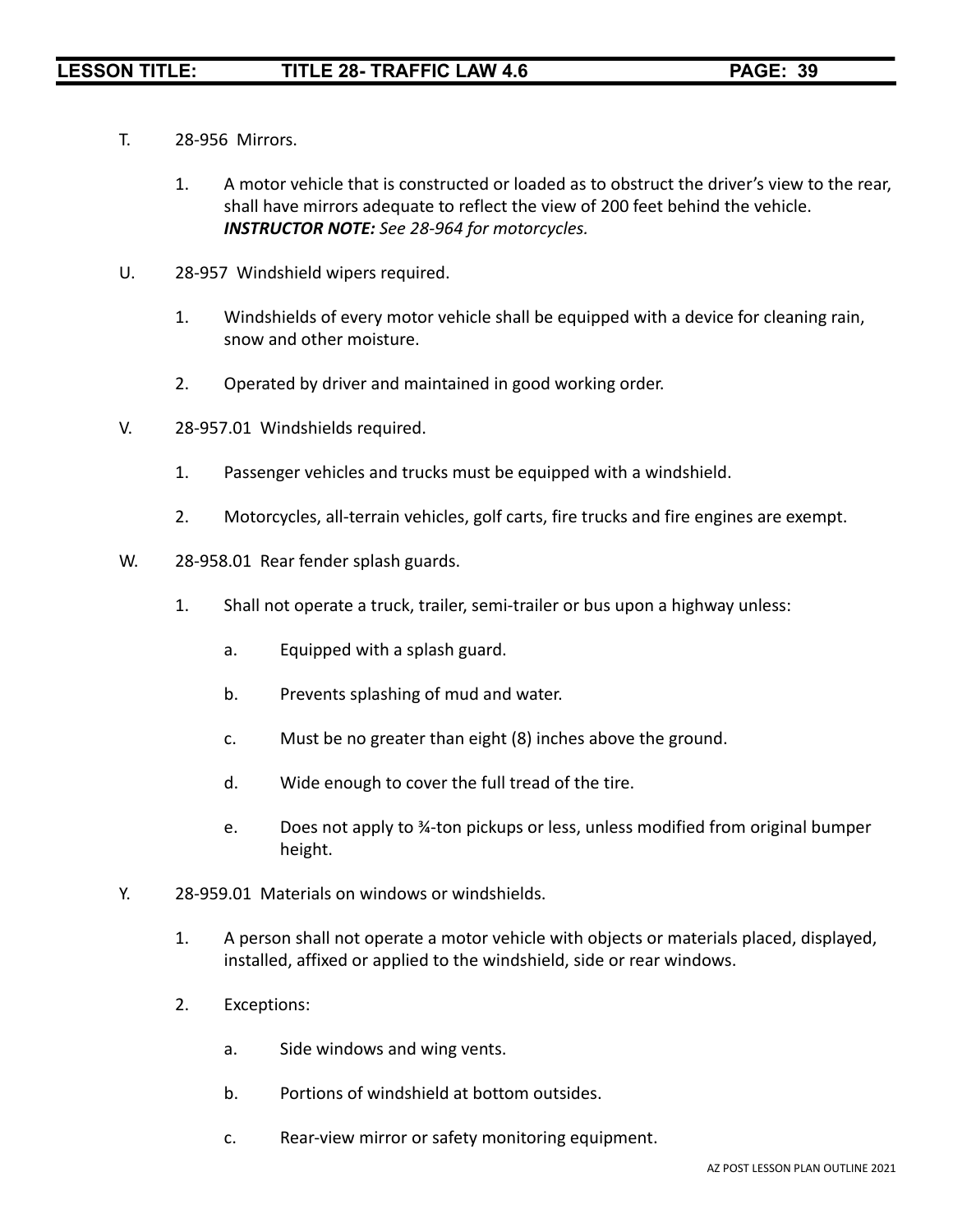T. 28-956 Mirrors.

1. A motor vehicle that is constructed or loaded as to obstruct the driver's view to the rear, shall have mirrors adequate to reflect the view of 200 feet behind the vehicle. ***INSTRUCTOR NOTE:*** *See 28-964 for motorcycles.*

U. 28-957 Windshield wipers required.

1. Windshields of every motor vehicle shall be equipped with a device for cleaning rain, snow and other moisture.

2. Operated by driver and maintained in good working order.

V. 28-957.01 Windshields required.

1. Passenger vehicles and trucks must be equipped with a windshield.

2. Motorcycles, all-terrain vehicles, golf carts, fire trucks and fire engines are exempt.

W. 28-958.01 Rear fender splash guards.

1. Shall not operate a truck, trailer, semi-trailer or bus upon a highway unless:

   a. Equipped with a splash guard.

   b. Prevents splashing of mud and water.

   c. Must be no greater than eight (8) inches above the ground.

   d. Wide enough to cover the full tread of the tire.

   e. Does not apply to ¾-ton pickups or less, unless modified from original bumper height.

Y. 28-959.01 Materials on windows or windshields.

1. A person shall not operate a motor vehicle with objects or materials placed, displayed, installed, affixed or applied to the windshield, side or rear windows.

2. Exceptions:

   a. Side windows and wing vents.

   b. Portions of windshield at bottom outsides.

   c. Rear-view mirror or safety monitoring equipment.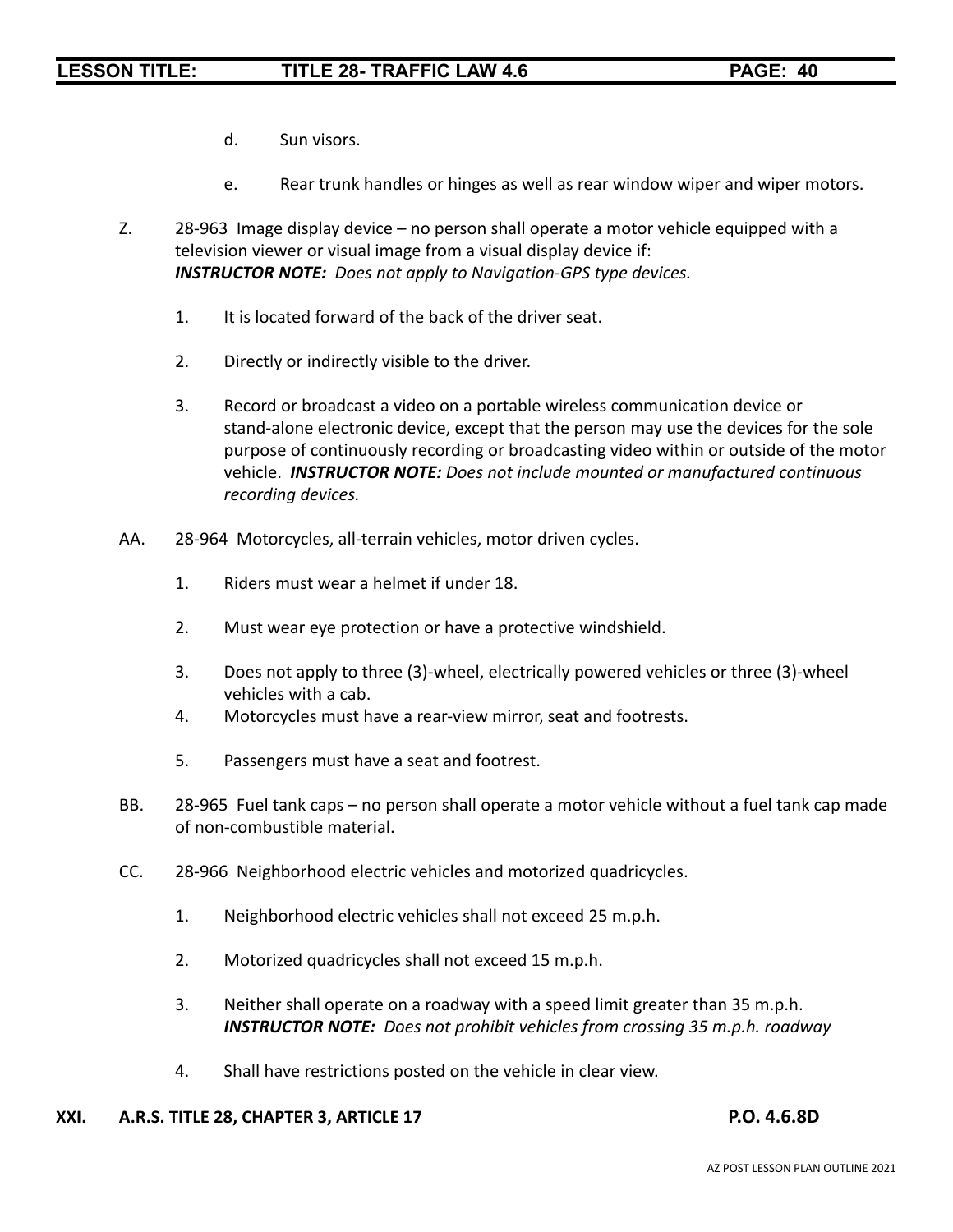d. Sun visors.

e. Rear trunk handles or hinges as well as rear window wiper and wiper motors.

Z. 28-963 Image display device – no person shall operate a motor vehicle equipped with a television viewer or visual image from a visual display device if:
***INSTRUCTOR NOTE:*** *Does not apply to Navigation-GPS type devices.*

1. It is located forward of the back of the driver seat.

2. Directly or indirectly visible to the driver.

3. Record or broadcast a video on a portable wireless communication device or stand-alone electronic device, except that the person may use the devices for the sole purpose of continuously recording or broadcasting video within or outside of the motor vehicle. ***INSTRUCTOR NOTE:*** *Does not include mounted or manufactured continuous recording devices.*

AA. 28-964 Motorcycles, all-terrain vehicles, motor driven cycles.

1. Riders must wear a helmet if under 18.

2. Must wear eye protection or have a protective windshield.

3. Does not apply to three (3)-wheel, electrically powered vehicles or three (3)-wheel vehicles with a cab.

4. Motorcycles must have a rear-view mirror, seat and footrests.

5. Passengers must have a seat and footrest.

BB. 28-965 Fuel tank caps – no person shall operate a motor vehicle without a fuel tank cap made of non-combustible material.

CC. 28-966 Neighborhood electric vehicles and motorized quadricycles.

1. Neighborhood electric vehicles shall not exceed 25 m.p.h.

2. Motorized quadricycles shall not exceed 15 m.p.h.

3. Neither shall operate on a roadway with a speed limit greater than 35 m.p.h.
***INSTRUCTOR NOTE:*** *Does not prohibit vehicles from crossing 35 m.p.h. roadway*

4. Shall have restrictions posted on the vehicle in clear view.

**XXI. A.R.S. TITLE 28, CHAPTER 3, ARTICLE 17 P.O. 4.6.8D**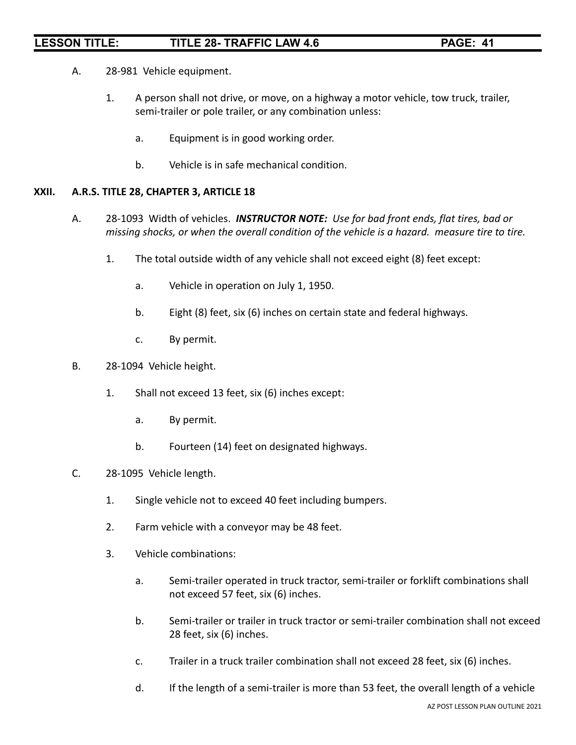A. 28-981 Vehicle equipment.

1. A person shall not drive, or move, on a highway a motor vehicle, tow truck, trailer, semi-trailer or pole trailer, or any combination unless:

   a. Equipment is in good working order.

   b. Vehicle is in safe mechanical condition.

## XXII. A.R.S. TITLE 28, CHAPTER 3, ARTICLE 18

A. 28-1093 Width of vehicles. ***INSTRUCTOR NOTE:*** *Use for bad front ends, flat tires, bad or missing shocks, or when the overall condition of the vehicle is a hazard. measure tire to tire.*

1. The total outside width of any vehicle shall not exceed eight (8) feet except:

   a. Vehicle in operation on July 1, 1950.

   b. Eight (8) feet, six (6) inches on certain state and federal highways.

   c. By permit.

B. 28-1094 Vehicle height.

1. Shall not exceed 13 feet, six (6) inches except:

   a. By permit.

   b. Fourteen (14) feet on designated highways.

C. 28-1095 Vehicle length.

1. Single vehicle not to exceed 40 feet including bumpers.

2. Farm vehicle with a conveyor may be 48 feet.

3. Vehicle combinations:

   a. Semi-trailer operated in truck tractor, semi-trailer or forklift combinations shall not exceed 57 feet, six (6) inches.

   b. Semi-trailer or trailer in truck tractor or semi-trailer combination shall not exceed 28 feet, six (6) inches.

   c. Trailer in a truck trailer combination shall not exceed 28 feet, six (6) inches.

   d. If the length of a semi-trailer is more than 53 feet, the overall length of a vehicle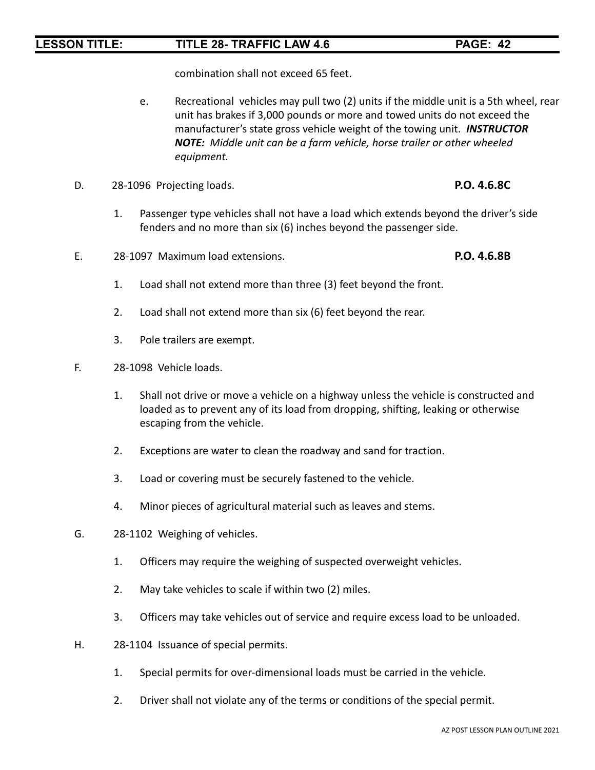combination shall not exceed 65 feet.

e. Recreational vehicles may pull two (2) units if the middle unit is a 5th wheel, rear unit has brakes if 3,000 pounds or more and towed units do not exceed the manufacturer's state gross vehicle weight of the towing unit. ***INSTRUCTOR NOTE:*** *Middle unit can be a farm vehicle, horse trailer or other wheeled equipment.*

D. 28-1096 Projecting loads. **P.O. 4.6.8C**

1. Passenger type vehicles shall not have a load which extends beyond the driver's side fenders and no more than six (6) inches beyond the passenger side.

E. 28-1097 Maximum load extensions. **P.O. 4.6.8B**

1. Load shall not extend more than three (3) feet beyond the front.

2. Load shall not extend more than six (6) feet beyond the rear.

3. Pole trailers are exempt.

F. 28-1098 Vehicle loads.

1. Shall not drive or move a vehicle on a highway unless the vehicle is constructed and loaded as to prevent any of its load from dropping, shifting, leaking or otherwise escaping from the vehicle.

2. Exceptions are water to clean the roadway and sand for traction.

3. Load or covering must be securely fastened to the vehicle.

4. Minor pieces of agricultural material such as leaves and stems.

G. 28-1102 Weighing of vehicles.

1. Officers may require the weighing of suspected overweight vehicles.

2. May take vehicles to scale if within two (2) miles.

3. Officers may take vehicles out of service and require excess load to be unloaded.

H. 28-1104 Issuance of special permits.

1. Special permits for over-dimensional loads must be carried in the vehicle.

2. Driver shall not violate any of the terms or conditions of the special permit.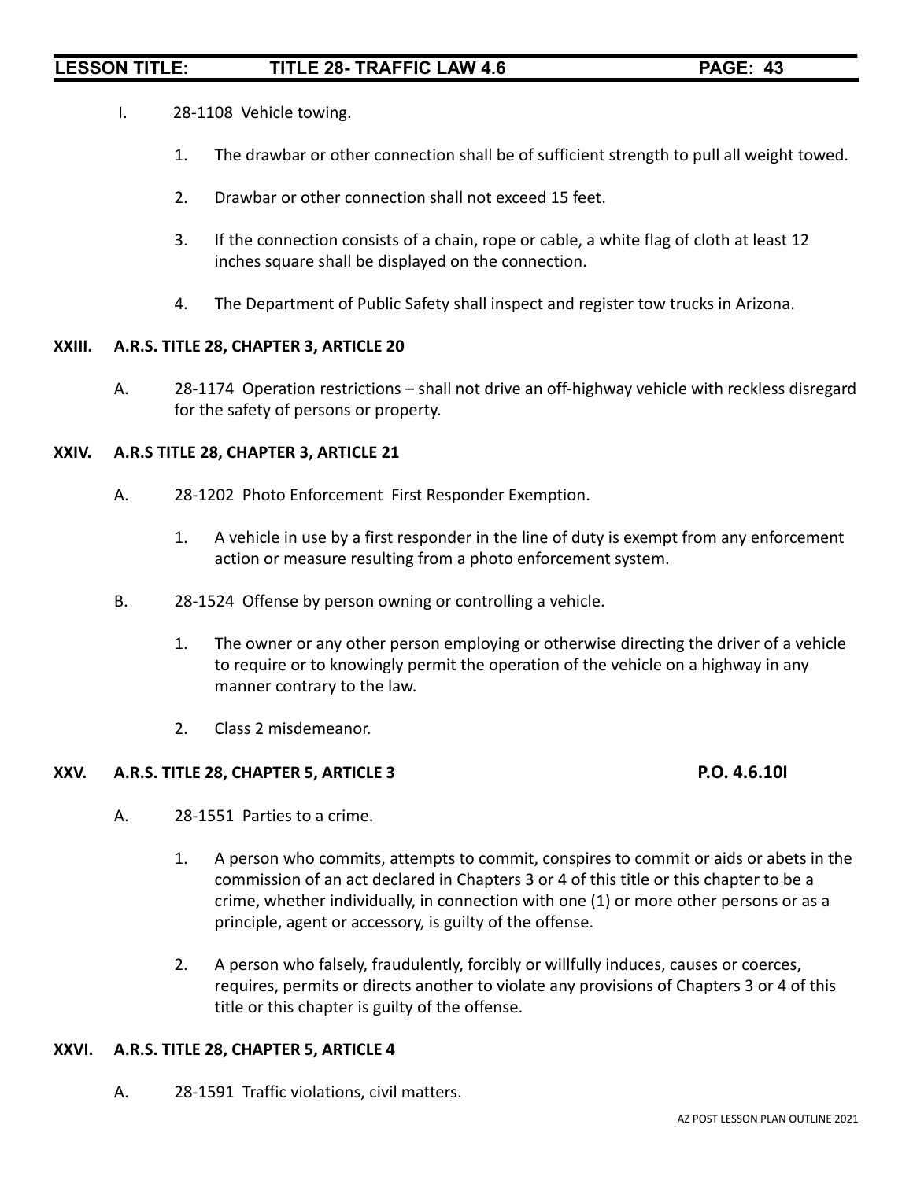I. 28-1108 Vehicle towing.

1. The drawbar or other connection shall be of sufficient strength to pull all weight towed.
2. Drawbar or other connection shall not exceed 15 feet.
3. If the connection consists of a chain, rope or cable, a white flag of cloth at least 12 inches square shall be displayed on the connection.
4. The Department of Public Safety shall inspect and register tow trucks in Arizona.

**XXIII. A.R.S. TITLE 28, CHAPTER 3, ARTICLE 20**

A. 28-1174 Operation restrictions – shall not drive an off-highway vehicle with reckless disregard for the safety of persons or property.

**XXIV. A.R.S TITLE 28, CHAPTER 3, ARTICLE 21**

A. 28-1202 Photo Enforcement First Responder Exemption.

1. A vehicle in use by a first responder in the line of duty is exempt from any enforcement action or measure resulting from a photo enforcement system.

B. 28-1524 Offense by person owning or controlling a vehicle.

1. The owner or any other person employing or otherwise directing the driver of a vehicle to require or to knowingly permit the operation of the vehicle on a highway in any manner contrary to the law.
2. Class 2 misdemeanor.

**XXV. A.R.S. TITLE 28, CHAPTER 5, ARTICLE 3** **P.O. 4.6.10I**

A. 28-1551 Parties to a crime.

1. A person who commits, attempts to commit, conspires to commit or aids or abets in the commission of an act declared in Chapters 3 or 4 of this title or this chapter to be a crime, whether individually, in connection with one (1) or more other persons or as a principle, agent or accessory, is guilty of the offense.
2. A person who falsely, fraudulently, forcibly or willfully induces, causes or coerces, requires, permits or directs another to violate any provisions of Chapters 3 or 4 of this title or this chapter is guilty of the offense.

**XXVI. A.R.S. TITLE 28, CHAPTER 5, ARTICLE 4**

A. 28-1591 Traffic violations, civil matters.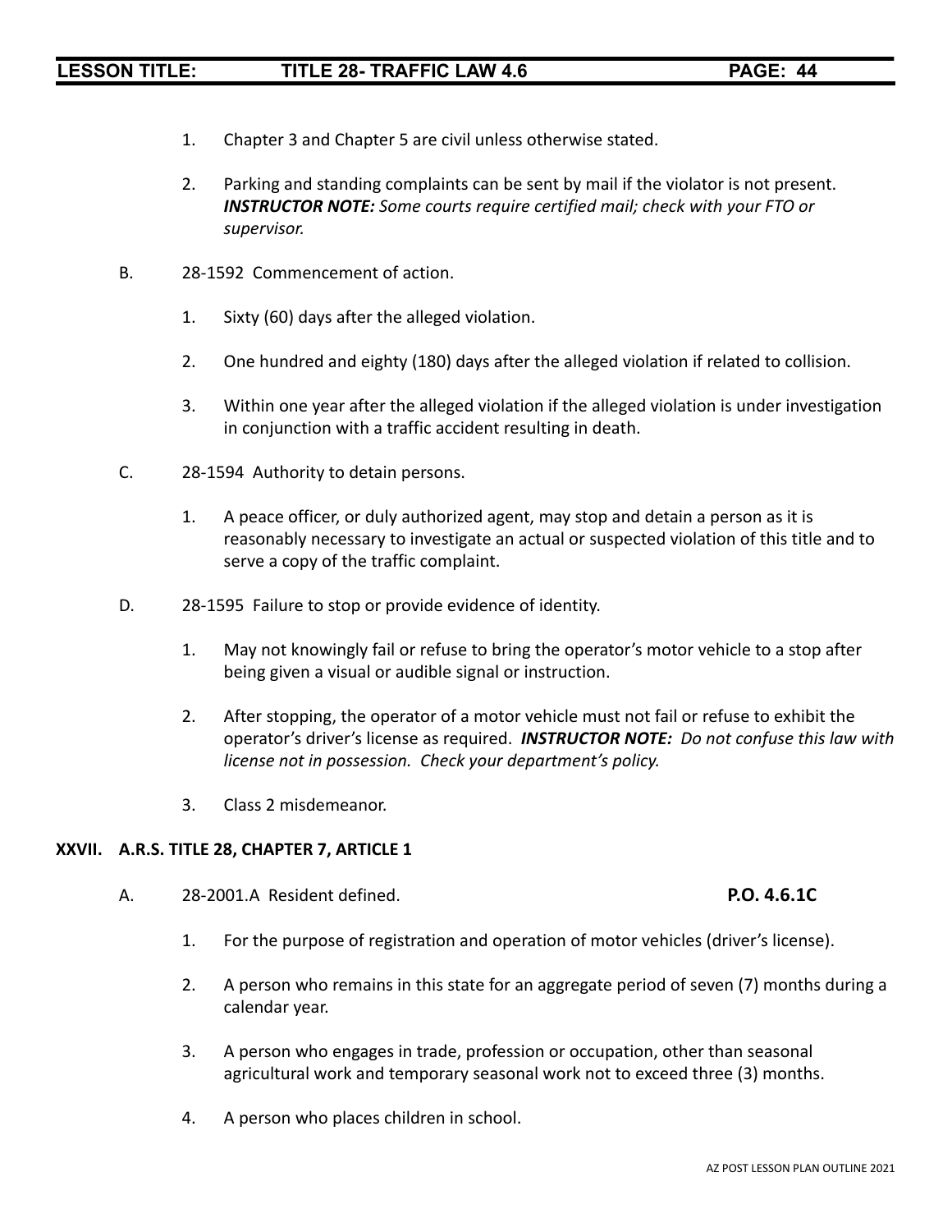1. Chapter 3 and Chapter 5 are civil unless otherwise stated.

2. Parking and standing complaints can be sent by mail if the violator is not present. ***INSTRUCTOR NOTE:*** *Some courts require certified mail; check with your FTO or supervisor.*

B. 28-1592 Commencement of action.

1. Sixty (60) days after the alleged violation.

2. One hundred and eighty (180) days after the alleged violation if related to collision.

3. Within one year after the alleged violation if the alleged violation is under investigation in conjunction with a traffic accident resulting in death.

C. 28-1594 Authority to detain persons.

1. A peace officer, or duly authorized agent, may stop and detain a person as it is reasonably necessary to investigate an actual or suspected violation of this title and to serve a copy of the traffic complaint.

D. 28-1595 Failure to stop or provide evidence of identity.

1. May not knowingly fail or refuse to bring the operator's motor vehicle to a stop after being given a visual or audible signal or instruction.

2. After stopping, the operator of a motor vehicle must not fail or refuse to exhibit the operator's driver's license as required. ***INSTRUCTOR NOTE:*** *Do not confuse this law with license not in possession. Check your department's policy.*

3. Class 2 misdemeanor.

## XXVII. A.R.S. TITLE 28, CHAPTER 7, ARTICLE 1

A. 28-2001.A Resident defined. **P.O. 4.6.1C**

1. For the purpose of registration and operation of motor vehicles (driver's license).

2. A person who remains in this state for an aggregate period of seven (7) months during a calendar year.

3. A person who engages in trade, profession or occupation, other than seasonal agricultural work and temporary seasonal work not to exceed three (3) months.

4. A person who places children in school.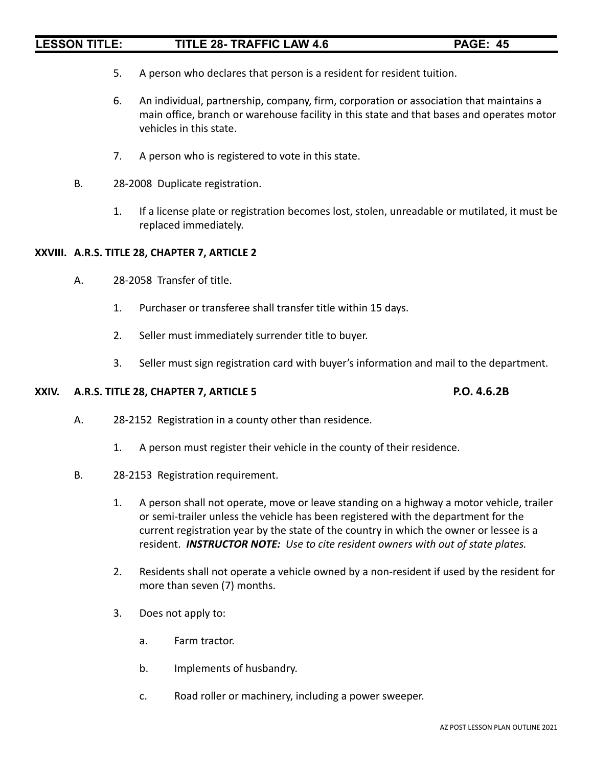5. A person who declares that person is a resident for resident tuition.

6. An individual, partnership, company, firm, corporation or association that maintains a main office, branch or warehouse facility in this state and that bases and operates motor vehicles in this state.

7. A person who is registered to vote in this state.

B. 28-2008 Duplicate registration.

1. If a license plate or registration becomes lost, stolen, unreadable or mutilated, it must be replaced immediately.

**XXVIII. A.R.S. TITLE 28, CHAPTER 7, ARTICLE 2**

A. 28-2058 Transfer of title.

1. Purchaser or transferee shall transfer title within 15 days.

2. Seller must immediately surrender title to buyer.

3. Seller must sign registration card with buyer's information and mail to the department.

**XXIV. A.R.S. TITLE 28, CHAPTER 7, ARTICLE 5** **P.O. 4.6.2B**

A. 28-2152 Registration in a county other than residence.

1. A person must register their vehicle in the county of their residence.

B. 28-2153 Registration requirement.

1. A person shall not operate, move or leave standing on a highway a motor vehicle, trailer or semi-trailer unless the vehicle has been registered with the department for the current registration year by the state of the country in which the owner or lessee is a resident. ***INSTRUCTOR NOTE:*** *Use to cite resident owners with out of state plates.*

2. Residents shall not operate a vehicle owned by a non-resident if used by the resident for more than seven (7) months.

3. Does not apply to:

   a. Farm tractor.

   b. Implements of husbandry.

   c. Road roller or machinery, including a power sweeper.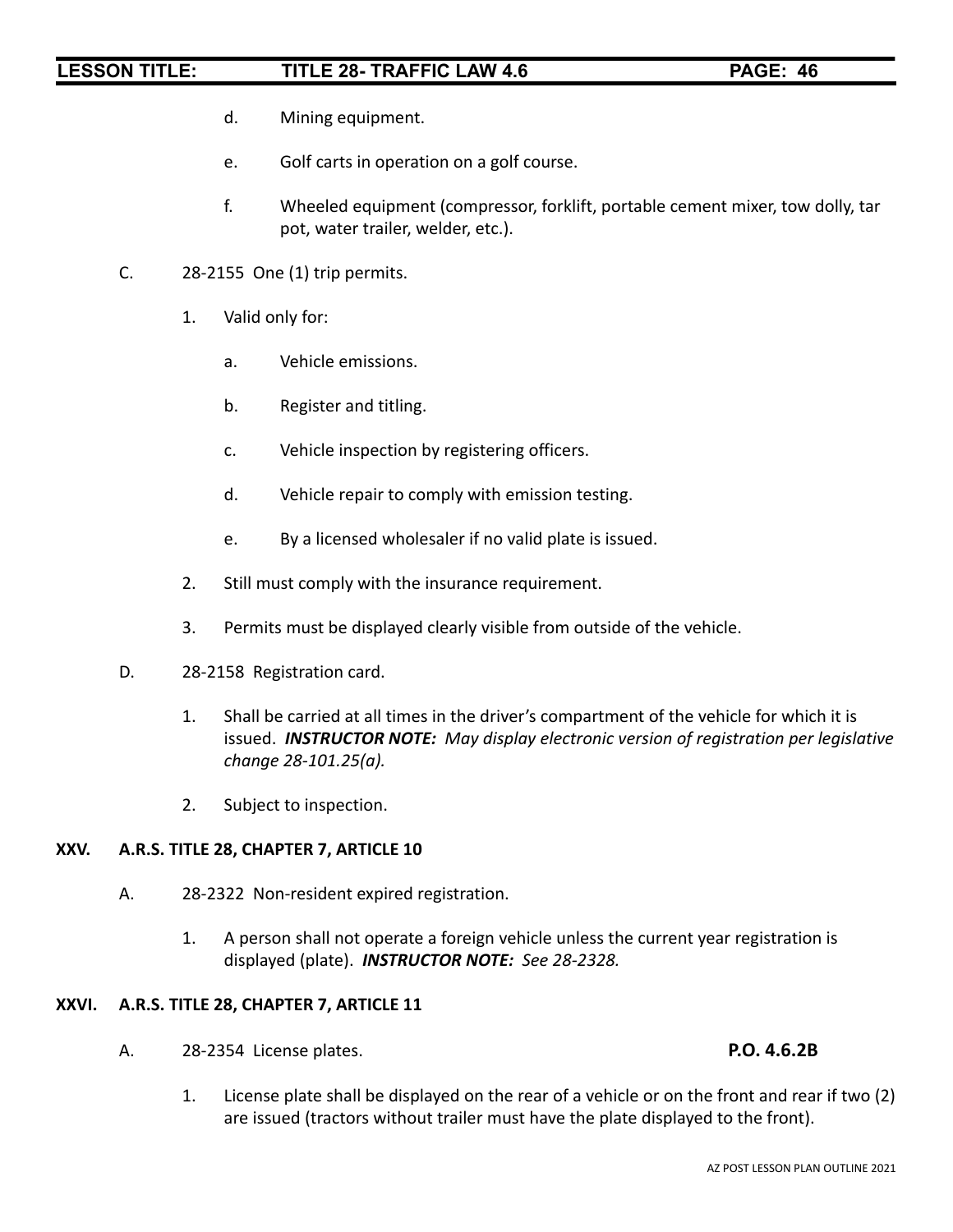d. Mining equipment.

e. Golf carts in operation on a golf course.

f. Wheeled equipment (compressor, forklift, portable cement mixer, tow dolly, tar pot, water trailer, welder, etc.).

C. 28-2155 One (1) trip permits.

1. Valid only for:

   a. Vehicle emissions.

   b. Register and titling.

   c. Vehicle inspection by registering officers.

   d. Vehicle repair to comply with emission testing.

   e. By a licensed wholesaler if no valid plate is issued.

2. Still must comply with the insurance requirement.

3. Permits must be displayed clearly visible from outside of the vehicle.

D. 28-2158 Registration card.

1. Shall be carried at all times in the driver's compartment of the vehicle for which it is issued. ***INSTRUCTOR NOTE:*** *May display electronic version of registration per legislative change 28-101.25(a).*

2. Subject to inspection.

## XXV. A.R.S. TITLE 28, CHAPTER 7, ARTICLE 10

A. 28-2322 Non-resident expired registration.

1. A person shall not operate a foreign vehicle unless the current year registration is displayed (plate). ***INSTRUCTOR NOTE:*** *See 28-2328.*

## XXVI. A.R.S. TITLE 28, CHAPTER 7, ARTICLE 11

A. 28-2354 License plates. **P.O. 4.6.2B**

1. License plate shall be displayed on the rear of a vehicle or on the front and rear if two (2) are issued (tractors without trailer must have the plate displayed to the front).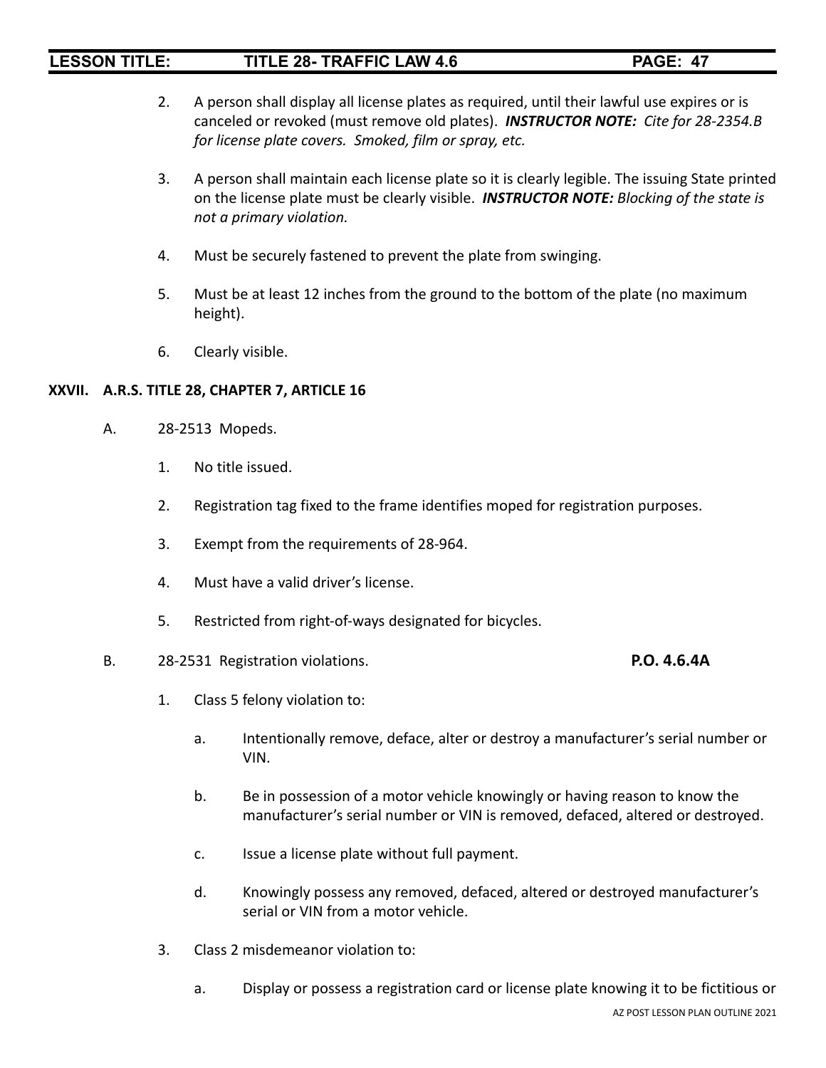2. A person shall display all license plates as required, until their lawful use expires or is canceled or revoked (must remove old plates). ***INSTRUCTOR NOTE:*** *Cite for 28-2354.B for license plate covers. Smoked, film or spray, etc.*

3. A person shall maintain each license plate so it is clearly legible. The issuing State printed on the license plate must be clearly visible. ***INSTRUCTOR NOTE:*** *Blocking of the state is not a primary violation.*

4. Must be securely fastened to prevent the plate from swinging.

5. Must be at least 12 inches from the ground to the bottom of the plate (no maximum height).

6. Clearly visible.

**XXVII. A.R.S. TITLE 28, CHAPTER 7, ARTICLE 16**

A. 28-2513 Mopeds.

1. No title issued.

2. Registration tag fixed to the frame identifies moped for registration purposes.

3. Exempt from the requirements of 28-964.

4. Must have a valid driver's license.

5. Restricted from right-of-ways designated for bicycles.

B. 28-2531 Registration violations. **P.O. 4.6.4A**

1. Class 5 felony violation to:

   a. Intentionally remove, deface, alter or destroy a manufacturer's serial number or VIN.

   b. Be in possession of a motor vehicle knowingly or having reason to know the manufacturer's serial number or VIN is removed, defaced, altered or destroyed.

   c. Issue a license plate without full payment.

   d. Knowingly possess any removed, defaced, altered or destroyed manufacturer's serial or VIN from a motor vehicle.

3. Class 2 misdemeanor violation to:

   a. Display or possess a registration card or license plate knowing it to be fictitious or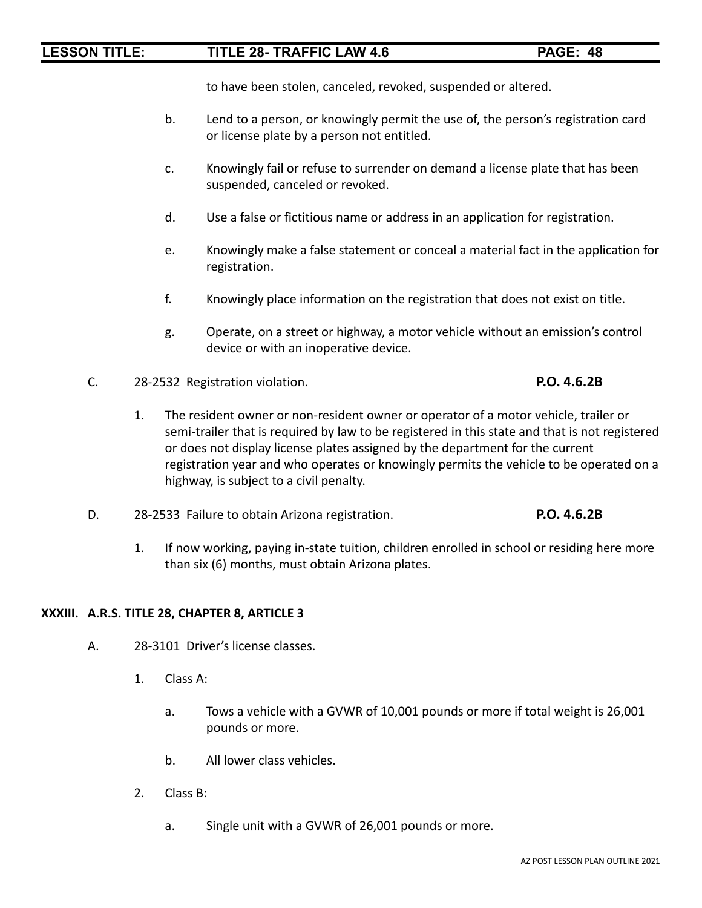to have been stolen, canceled, revoked, suspended or altered.

   b. Lend to a person, or knowingly permit the use of, the person's registration card or license plate by a person not entitled.

   c. Knowingly fail or refuse to surrender on demand a license plate that has been suspended, canceled or revoked.

   d. Use a false or fictitious name or address in an application for registration.

   e. Knowingly make a false statement or conceal a material fact in the application for registration.

   f. Knowingly place information on the registration that does not exist on title.

   g. Operate, on a street or highway, a motor vehicle without an emission's control device or with an inoperative device.

C. 28-2532 Registration violation. **P.O. 4.6.2B**

   1. The resident owner or non-resident owner or operator of a motor vehicle, trailer or semi-trailer that is required by law to be registered in this state and that is not registered or does not display license plates assigned by the department for the current registration year and who operates or knowingly permits the vehicle to be operated on a highway, is subject to a civil penalty.

D. 28-2533 Failure to obtain Arizona registration. **P.O. 4.6.2B**

   1. If now working, paying in-state tuition, children enrolled in school or residing here more than six (6) months, must obtain Arizona plates.

## XXXIII. A.R.S. TITLE 28, CHAPTER 8, ARTICLE 3

A. 28-3101 Driver's license classes.

   1. Class A:

      a. Tows a vehicle with a GVWR of 10,001 pounds or more if total weight is 26,001 pounds or more.

      b. All lower class vehicles.

   2. Class B:

      a. Single unit with a GVWR of 26,001 pounds or more.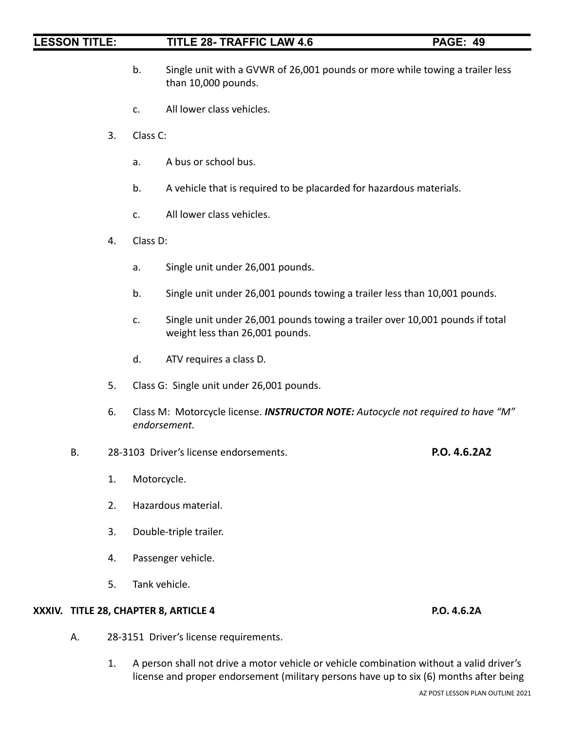b. Single unit with a GVWR of 26,001 pounds or more while towing a trailer less than 10,000 pounds.

c. All lower class vehicles.

3. Class C:

   a. A bus or school bus.

   b. A vehicle that is required to be placarded for hazardous materials.

   c. All lower class vehicles.

4. Class D:

   a. Single unit under 26,001 pounds.

   b. Single unit under 26,001 pounds towing a trailer less than 10,001 pounds.

   c. Single unit under 26,001 pounds towing a trailer over 10,001 pounds if total weight less than 26,001 pounds.

   d. ATV requires a class D.

5. Class G: Single unit under 26,001 pounds.

6. Class M: Motorcycle license. ***INSTRUCTOR NOTE:*** *Autocycle not required to have "M" endorsement.*

B. 28-3103 Driver's license endorsements. **P.O. 4.6.2A2**

1. Motorcycle.

2. Hazardous material.

3. Double-triple trailer.

4. Passenger vehicle.

5. Tank vehicle.

## XXXIV. TITLE 28, CHAPTER 8, ARTICLE 4 P.O. 4.6.2A

A. 28-3151 Driver's license requirements.

1. A person shall not drive a motor vehicle or vehicle combination without a valid driver's license and proper endorsement (military persons have up to six (6) months after being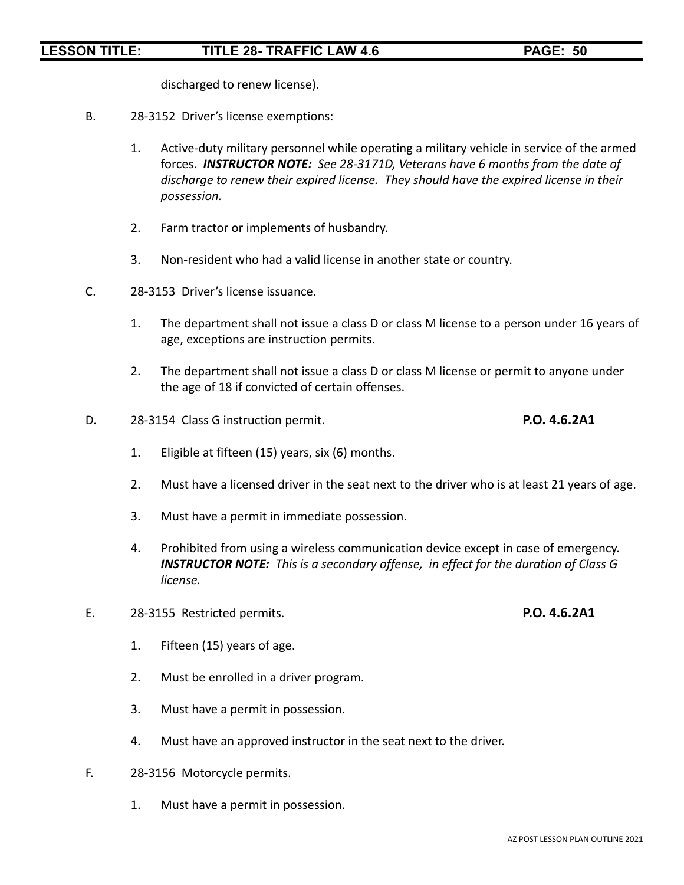discharged to renew license).

B. 28-3152 Driver's license exemptions:

1. Active-duty military personnel while operating a military vehicle in service of the armed forces. ***INSTRUCTOR NOTE:*** *See 28-3171D, Veterans have 6 months from the date of discharge to renew their expired license. They should have the expired license in their possession.*

2. Farm tractor or implements of husbandry.

3. Non-resident who had a valid license in another state or country.

C. 28-3153 Driver's license issuance.

1. The department shall not issue a class D or class M license to a person under 16 years of age, exceptions are instruction permits.

2. The department shall not issue a class D or class M license or permit to anyone under the age of 18 if convicted of certain offenses.

D. 28-3154 Class G instruction permit. **P.O. 4.6.2A1**

1. Eligible at fifteen (15) years, six (6) months.

2. Must have a licensed driver in the seat next to the driver who is at least 21 years of age.

3. Must have a permit in immediate possession.

4. Prohibited from using a wireless communication device except in case of emergency. ***INSTRUCTOR NOTE:*** *This is a secondary offense, in effect for the duration of Class G license.*

E. 28-3155 Restricted permits. **P.O. 4.6.2A1**

1. Fifteen (15) years of age.

2. Must be enrolled in a driver program.

3. Must have a permit in possession.

4. Must have an approved instructor in the seat next to the driver.

F. 28-3156 Motorcycle permits.

1. Must have a permit in possession.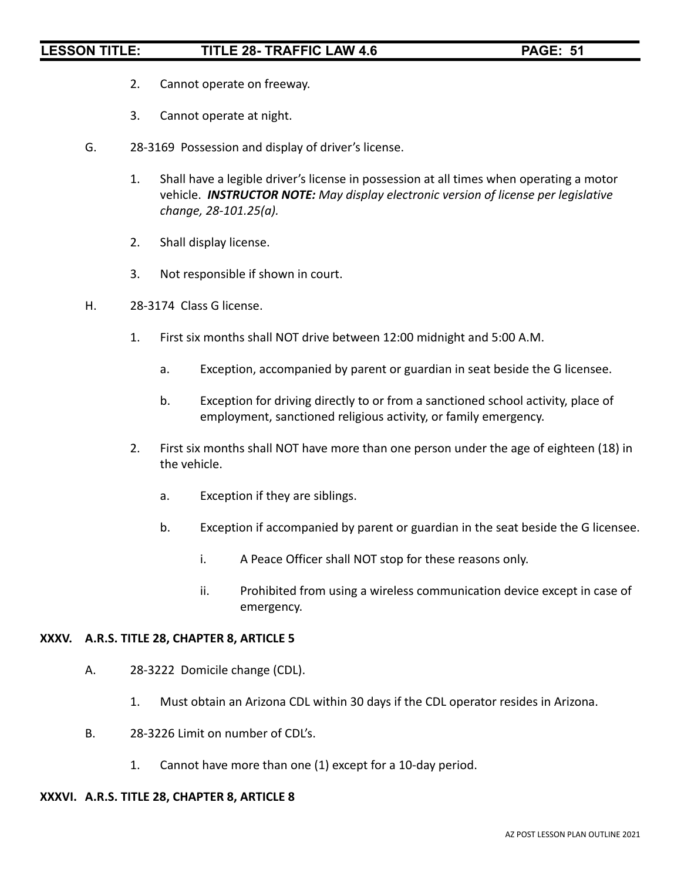2. Cannot operate on freeway.

3. Cannot operate at night.

G. 28-3169 Possession and display of driver's license.

1. Shall have a legible driver's license in possession at all times when operating a motor vehicle. ***INSTRUCTOR NOTE:*** *May display electronic version of license per legislative change, 28-101.25(a).*

2. Shall display license.

3. Not responsible if shown in court.

H. 28-3174 Class G license.

1. First six months shall NOT drive between 12:00 midnight and 5:00 A.M.

    a. Exception, accompanied by parent or guardian in seat beside the G licensee.

    b. Exception for driving directly to or from a sanctioned school activity, place of employment, sanctioned religious activity, or family emergency.

2. First six months shall NOT have more than one person under the age of eighteen (18) in the vehicle.

    a. Exception if they are siblings.

    b. Exception if accompanied by parent or guardian in the seat beside the G licensee.

        i. A Peace Officer shall NOT stop for these reasons only.

        ii. Prohibited from using a wireless communication device except in case of emergency.

**XXXV. A.R.S. TITLE 28, CHAPTER 8, ARTICLE 5**

A. 28-3222 Domicile change (CDL).

1. Must obtain an Arizona CDL within 30 days if the CDL operator resides in Arizona.

B. 28-3226 Limit on number of CDL's.

1. Cannot have more than one (1) except for a 10-day period.

**XXXVI. A.R.S. TITLE 28, CHAPTER 8, ARTICLE 8**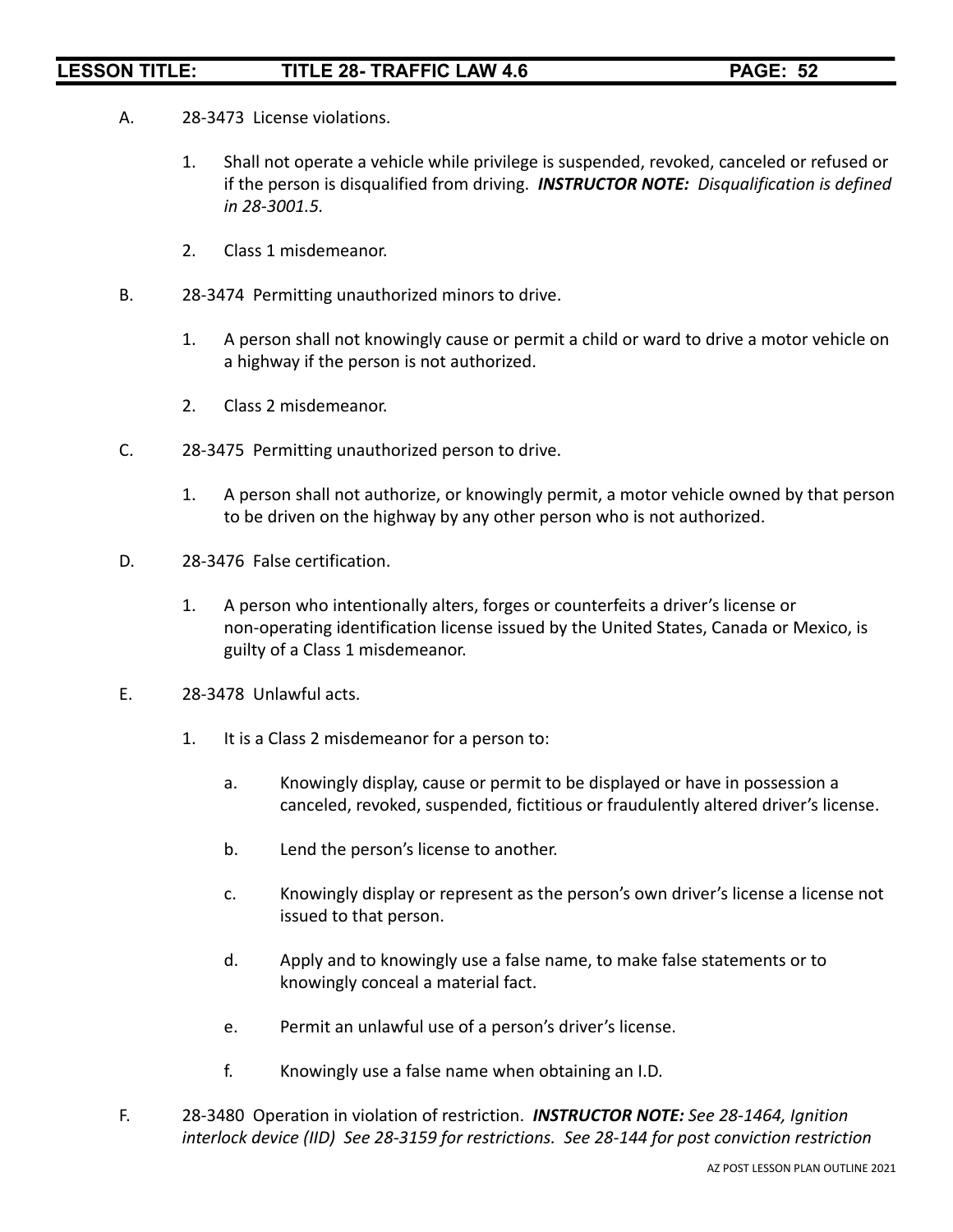A. 28-3473 License violations.

1. Shall not operate a vehicle while privilege is suspended, revoked, canceled or refused or if the person is disqualified from driving. ***INSTRUCTOR NOTE:*** *Disqualification is defined in 28-3001.5.*

2. Class 1 misdemeanor.

B. 28-3474 Permitting unauthorized minors to drive.

1. A person shall not knowingly cause or permit a child or ward to drive a motor vehicle on a highway if the person is not authorized.

2. Class 2 misdemeanor.

C. 28-3475 Permitting unauthorized person to drive.

1. A person shall not authorize, or knowingly permit, a motor vehicle owned by that person to be driven on the highway by any other person who is not authorized.

D. 28-3476 False certification.

1. A person who intentionally alters, forges or counterfeits a driver's license or non-operating identification license issued by the United States, Canada or Mexico, is guilty of a Class 1 misdemeanor.

E. 28-3478 Unlawful acts.

1. It is a Class 2 misdemeanor for a person to:

   a. Knowingly display, cause or permit to be displayed or have in possession a canceled, revoked, suspended, fictitious or fraudulently altered driver's license.

   b. Lend the person's license to another.

   c. Knowingly display or represent as the person's own driver's license a license not issued to that person.

   d. Apply and to knowingly use a false name, to make false statements or to knowingly conceal a material fact.

   e. Permit an unlawful use of a person's driver's license.

   f. Knowingly use a false name when obtaining an I.D.

F. 28-3480 Operation in violation of restriction. ***INSTRUCTOR NOTE:*** *See 28-1464, Ignition interlock device (IID) See 28-3159 for restrictions. See 28-144 for post conviction restriction*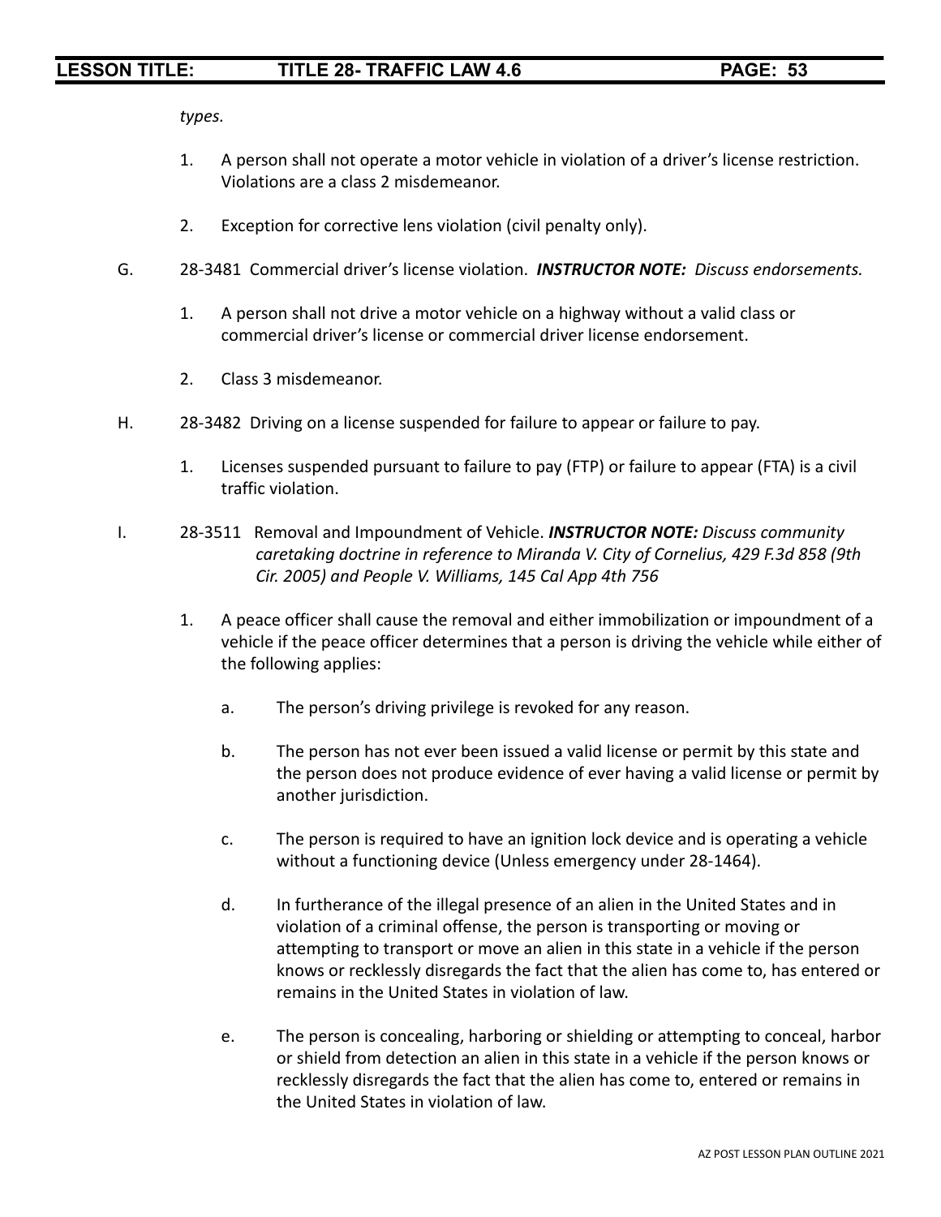*types.*

1. A person shall not operate a motor vehicle in violation of a driver's license restriction. Violations are a class 2 misdemeanor.

2. Exception for corrective lens violation (civil penalty only).

G. 28-3481 Commercial driver's license violation. ***INSTRUCTOR NOTE:*** *Discuss endorsements.*

1. A person shall not drive a motor vehicle on a highway without a valid class or commercial driver's license or commercial driver license endorsement.

2. Class 3 misdemeanor.

H. 28-3482 Driving on a license suspended for failure to appear or failure to pay.

1. Licenses suspended pursuant to failure to pay (FTP) or failure to appear (FTA) is a civil traffic violation.

I. 28-3511 Removal and Impoundment of Vehicle. ***INSTRUCTOR NOTE:*** *Discuss community caretaking doctrine in reference to Miranda V. City of Cornelius, 429 F.3d 858 (9th Cir. 2005) and People V. Williams, 145 Cal App 4th 756*

1. A peace officer shall cause the removal and either immobilization or impoundment of a vehicle if the peace officer determines that a person is driving the vehicle while either of the following applies:

   a. The person's driving privilege is revoked for any reason.

   b. The person has not ever been issued a valid license or permit by this state and the person does not produce evidence of ever having a valid license or permit by another jurisdiction.

   c. The person is required to have an ignition lock device and is operating a vehicle without a functioning device (Unless emergency under 28-1464).

   d. In furtherance of the illegal presence of an alien in the United States and in violation of a criminal offense, the person is transporting or moving or attempting to transport or move an alien in this state in a vehicle if the person knows or recklessly disregards the fact that the alien has come to, has entered or remains in the United States in violation of law.

   e. The person is concealing, harboring or shielding or attempting to conceal, harbor or shield from detection an alien in this state in a vehicle if the person knows or recklessly disregards the fact that the alien has come to, entered or remains in the United States in violation of law.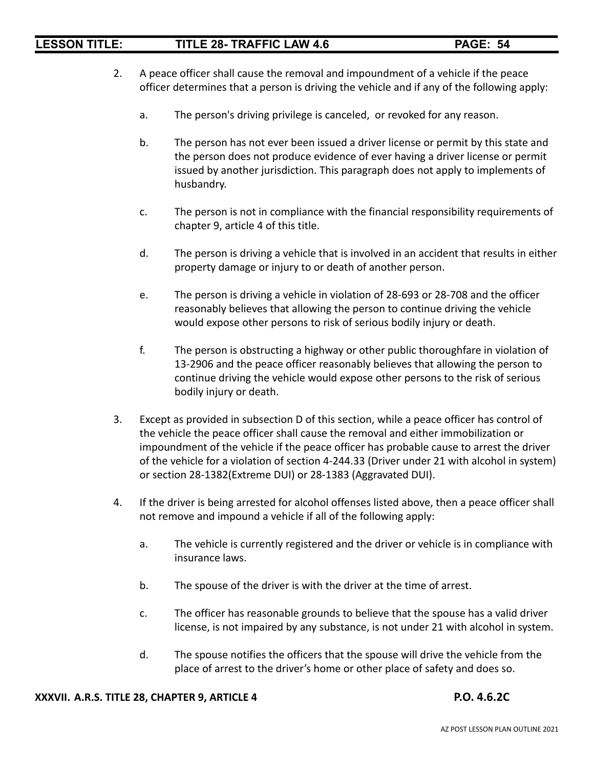2. A peace officer shall cause the removal and impoundment of a vehicle if the peace officer determines that a person is driving the vehicle and if any of the following apply:

   a. The person's driving privilege is canceled,  or revoked for any reason.

   b. The person has not ever been issued a driver license or permit by this state and the person does not produce evidence of ever having a driver license or permit issued by another jurisdiction. This paragraph does not apply to implements of husbandry.

   c. The person is not in compliance with the financial responsibility requirements of chapter 9, article 4 of this title.

   d. The person is driving a vehicle that is involved in an accident that results in either property damage or injury to or death of another person.

   e. The person is driving a vehicle in violation of 28-693 or 28-708 and the officer reasonably believes that allowing the person to continue driving the vehicle would expose other persons to risk of serious bodily injury or death.

   f. The person is obstructing a highway or other public thoroughfare in violation of 13-2906 and the peace officer reasonably believes that allowing the person to continue driving the vehicle would expose other persons to the risk of serious bodily injury or death.

3. Except as provided in subsection D of this section, while a peace officer has control of the vehicle the peace officer shall cause the removal and either immobilization or impoundment of the vehicle if the peace officer has probable cause to arrest the driver of the vehicle for a violation of section 4-244.33 (Driver under 21 with alcohol in system) or section 28-1382(Extreme DUI) or 28-1383 (Aggravated DUI).

4. If the driver is being arrested for alcohol offenses listed above, then a peace officer shall not remove and impound a vehicle if all of the following apply:

   a. The vehicle is currently registered and the driver or vehicle is in compliance with insurance laws.

   b. The spouse of the driver is with the driver at the time of arrest.

   c. The officer has reasonable grounds to believe that the spouse has a valid driver license, is not impaired by any substance, is not under 21 with alcohol in system.

   d. The spouse notifies the officers that the spouse will drive the vehicle from the place of arrest to the driver's home or other place of safety and does so.

**XXXVII. A.R.S. TITLE 28, CHAPTER 9, ARTICLE 4** **P.O. 4.6.2C**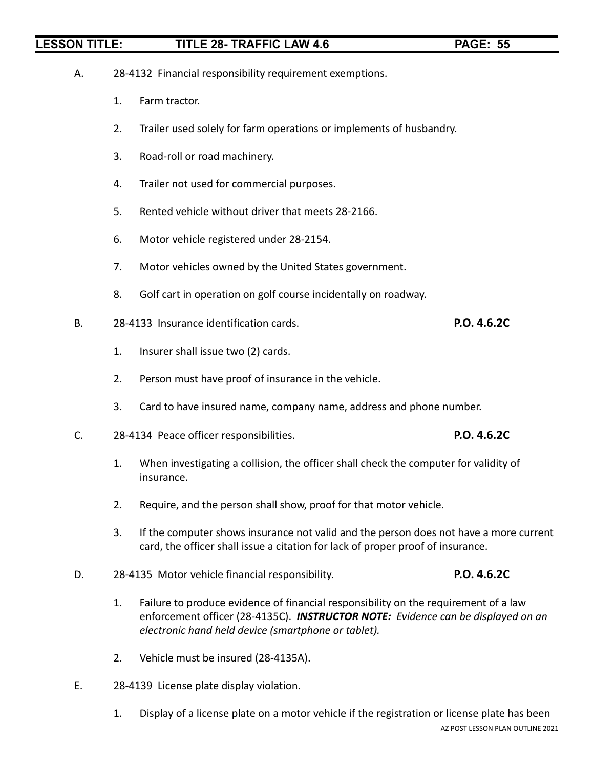A. 28-4132 Financial responsibility requirement exemptions.

1. Farm tractor.

2. Trailer used solely for farm operations or implements of husbandry.

3. Road-roll or road machinery.

4. Trailer not used for commercial purposes.

5. Rented vehicle without driver that meets 28-2166.

6. Motor vehicle registered under 28-2154.

7. Motor vehicles owned by the United States government.

8. Golf cart in operation on golf course incidentally on roadway.

B. 28-4133 Insurance identification cards. **P.O. 4.6.2C**

1. Insurer shall issue two (2) cards.

2. Person must have proof of insurance in the vehicle.

3. Card to have insured name, company name, address and phone number.

C. 28-4134 Peace officer responsibilities. **P.O. 4.6.2C**

1. When investigating a collision, the officer shall check the computer for validity of insurance.

2. Require, and the person shall show, proof for that motor vehicle.

3. If the computer shows insurance not valid and the person does not have a more current card, the officer shall issue a citation for lack of proper proof of insurance.

D. 28-4135 Motor vehicle financial responsibility. **P.O. 4.6.2C**

1. Failure to produce evidence of financial responsibility on the requirement of a law enforcement officer (28-4135C). ***INSTRUCTOR NOTE:*** *Evidence can be displayed on an electronic hand held device (smartphone or tablet).*

2. Vehicle must be insured (28-4135A).

E. 28-4139 License plate display violation.

1. Display of a license plate on a motor vehicle if the registration or license plate has been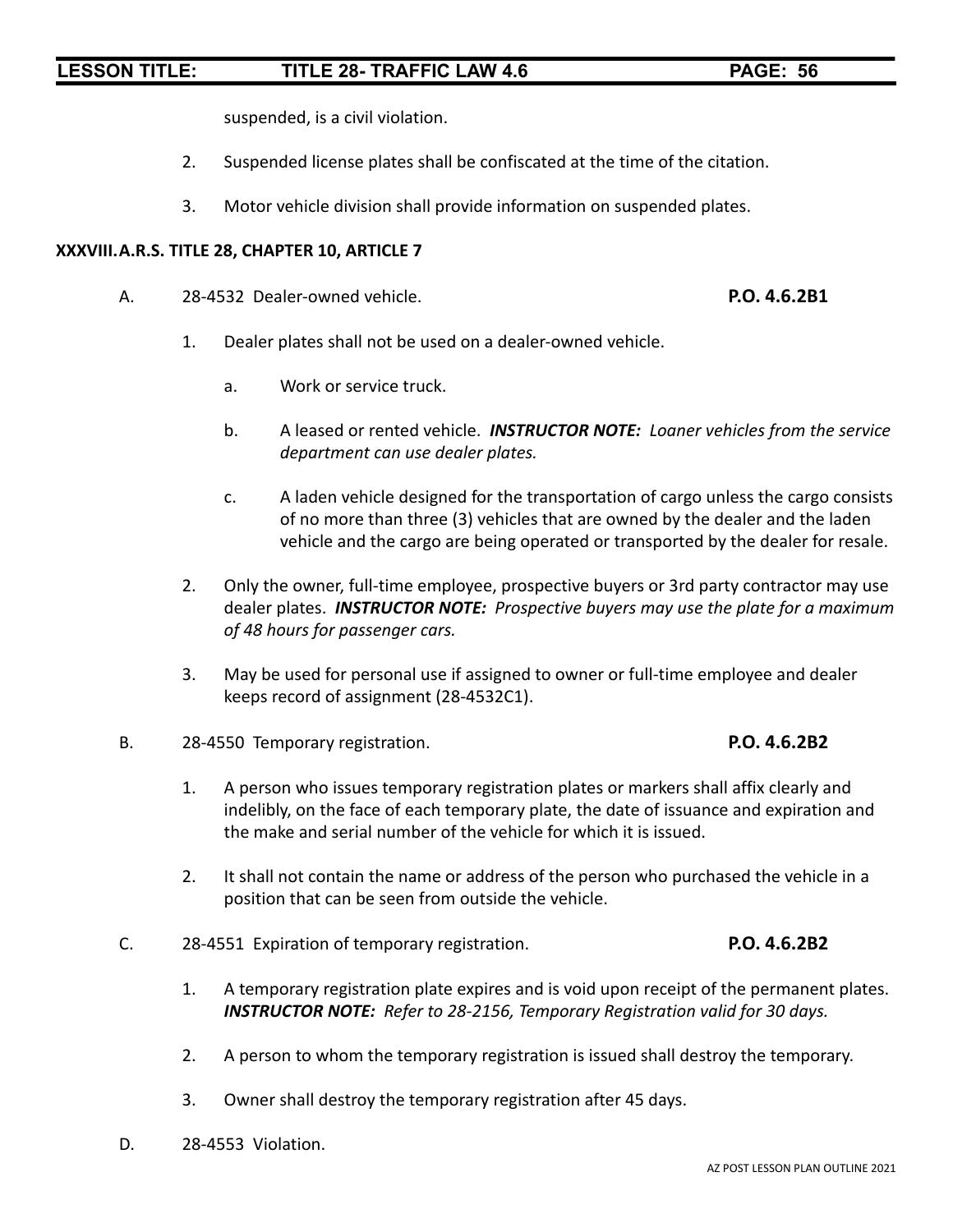suspended, is a civil violation.

2. Suspended license plates shall be confiscated at the time of the citation.

3. Motor vehicle division shall provide information on suspended plates.

**XXXVIII. A.R.S. TITLE 28, CHAPTER 10, ARTICLE 7**

A. 28-4532 Dealer-owned vehicle. **P.O. 4.6.2B1**

1. Dealer plates shall not be used on a dealer-owned vehicle.

    a. Work or service truck.

    b. A leased or rented vehicle. ***INSTRUCTOR NOTE:*** *Loaner vehicles from the service department can use dealer plates.*

    c. A laden vehicle designed for the transportation of cargo unless the cargo consists of no more than three (3) vehicles that are owned by the dealer and the laden vehicle and the cargo are being operated or transported by the dealer for resale.

2. Only the owner, full-time employee, prospective buyers or 3rd party contractor may use dealer plates. ***INSTRUCTOR NOTE:*** *Prospective buyers may use the plate for a maximum of 48 hours for passenger cars.*

3. May be used for personal use if assigned to owner or full-time employee and dealer keeps record of assignment (28-4532C1).

B. 28-4550 Temporary registration. **P.O. 4.6.2B2**

1. A person who issues temporary registration plates or markers shall affix clearly and indelibly, on the face of each temporary plate, the date of issuance and expiration and the make and serial number of the vehicle for which it is issued.

2. It shall not contain the name or address of the person who purchased the vehicle in a position that can be seen from outside the vehicle.

C. 28-4551 Expiration of temporary registration. **P.O. 4.6.2B2**

1. A temporary registration plate expires and is void upon receipt of the permanent plates. ***INSTRUCTOR NOTE:*** ***Refer to 28-2156, Temporary Registration valid for 30 days.***

2. A person to whom the temporary registration is issued shall destroy the temporary.

3. Owner shall destroy the temporary registration after 45 days.

D. 28-4553 Violation.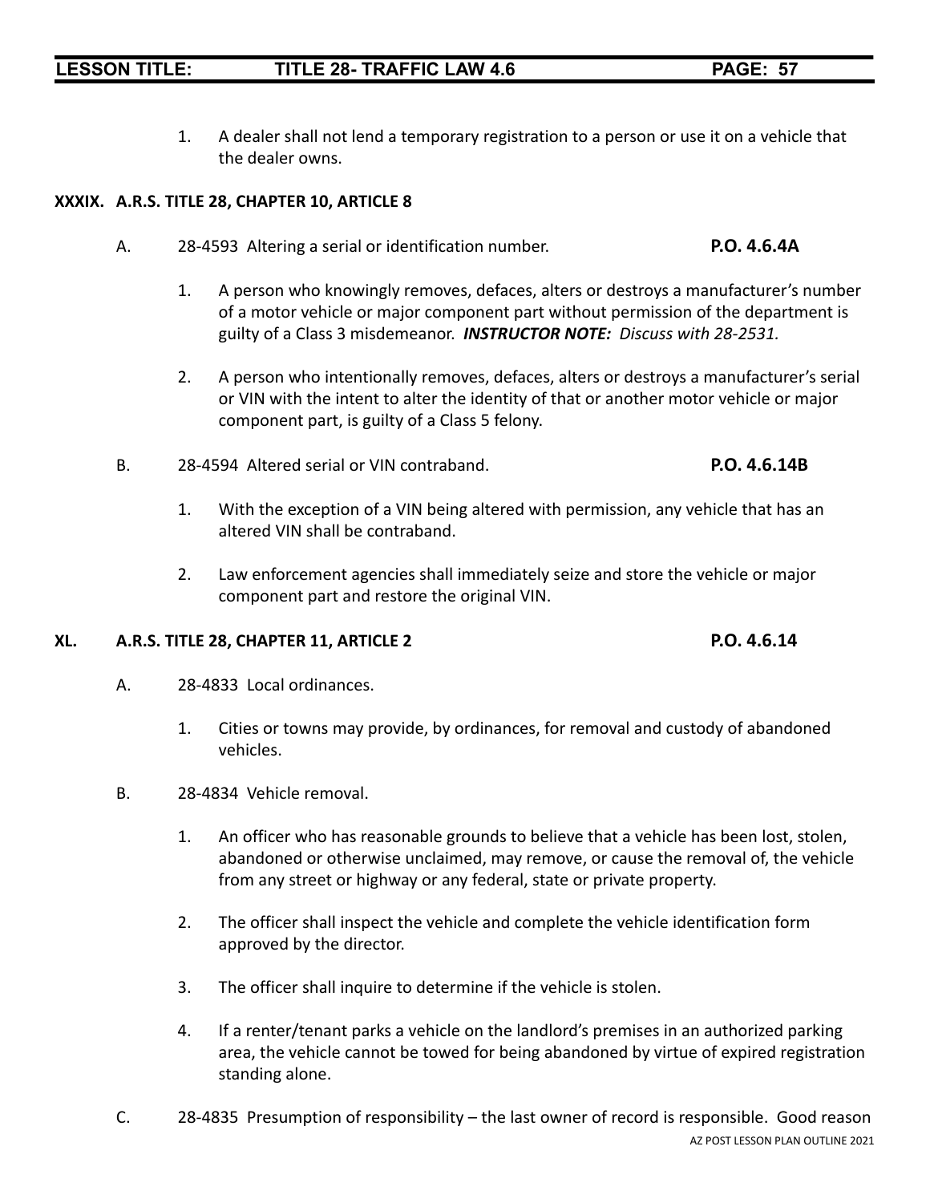1. A dealer shall not lend a temporary registration to a person or use it on a vehicle that the dealer owns.

### XXXIX. A.R.S. TITLE 28, CHAPTER 10, ARTICLE 8

A. 28-4593 Altering a serial or identification number. **P.O. 4.6.4A**

1. A person who knowingly removes, defaces, alters or destroys a manufacturer's number of a motor vehicle or major component part without permission of the department is guilty of a Class 3 misdemeanor. ***INSTRUCTOR NOTE:*** *Discuss with 28-2531.*

2. A person who intentionally removes, defaces, alters or destroys a manufacturer's serial or VIN with the intent to alter the identity of that or another motor vehicle or major component part, is guilty of a Class 5 felony.

B. 28-4594 Altered serial or VIN contraband. **P.O. 4.6.14B**

1. With the exception of a VIN being altered with permission, any vehicle that has an altered VIN shall be contraband.

2. Law enforcement agencies shall immediately seize and store the vehicle or major component part and restore the original VIN.

### XL. A.R.S. TITLE 28, CHAPTER 11, ARTICLE 2 P.O. 4.6.14

A. 28-4833 Local ordinances.

1. Cities or towns may provide, by ordinances, for removal and custody of abandoned vehicles.

B. 28-4834 Vehicle removal.

1. An officer who has reasonable grounds to believe that a vehicle has been lost, stolen, abandoned or otherwise unclaimed, may remove, or cause the removal of, the vehicle from any street or highway or any federal, state or private property.

2. The officer shall inspect the vehicle and complete the vehicle identification form approved by the director.

3. The officer shall inquire to determine if the vehicle is stolen.

4. If a renter/tenant parks a vehicle on the landlord's premises in an authorized parking area, the vehicle cannot be towed for being abandoned by virtue of expired registration standing alone.

C. 28-4835 Presumption of responsibility – the last owner of record is responsible. Good reason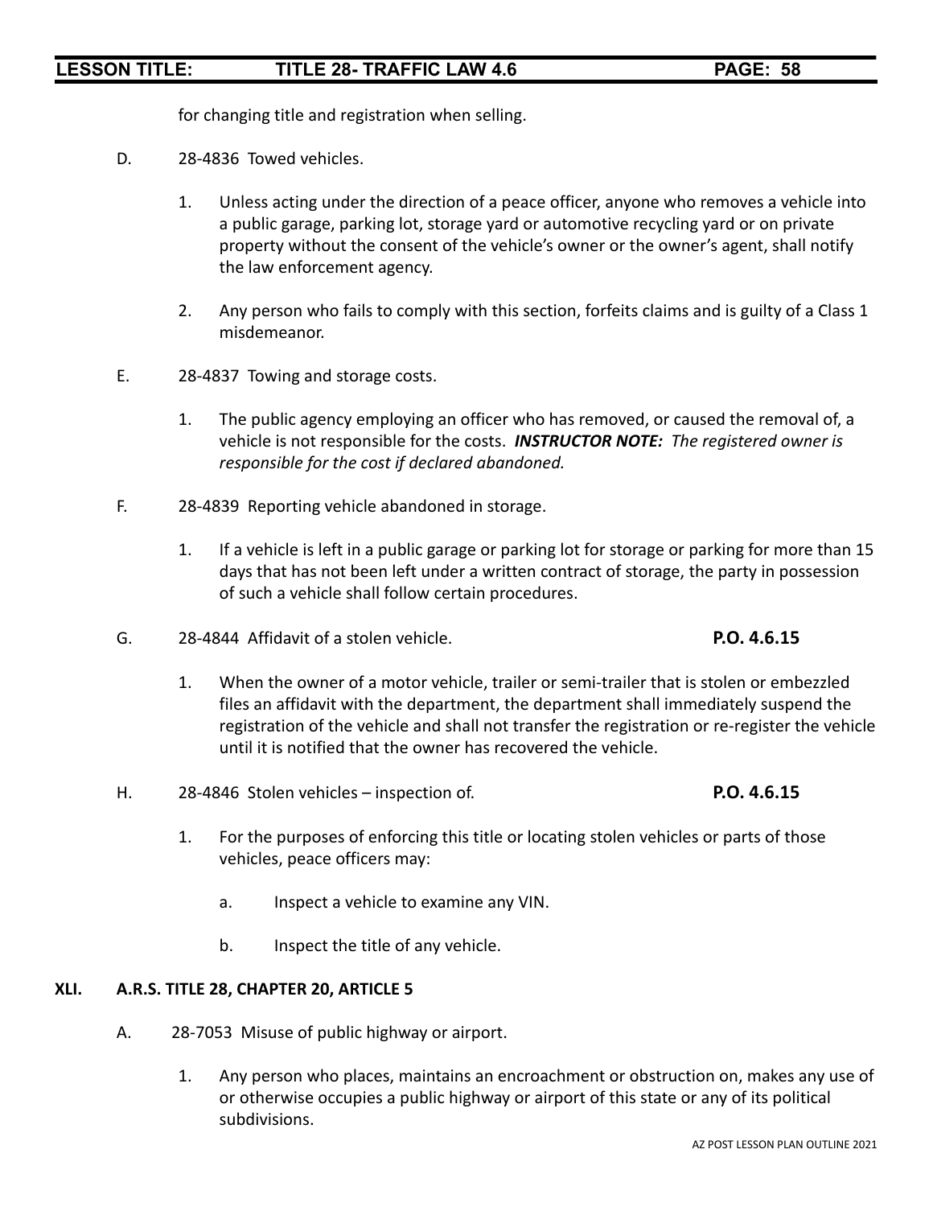for changing title and registration when selling.

D. 28-4836 Towed vehicles.

1. Unless acting under the direction of a peace officer, anyone who removes a vehicle into a public garage, parking lot, storage yard or automotive recycling yard or on private property without the consent of the vehicle's owner or the owner's agent, shall notify the law enforcement agency.

2. Any person who fails to comply with this section, forfeits claims and is guilty of a Class 1 misdemeanor.

E. 28-4837 Towing and storage costs.

1. The public agency employing an officer who has removed, or caused the removal of, a vehicle is not responsible for the costs. ***INSTRUCTOR NOTE:*** *The registered owner is responsible for the cost if declared abandoned.*

F. 28-4839 Reporting vehicle abandoned in storage.

1. If a vehicle is left in a public garage or parking lot for storage or parking for more than 15 days that has not been left under a written contract of storage, the party in possession of such a vehicle shall follow certain procedures.

G. 28-4844 Affidavit of a stolen vehicle. **P.O. 4.6.15**

1. When the owner of a motor vehicle, trailer or semi-trailer that is stolen or embezzled files an affidavit with the department, the department shall immediately suspend the registration of the vehicle and shall not transfer the registration or re-register the vehicle until it is notified that the owner has recovered the vehicle.

H. 28-4846 Stolen vehicles – inspection of. **P.O. 4.6.15**

1. For the purposes of enforcing this title or locating stolen vehicles or parts of those vehicles, peace officers may:

   a. Inspect a vehicle to examine any VIN.

   b. Inspect the title of any vehicle.

## XLI. A.R.S. TITLE 28, CHAPTER 20, ARTICLE 5

A. 28-7053 Misuse of public highway or airport.

1. Any person who places, maintains an encroachment or obstruction on, makes any use of or otherwise occupies a public highway or airport of this state or any of its political subdivisions.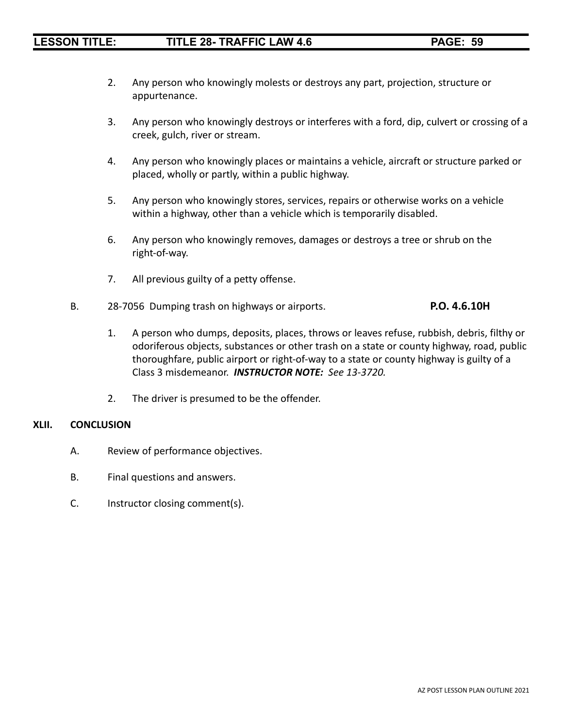2. Any person who knowingly molests or destroys any part, projection, structure or appurtenance.

3. Any person who knowingly destroys or interferes with a ford, dip, culvert or crossing of a creek, gulch, river or stream.

4. Any person who knowingly places or maintains a vehicle, aircraft or structure parked or placed, wholly or partly, within a public highway.

5. Any person who knowingly stores, services, repairs or otherwise works on a vehicle within a highway, other than a vehicle which is temporarily disabled.

6. Any person who knowingly removes, damages or destroys a tree or shrub on the right-of-way.

7. All previous guilty of a petty offense.

B. 28-7056 Dumping trash on highways or airports. **P.O. 4.6.10H**

1. A person who dumps, deposits, places, throws or leaves refuse, rubbish, debris, filthy or odoriferous objects, substances or other trash on a state or county highway, road, public thoroughfare, public airport or right-of-way to a state or county highway is guilty of a Class 3 misdemeanor. ***INSTRUCTOR NOTE:*** *See 13-3720.*

2. The driver is presumed to be the offender.

## XLII. CONCLUSION

A. Review of performance objectives.

B. Final questions and answers.

C. Instructor closing comment(s).